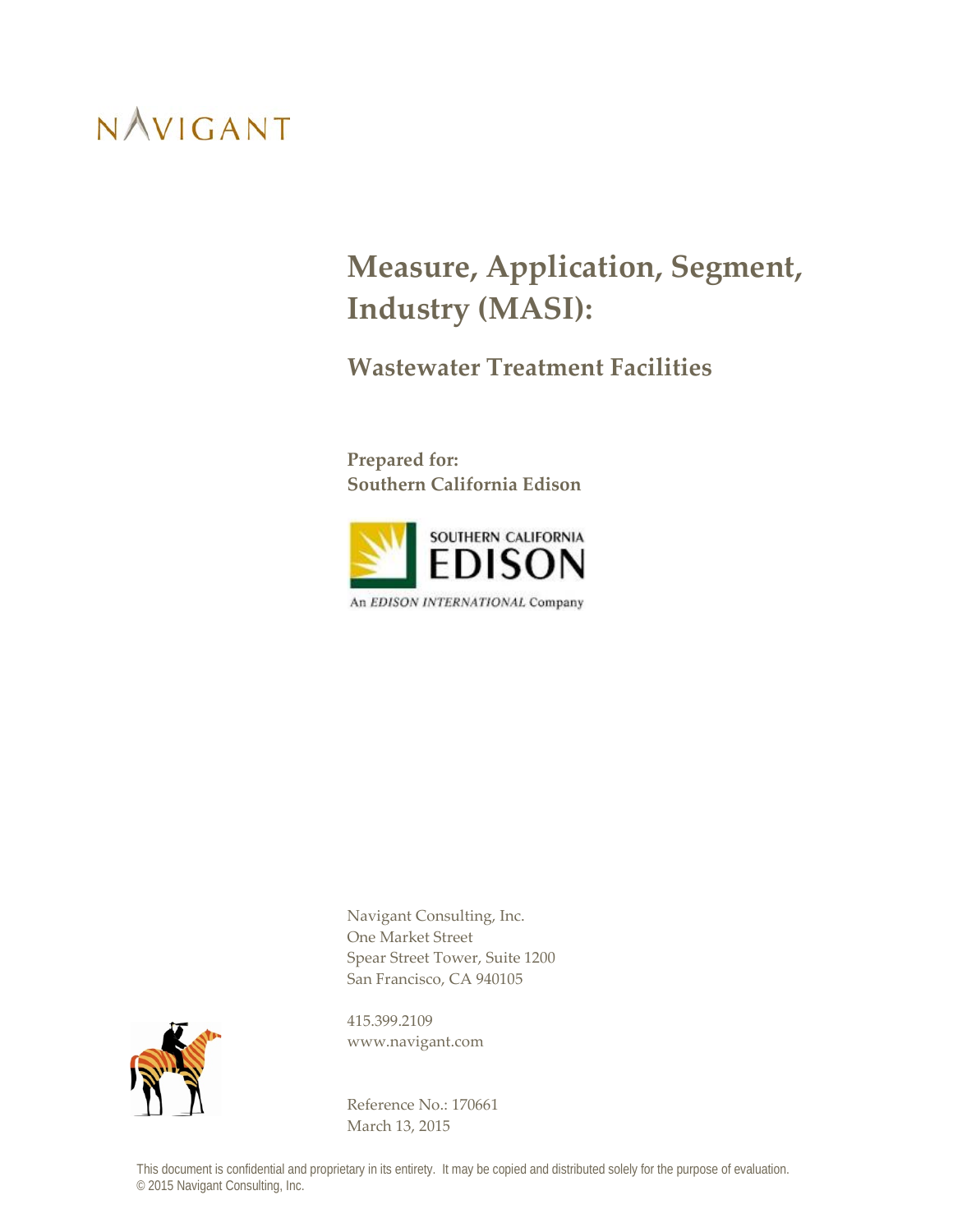NAVIGANT

# Measure, Application, Segment, Industry (MASI):

## Wastewater Treatment Facilities

**Prepared for:**
**Southern California Edison**

SOUTHERN CALIFORNIA EDISON
An *EDISON INTERNATIONAL* Company

Navigant Consulting, Inc.
One Market Street
Spear Street Tower, Suite 1200
San Francisco, CA 940105

415.399.2109
www.navigant.com

Reference No.: 170661
March 13, 2015

This document is confidential and proprietary in its entirety. It may be copied and distributed solely for the purpose of evaluation.
© 2015 Navigant Consulting, Inc.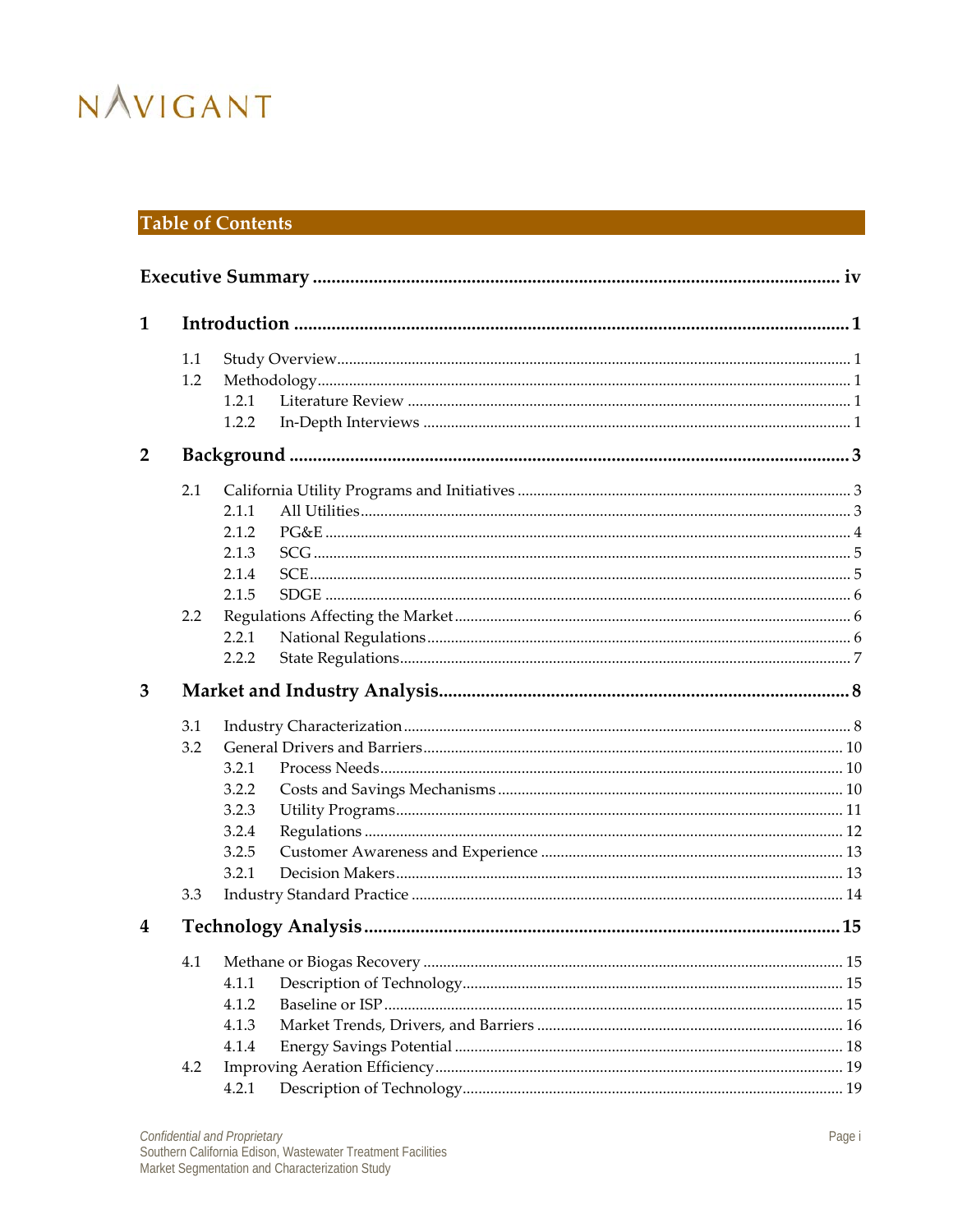## Table of Contents

**Executive Summary .................................................................................................... iv**

**1 Introduction ......................................................................................................... 1**

- 1.1 Study Overview ................................................................................................. 1
- 1.2 Methodology ...................................................................................................... 1
  - 1.2.1 Literature Review ....................................................................................... 1
  - 1.2.2 In-Depth Interviews .................................................................................... 1

**2 Background ........................................................................................................... 3**

- 2.1 California Utility Programs and Initiatives ...................................................... 3
  - 2.1.1 All Utilities .................................................................................................. 3
  - 2.1.2 PG&E .......................................................................................................... 4
  - 2.1.3 SCG ............................................................................................................. 5
  - 2.1.4 SCE .............................................................................................................. 5
  - 2.1.5 SDGE ........................................................................................................... 6
- 2.2 Regulations Affecting the Market .................................................................... 6
  - 2.2.1 National Regulations .................................................................................. 6
  - 2.2.2 State Regulations ........................................................................................ 7

**3 Market and Industry Analysis ............................................................................. 8**

- 3.1 Industry Characterization ................................................................................. 8
- 3.2 General Drivers and Barriers ........................................................................... 10
  - 3.2.1 Process Needs ............................................................................................ 10
  - 3.2.2 Costs and Savings Mechanisms ............................................................... 10
  - 3.2.3 Utility Programs ......................................................................................... 11
  - 3.2.4 Regulations ................................................................................................ 12
  - 3.2.5 Customer Awareness and Experience ..................................................... 13
  - 3.2.1 Decision Makers ........................................................................................ 13
- 3.3 Industry Standard Practice .............................................................................. 14

**4 Technology Analysis ......................................................................................... 15**

- 4.1 Methane or Biogas Recovery ........................................................................... 15
  - 4.1.1 Description of Technology ....................................................................... 15
  - 4.1.2 Baseline or ISP ........................................................................................... 15
  - 4.1.3 Market Trends, Drivers, and Barriers ..................................................... 16
  - 4.1.4 Energy Savings Potential .......................................................................... 18
- 4.2 Improving Aeration Efficiency ....................................................................... 19
  - 4.2.1 Description of Technology ....................................................................... 19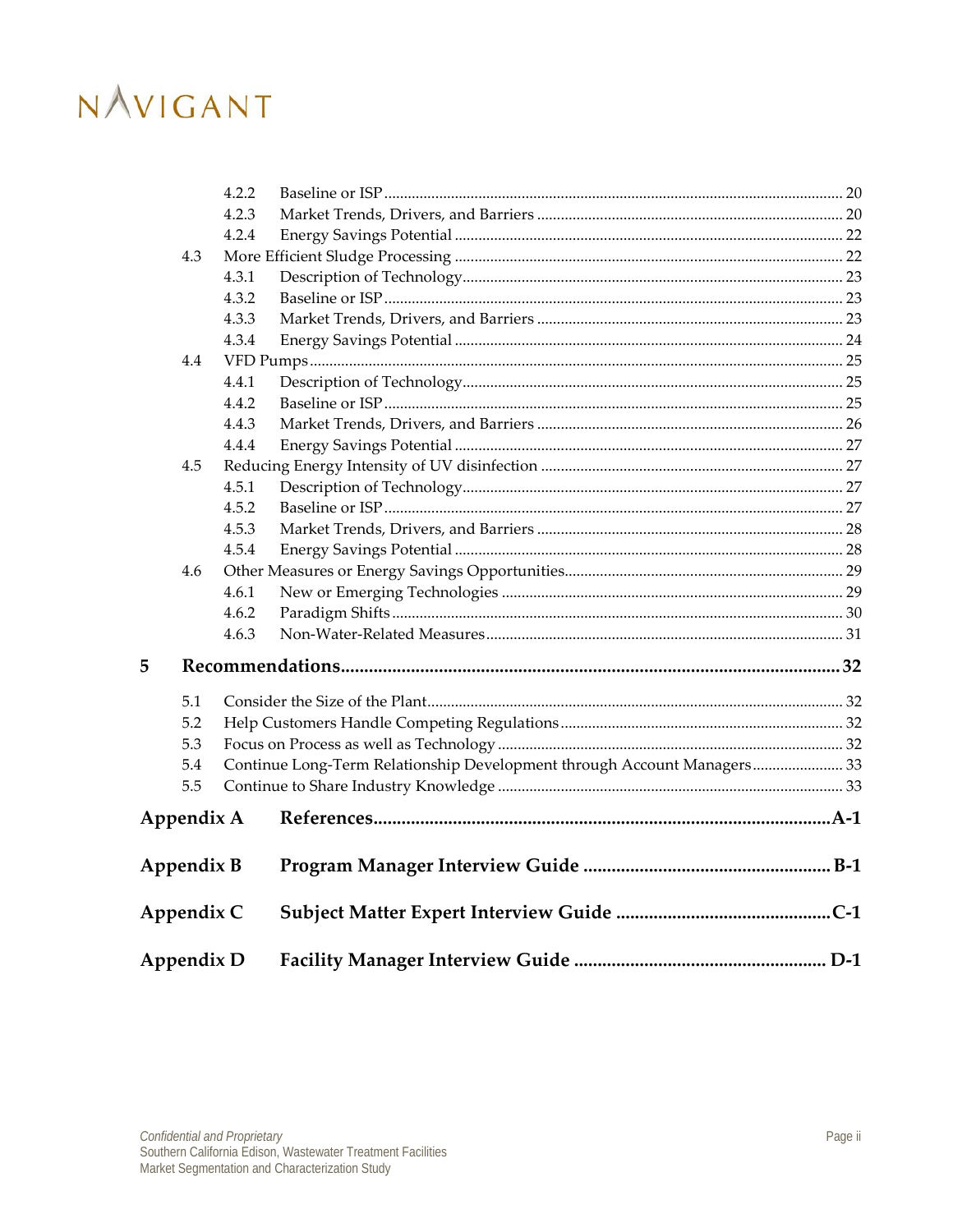- 4.2.2 Baseline or ISP ........ 20
- 4.2.3 Market Trends, Drivers, and Barriers ........ 20
- 4.2.4 Energy Savings Potential ........ 22

4.3 More Efficient Sludge Processing ........ 22
- 4.3.1 Description of Technology ........ 23
- 4.3.2 Baseline or ISP ........ 23
- 4.3.3 Market Trends, Drivers, and Barriers ........ 23
- 4.3.4 Energy Savings Potential ........ 24

4.4 VFD Pumps ........ 25
- 4.4.1 Description of Technology ........ 25
- 4.4.2 Baseline or ISP ........ 25
- 4.4.3 Market Trends, Drivers, and Barriers ........ 26
- 4.4.4 Energy Savings Potential ........ 27

4.5 Reducing Energy Intensity of UV disinfection ........ 27
- 4.5.1 Description of Technology ........ 27
- 4.5.2 Baseline or ISP ........ 27
- 4.5.3 Market Trends, Drivers, and Barriers ........ 28
- 4.5.4 Energy Savings Potential ........ 28

4.6 Other Measures or Energy Savings Opportunities ........ 29
- 4.6.1 New or Emerging Technologies ........ 29
- 4.6.2 Paradigm Shifts ........ 30
- 4.6.3 Non-Water-Related Measures ........ 31

**5 Recommendations ........ 32**

- 5.1 Consider the Size of the Plant ........ 32
- 5.2 Help Customers Handle Competing Regulations ........ 32
- 5.3 Focus on Process as well as Technology ........ 32
- 5.4 Continue Long-Term Relationship Development through Account Managers ........ 33
- 5.5 Continue to Share Industry Knowledge ........ 33

**Appendix A References ........ A-1**

**Appendix B Program Manager Interview Guide ........ B-1**

**Appendix C Subject Matter Expert Interview Guide ........ C-1**

**Appendix D Facility Manager Interview Guide ........ D-1**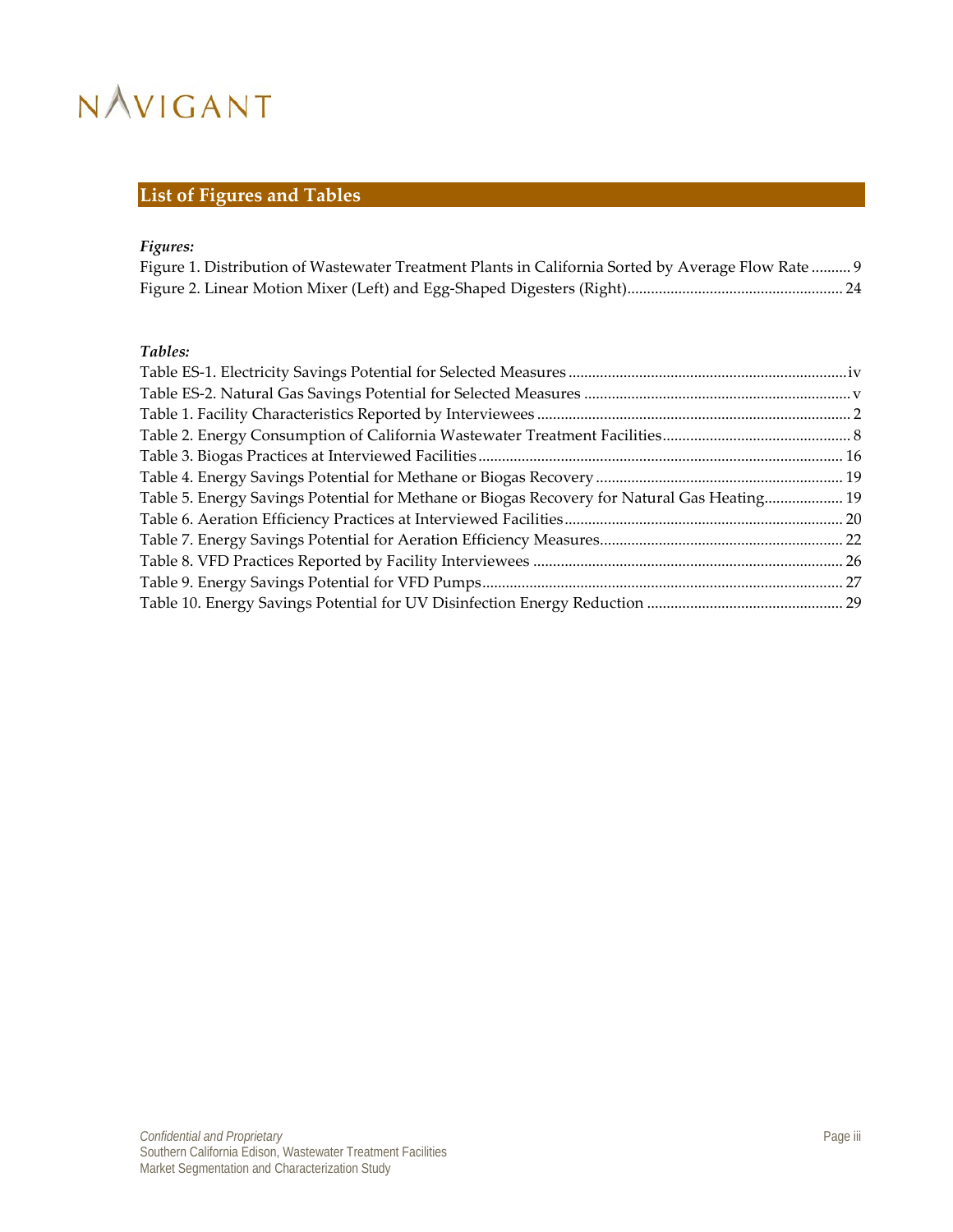## List of Figures and Tables

*Figures:*

Figure 1. Distribution of Wastewater Treatment Plants in California Sorted by Average Flow Rate .......... 9
Figure 2. Linear Motion Mixer (Left) and Egg-Shaped Digesters (Right)...................................................... 24

*Tables:*

Table ES-1. Electricity Savings Potential for Selected Measures ......................................................................iv
Table ES-2. Natural Gas Savings Potential for Selected Measures ................................................................... v
Table 1. Facility Characteristics Reported by Interviewees ............................................................................... 2
Table 2. Energy Consumption of California Wastewater Treatment Facilities............................................... 8
Table 3. Biogas Practices at Interviewed Facilities ........................................................................................... 16
Table 4. Energy Savings Potential for Methane or Biogas Recovery .............................................................. 19
Table 5. Energy Savings Potential for Methane or Biogas Recovery for Natural Gas Heating.................... 19
Table 6. Aeration Efficiency Practices at Interviewed Facilities...................................................................... 20
Table 7. Energy Savings Potential for Aeration Efficiency Measures............................................................. 22
Table 8. VFD Practices Reported by Facility Interviewees .............................................................................. 26
Table 9. Energy Savings Potential for VFD Pumps........................................................................................... 27
Table 10. Energy Savings Potential for UV Disinfection Energy Reduction ................................................. 29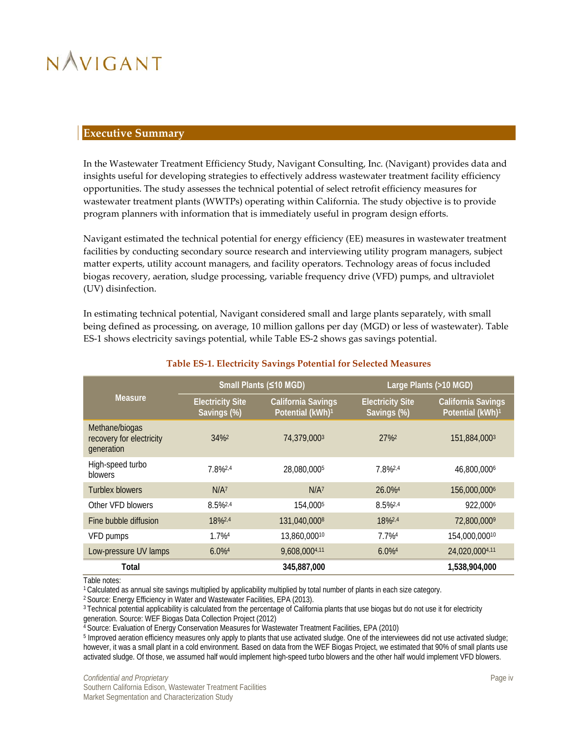## Executive Summary

In the Wastewater Treatment Efficiency Study, Navigant Consulting, Inc. (Navigant) provides data and insights useful for developing strategies to effectively address wastewater treatment facility efficiency opportunities. The study assesses the technical potential of select retrofit efficiency measures for wastewater treatment plants (WWTPs) operating within California. The study objective is to provide program planners with information that is immediately useful in program design efforts.

Navigant estimated the technical potential for energy efficiency (EE) measures in wastewater treatment facilities by conducting secondary source research and interviewing utility program managers, subject matter experts, utility account managers, and facility operators. Technology areas of focus included biogas recovery, aeration, sludge processing, variable frequency drive (VFD) pumps, and ultraviolet (UV) disinfection.

In estimating technical potential, Navigant considered small and large plants separately, with small being defined as processing, on average, 10 million gallons per day (MGD) or less of wastewater). Table ES-1 shows electricity savings potential, while Table ES-2 shows gas savings potential.

**Table ES-1. Electricity Savings Potential for Selected Measures**

| Measure | Small Plants (≤10 MGD) | | Large Plants (>10 MGD) | |
|---|---|---|---|---|
| | Electricity Site Savings (%) | California Savings Potential (kWh)[1] | Electricity Site Savings (%) | California Savings Potential (kWh)[1] |
| Methane/biogas recovery for electricity generation | 34%[2] | 74,379,000[3] | 27%[2] | 151,884,000[3] |
| High-speed turbo blowers | 7.8%[2,4] | 28,080,000[5] | 7.8%[2,4] | 46,800,000[6] |
| Turblex blowers | N/A[7] | N/A[7] | 26.0%[4] | 156,000,000[6] |
| Other VFD blowers | 8.5%[2,4] | 154,000[5] | 8.5%[2,4] | 922,000[6] |
| Fine bubble diffusion | 18%[2,4] | 131,040,000[8] | 18%[2,4] | 72,800,000[9] |
| VFD pumps | 1.7%[4] | 13,860,000[10] | 7.7%[4] | 154,000,000[10] |
| Low-pressure UV lamps | 6.0%[4] | 9,608,000[4,11] | 6.0%[4] | 24,020,000[4,11] |
| **Total** | | **345,887,000** | | **1,538,904,000** |

Table notes:

[1] Calculated as annual site savings multiplied by applicability multiplied by total number of plants in each size category.

[2] Source: Energy Efficiency in Water and Wastewater Facilities, EPA (2013).

[3] Technical potential applicability is calculated from the percentage of California plants that use biogas but do not use it for electricity generation. Source: WEF Biogas Data Collection Project (2012)

[4] Source: Evaluation of Energy Conservation Measures for Wastewater Treatment Facilities, EPA (2010)

[5] Improved aeration efficiency measures only apply to plants that use activated sludge. One of the interviewees did not use activated sludge; however, it was a small plant in a cold environment. Based on data from the WEF Biogas Project, we estimated that 90% of small plants use activated sludge. Of those, we assumed half would implement high-speed turbo blowers and the other half would implement VFD blowers.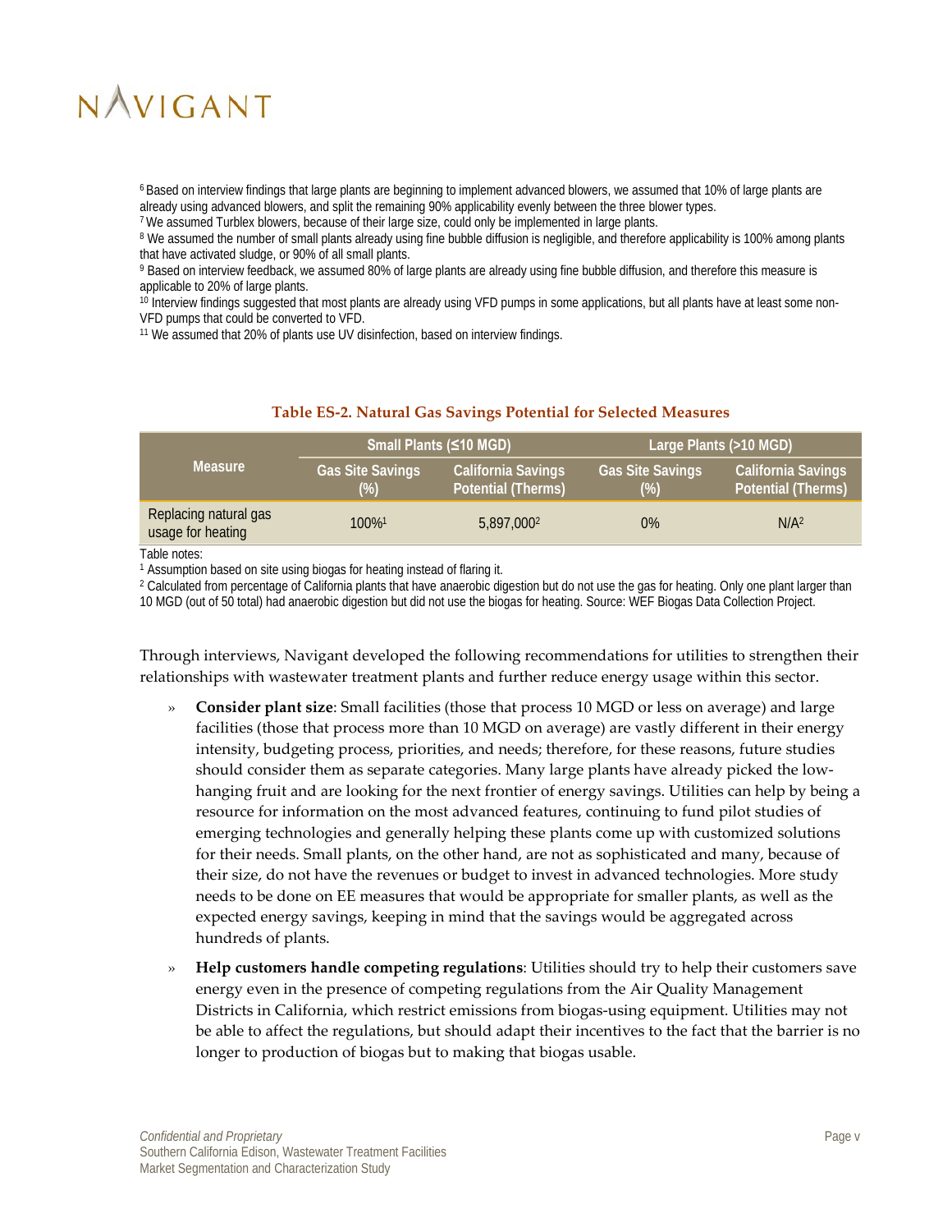[6] Based on interview findings that large plants are beginning to implement advanced blowers, we assumed that 10% of large plants are already using advanced blowers, and split the remaining 90% applicability evenly between the three blower types.

[7] We assumed Turblex blowers, because of their large size, could only be implemented in large plants.

[8] We assumed the number of small plants already using fine bubble diffusion is negligible, and therefore applicability is 100% among plants that have activated sludge, or 90% of all small plants.

[9] Based on interview feedback, we assumed 80% of large plants are already using fine bubble diffusion, and therefore this measure is applicable to 20% of large plants.

[10] Interview findings suggested that most plants are already using VFD pumps in some applications, but all plants have at least some non-VFD pumps that could be converted to VFD.

[11] We assumed that 20% of plants use UV disinfection, based on interview findings.

**Table ES-2. Natural Gas Savings Potential for Selected Measures**

| Measure | Small Plants (≤10 MGD) | | Large Plants (>10 MGD) | |
|---|---|---|---|---|
| | Gas Site Savings (%) | California Savings Potential (Therms) | Gas Site Savings (%) | California Savings Potential (Therms) |
| Replacing natural gas usage for heating | 100%[1] | 5,897,000[2] | 0% | N/A[2] |

Table notes:

[1] Assumption based on site using biogas for heating instead of flaring it.

[2] Calculated from percentage of California plants that have anaerobic digestion but do not use the gas for heating. Only one plant larger than 10 MGD (out of 50 total) had anaerobic digestion but did not use the biogas for heating. Source: WEF Biogas Data Collection Project.

Through interviews, Navigant developed the following recommendations for utilities to strengthen their relationships with wastewater treatment plants and further reduce energy usage within this sector.

- **Consider plant size**: Small facilities (those that process 10 MGD or less on average) and large facilities (those that process more than 10 MGD on average) are vastly different in their energy intensity, budgeting process, priorities, and needs; therefore, for these reasons, future studies should consider them as separate categories. Many large plants have already picked the low-hanging fruit and are looking for the next frontier of energy savings. Utilities can help by being a resource for information on the most advanced features, continuing to fund pilot studies of emerging technologies and generally helping these plants come up with customized solutions for their needs. Small plants, on the other hand, are not as sophisticated and many, because of their size, do not have the revenues or budget to invest in advanced technologies. More study needs to be done on EE measures that would be appropriate for smaller plants, as well as the expected energy savings, keeping in mind that the savings would be aggregated across hundreds of plants.
- **Help customers handle competing regulations**: Utilities should try to help their customers save energy even in the presence of competing regulations from the Air Quality Management Districts in California, which restrict emissions from biogas-using equipment. Utilities may not be able to affect the regulations, but should adapt their incentives to the fact that the barrier is no longer to production of biogas but to making that biogas usable.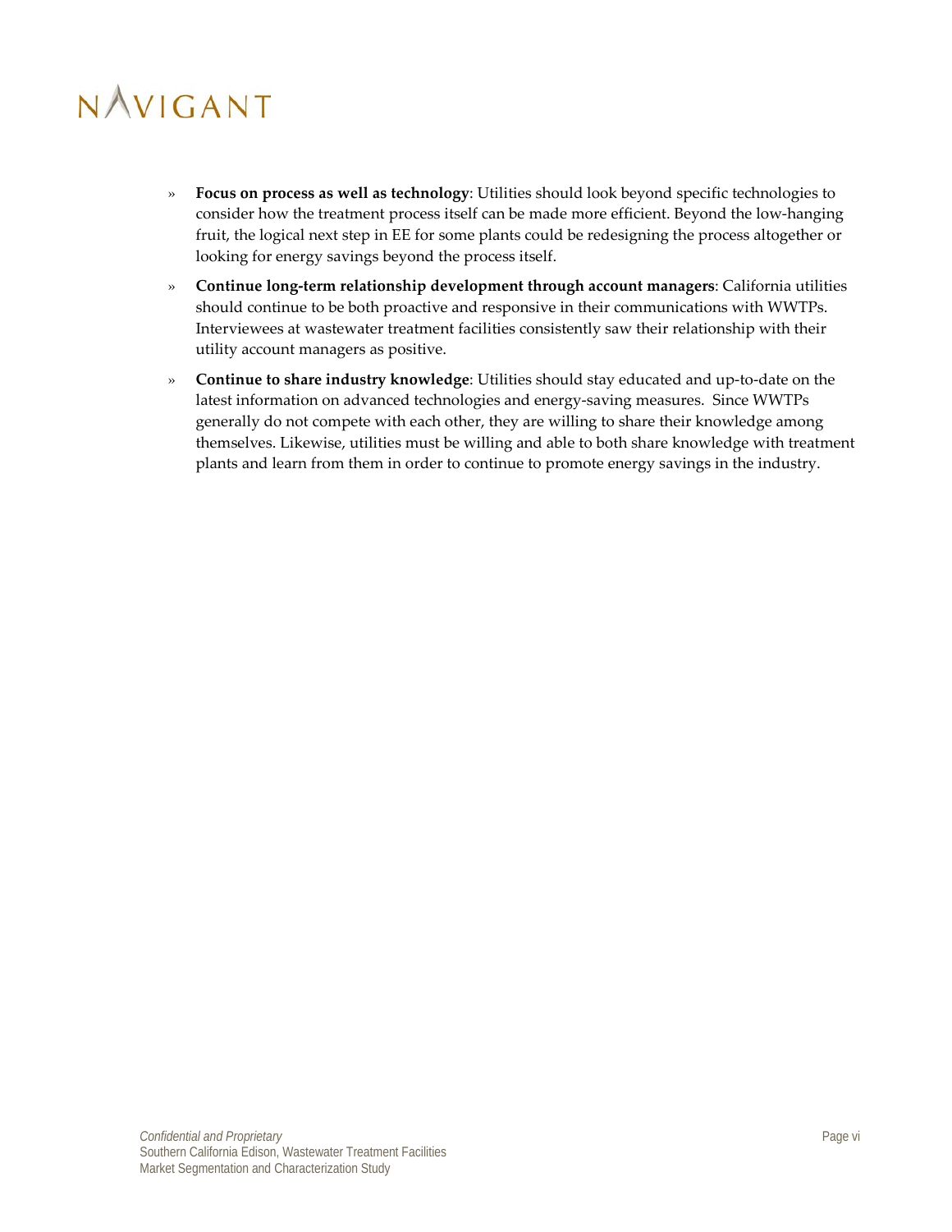- **Focus on process as well as technology**: Utilities should look beyond specific technologies to consider how the treatment process itself can be made more efficient. Beyond the low-hanging fruit, the logical next step in EE for some plants could be redesigning the process altogether or looking for energy savings beyond the process itself.
- **Continue long-term relationship development through account managers**: California utilities should continue to be both proactive and responsive in their communications with WWTPs. Interviewees at wastewater treatment facilities consistently saw their relationship with their utility account managers as positive.
- **Continue to share industry knowledge**: Utilities should stay educated and up-to-date on the latest information on advanced technologies and energy-saving measures. Since WWTPs generally do not compete with each other, they are willing to share their knowledge among themselves. Likewise, utilities must be willing and able to both share knowledge with treatment plants and learn from them in order to continue to promote energy savings in the industry.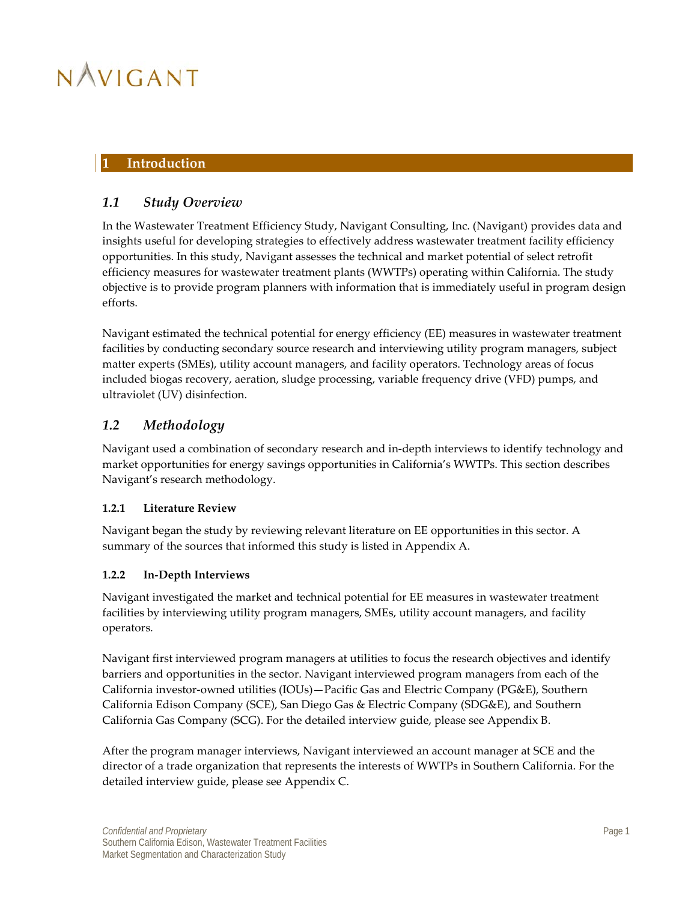# 1 Introduction

## 1.1 Study Overview

In the Wastewater Treatment Efficiency Study, Navigant Consulting, Inc. (Navigant) provides data and insights useful for developing strategies to effectively address wastewater treatment facility efficiency opportunities. In this study, Navigant assesses the technical and market potential of select retrofit efficiency measures for wastewater treatment plants (WWTPs) operating within California. The study objective is to provide program planners with information that is immediately useful in program design efforts.

Navigant estimated the technical potential for energy efficiency (EE) measures in wastewater treatment facilities by conducting secondary source research and interviewing utility program managers, subject matter experts (SMEs), utility account managers, and facility operators. Technology areas of focus included biogas recovery, aeration, sludge processing, variable frequency drive (VFD) pumps, and ultraviolet (UV) disinfection.

## 1.2 Methodology

Navigant used a combination of secondary research and in-depth interviews to identify technology and market opportunities for energy savings opportunities in California's WWTPs. This section describes Navigant's research methodology.

### 1.2.1 Literature Review

Navigant began the study by reviewing relevant literature on EE opportunities in this sector. A summary of the sources that informed this study is listed in Appendix A.

### 1.2.2 In-Depth Interviews

Navigant investigated the market and technical potential for EE measures in wastewater treatment facilities by interviewing utility program managers, SMEs, utility account managers, and facility operators.

Navigant first interviewed program managers at utilities to focus the research objectives and identify barriers and opportunities in the sector. Navigant interviewed program managers from each of the California investor-owned utilities (IOUs)—Pacific Gas and Electric Company (PG&E), Southern California Edison Company (SCE), San Diego Gas & Electric Company (SDG&E), and Southern California Gas Company (SCG). For the detailed interview guide, please see Appendix B.

After the program manager interviews, Navigant interviewed an account manager at SCE and the director of a trade organization that represents the interests of WWTPs in Southern California. For the detailed interview guide, please see Appendix C.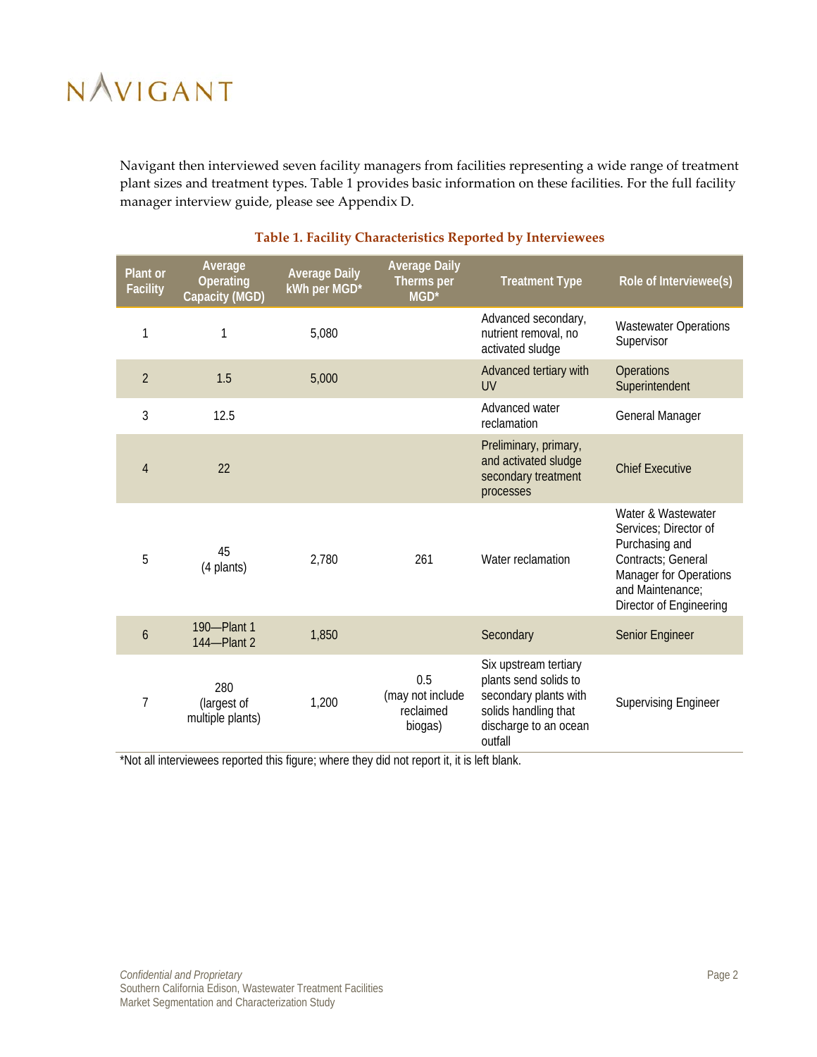Navigant then interviewed seven facility managers from facilities representing a wide range of treatment plant sizes and treatment types. Table 1 provides basic information on these facilities. For the full facility manager interview guide, please see Appendix D.

**Table 1. Facility Characteristics Reported by Interviewees**

| Plant or Facility | Average Operating Capacity (MGD) | Average Daily kWh per MGD* | Average Daily Therms per MGD* | Treatment Type | Role of Interviewee(s) |
|---|---|---|---|---|---|
| 1 | 1 | 5,080 | | Advanced secondary, nutrient removal, no activated sludge | Wastewater Operations Supervisor |
| 2 | 1.5 | 5,000 | | Advanced tertiary with UV | Operations Superintendent |
| 3 | 12.5 | | | Advanced water reclamation | General Manager |
| 4 | 22 | | | Preliminary, primary, and activated sludge secondary treatment processes | Chief Executive |
| 5 | 45 (4 plants) | 2,780 | 261 | Water reclamation | Water & Wastewater Services; Director of Purchasing and Contracts; General Manager for Operations and Maintenance; Director of Engineering |
| 6 | 190—Plant 1<br>144—Plant 2 | 1,850 | | Secondary | Senior Engineer |
| 7 | 280 (largest of multiple plants) | 1,200 | 0.5 (may not include reclaimed biogas) | Six upstream tertiary plants send solids to secondary plants with solids handling that discharge to an ocean outfall | Supervising Engineer |

*Not all interviewees reported this figure; where they did not report it, it is left blank.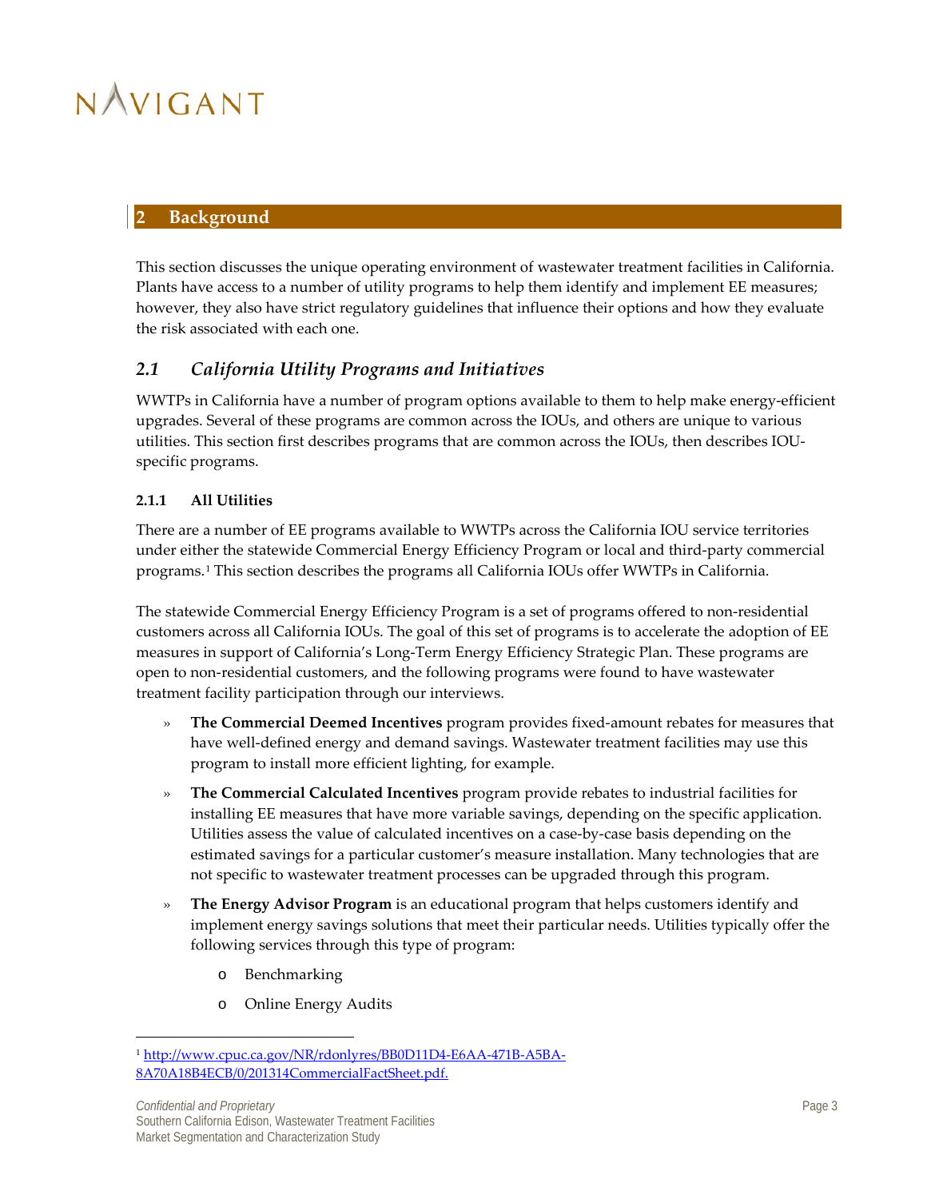## 2 Background

This section discusses the unique operating environment of wastewater treatment facilities in California. Plants have access to a number of utility programs to help them identify and implement EE measures; however, they also have strict regulatory guidelines that influence their options and how they evaluate the risk associated with each one.

### *2.1 California Utility Programs and Initiatives*

WWTPs in California have a number of program options available to them to help make energy-efficient upgrades. Several of these programs are common across the IOUs, and others are unique to various utilities. This section first describes programs that are common across the IOUs, then describes IOU-specific programs.

#### 2.1.1 All Utilities

There are a number of EE programs available to WWTPs across the California IOU service territories under either the statewide Commercial Energy Efficiency Program or local and third-party commercial programs.[1] This section describes the programs all California IOUs offer WWTPs in California.

The statewide Commercial Energy Efficiency Program is a set of programs offered to non-residential customers across all California IOUs. The goal of this set of programs is to accelerate the adoption of EE measures in support of California's Long-Term Energy Efficiency Strategic Plan. These programs are open to non-residential customers, and the following programs were found to have wastewater treatment facility participation through our interviews.

- **The Commercial Deemed Incentives** program provides fixed-amount rebates for measures that have well-defined energy and demand savings. Wastewater treatment facilities may use this program to install more efficient lighting, for example.
- **The Commercial Calculated Incentives** program provide rebates to industrial facilities for installing EE measures that have more variable savings, depending on the specific application. Utilities assess the value of calculated incentives on a case-by-case basis depending on the estimated savings for a particular customer's measure installation. Many technologies that are not specific to wastewater treatment processes can be upgraded through this program.
- **The Energy Advisor Program** is an educational program that helps customers identify and implement energy savings solutions that meet their particular needs. Utilities typically offer the following services through this type of program:
  - Benchmarking
  - Online Energy Audits

[1] http://www.cpuc.ca.gov/NR/rdonlyres/BB0D11D4-E6AA-471B-A5BA-8A70A18B4ECB/0/201314CommercialFactSheet.pdf.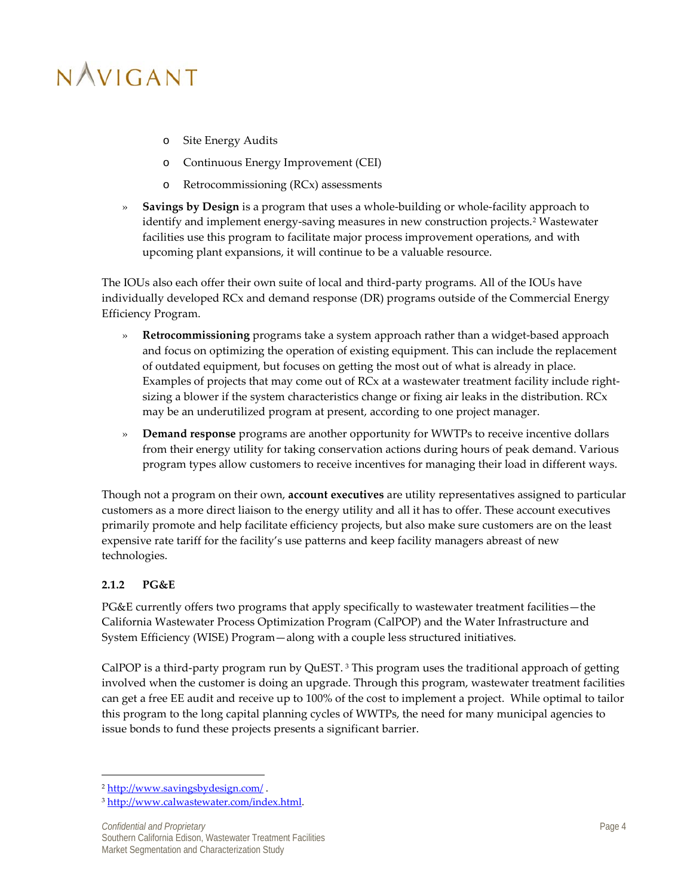- Site Energy Audits
  - Continuous Energy Improvement (CEI)
  - Retrocommissioning (RCx) assessments

- **Savings by Design** is a program that uses a whole-building or whole-facility approach to identify and implement energy-saving measures in new construction projects.[2] Wastewater facilities use this program to facilitate major process improvement operations, and with upcoming plant expansions, it will continue to be a valuable resource.

The IOUs also each offer their own suite of local and third-party programs. All of the IOUs have individually developed RCx and demand response (DR) programs outside of the Commercial Energy Efficiency Program.

- **Retrocommissioning** programs take a system approach rather than a widget-based approach and focus on optimizing the operation of existing equipment. This can include the replacement of outdated equipment, but focuses on getting the most out of what is already in place. Examples of projects that may come out of RCx at a wastewater treatment facility include right-sizing a blower if the system characteristics change or fixing air leaks in the distribution. RCx may be an underutilized program at present, according to one project manager.
- **Demand response** programs are another opportunity for WWTPs to receive incentive dollars from their energy utility for taking conservation actions during hours of peak demand. Various program types allow customers to receive incentives for managing their load in different ways.

Though not a program on their own, **account executives** are utility representatives assigned to particular customers as a more direct liaison to the energy utility and all it has to offer. These account executives primarily promote and help facilitate efficiency projects, but also make sure customers are on the least expensive rate tariff for the facility's use patterns and keep facility managers abreast of new technologies.

### 2.1.2 PG&E

PG&E currently offers two programs that apply specifically to wastewater treatment facilities—the California Wastewater Process Optimization Program (CalPOP) and the Water Infrastructure and System Efficiency (WISE) Program—along with a couple less structured initiatives.

CalPOP is a third-party program run by QuEST.[3] This program uses the traditional approach of getting involved when the customer is doing an upgrade. Through this program, wastewater treatment facilities can get a free EE audit and receive up to 100% of the cost to implement a project. While optimal to tailor this program to the long capital planning cycles of WWTPs, the need for many municipal agencies to issue bonds to fund these projects presents a significant barrier.

[2] http://www.savingsbydesign.com/ .

[3] http://www.calwastewater.com/index.html.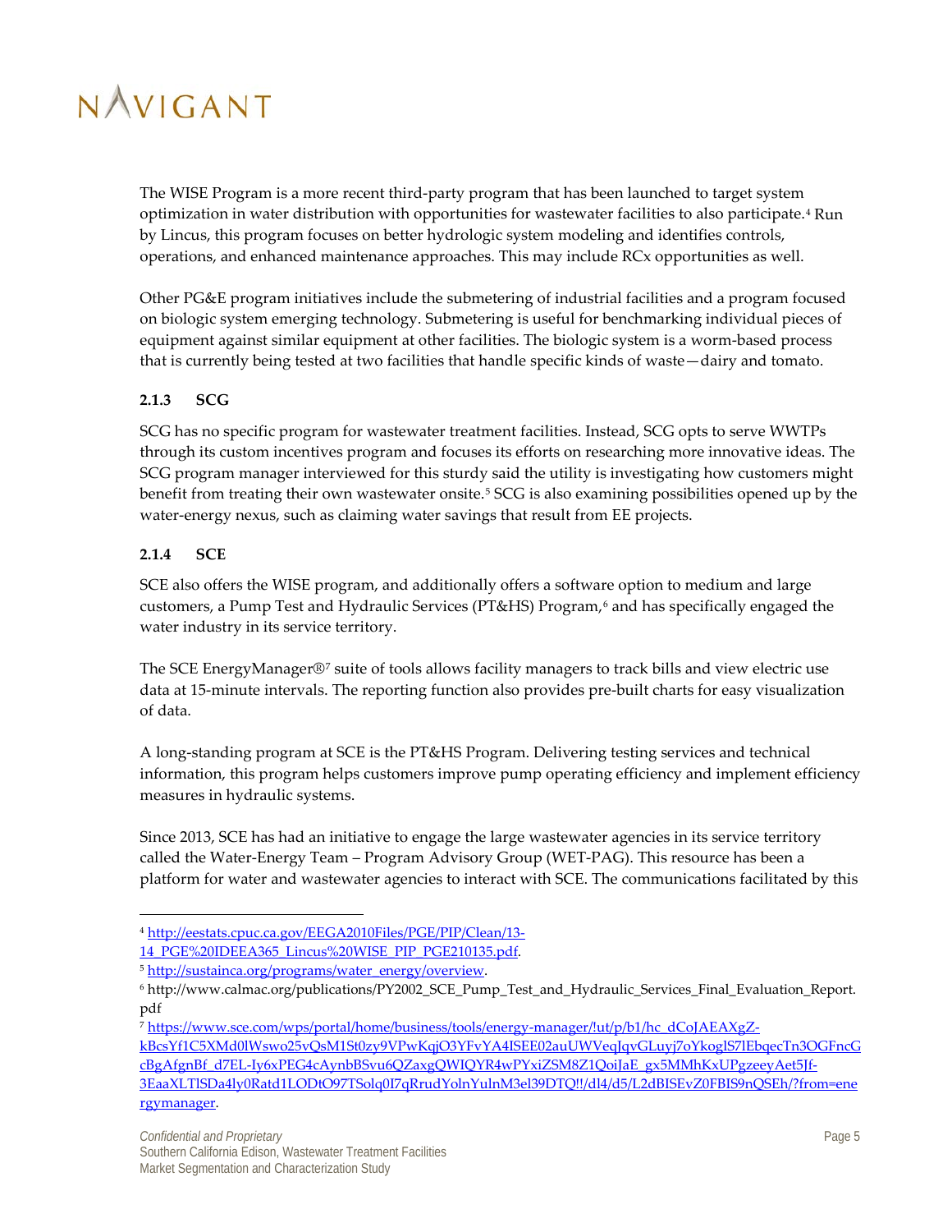The WISE Program is a more recent third-party program that has been launched to target system optimization in water distribution with opportunities for wastewater facilities to also participate.[4] Run by Lincus, this program focuses on better hydrologic system modeling and identifies controls, operations, and enhanced maintenance approaches. This may include RCx opportunities as well.

Other PG&E program initiatives include the submetering of industrial facilities and a program focused on biologic system emerging technology. Submetering is useful for benchmarking individual pieces of equipment against similar equipment at other facilities. The biologic system is a worm-based process that is currently being tested at two facilities that handle specific kinds of waste—dairy and tomato.

### 2.1.3 SCG

SCG has no specific program for wastewater treatment facilities. Instead, SCG opts to serve WWTPs through its custom incentives program and focuses its efforts on researching more innovative ideas. The SCG program manager interviewed for this sturdy said the utility is investigating how customers might benefit from treating their own wastewater onsite.[5] SCG is also examining possibilities opened up by the water-energy nexus, such as claiming water savings that result from EE projects.

### 2.1.4 SCE

SCE also offers the WISE program, and additionally offers a software option to medium and large customers, a Pump Test and Hydraulic Services (PT&HS) Program,[6] and has specifically engaged the water industry in its service territory.

The SCE EnergyManager®[7] suite of tools allows facility managers to track bills and view electric use data at 15-minute intervals. The reporting function also provides pre-built charts for easy visualization of data.

A long-standing program at SCE is the PT&HS Program. Delivering testing services and technical information, this program helps customers improve pump operating efficiency and implement efficiency measures in hydraulic systems.

Since 2013, SCE has had an initiative to engage the large wastewater agencies in its service territory called the Water-Energy Team – Program Advisory Group (WET-PAG). This resource has been a platform for water and wastewater agencies to interact with SCE. The communications facilitated by this

---

[4] http://eestats.cpuc.ca.gov/EEGA2010Files/PGE/PIP/Clean/13-14_PGE%20IDEEA365_Lincus%20WISE_PIP_PGE210135.pdf.

[5] http://sustainca.org/programs/water_energy/overview.

[6] http://www.calmac.org/publications/PY2002_SCE_Pump_Test_and_Hydraulic_Services_Final_Evaluation_Report.pdf

[7] https://www.sce.com/wps/portal/home/business/tools/energy-manager/!ut/p/b1/hc_dCoJAEAXgZ-kBcsYf1C5XMd0lWswo25vQsM1St0zy9VPwKqjO3YFvYA4ISEE02auUWVeqJqvGLuyj7oYkoglS7lEbqecTn3OGFncGcBgAfgnBf_d7EL-Iy6xPEG4cAynbBSvu6QZaxgQWIQYR4wPYxiZSM8Z1QoiJaE_gx5MMhKxUPgzeeyAet5Jf-3EaaXLTlSDa4ly0Ratd1LODtO97TSolq0I7qRrudYolnYulnM3el39DTQ!!/dl4/d5/L2dBISEvZ0FBIS9nQSEh/?from=energymanager.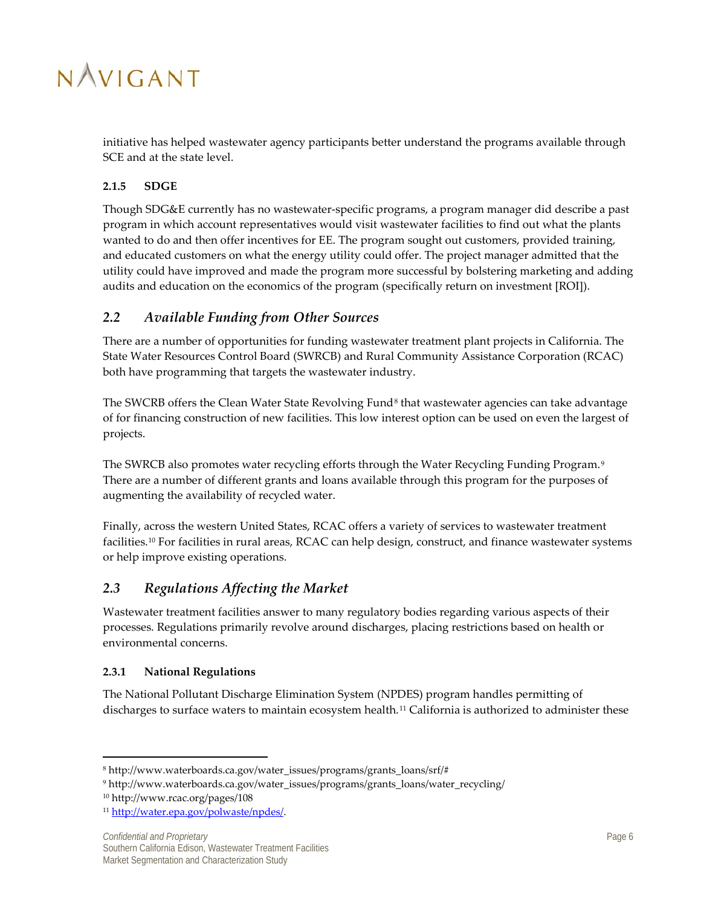initiative has helped wastewater agency participants better understand the programs available through SCE and at the state level.

#### 2.1.5 SDGE

Though SDG&E currently has no wastewater-specific programs, a program manager did describe a past program in which account representatives would visit wastewater facilities to find out what the plants wanted to do and then offer incentives for EE. The program sought out customers, provided training, and educated customers on what the energy utility could offer. The project manager admitted that the utility could have improved and made the program more successful by bolstering marketing and adding audits and education on the economics of the program (specifically return on investment [ROI]).

### 2.2 *Available Funding from Other Sources*

There are a number of opportunities for funding wastewater treatment plant projects in California. The State Water Resources Control Board (SWRCB) and Rural Community Assistance Corporation (RCAC) both have programming that targets the wastewater industry.

The SWCRB offers the Clean Water State Revolving Fund[8] that wastewater agencies can take advantage of for financing construction of new facilities. This low interest option can be used on even the largest of projects.

The SWRCB also promotes water recycling efforts through the Water Recycling Funding Program.[9] There are a number of different grants and loans available through this program for the purposes of augmenting the availability of recycled water.

Finally, across the western United States, RCAC offers a variety of services to wastewater treatment facilities.[10] For facilities in rural areas, RCAC can help design, construct, and finance wastewater systems or help improve existing operations.

### 2.3 *Regulations Affecting the Market*

Wastewater treatment facilities answer to many regulatory bodies regarding various aspects of their processes. Regulations primarily revolve around discharges, placing restrictions based on health or environmental concerns.

#### 2.3.1 National Regulations

The National Pollutant Discharge Elimination System (NPDES) program handles permitting of discharges to surface waters to maintain ecosystem health.[11] California is authorized to administer these

---

[8] http://www.waterboards.ca.gov/water_issues/programs/grants_loans/srf/#

[9] http://www.waterboards.ca.gov/water_issues/programs/grants_loans/water_recycling/

[10] http://www.rcac.org/pages/108

[11] http://water.epa.gov/polwaste/npdes/.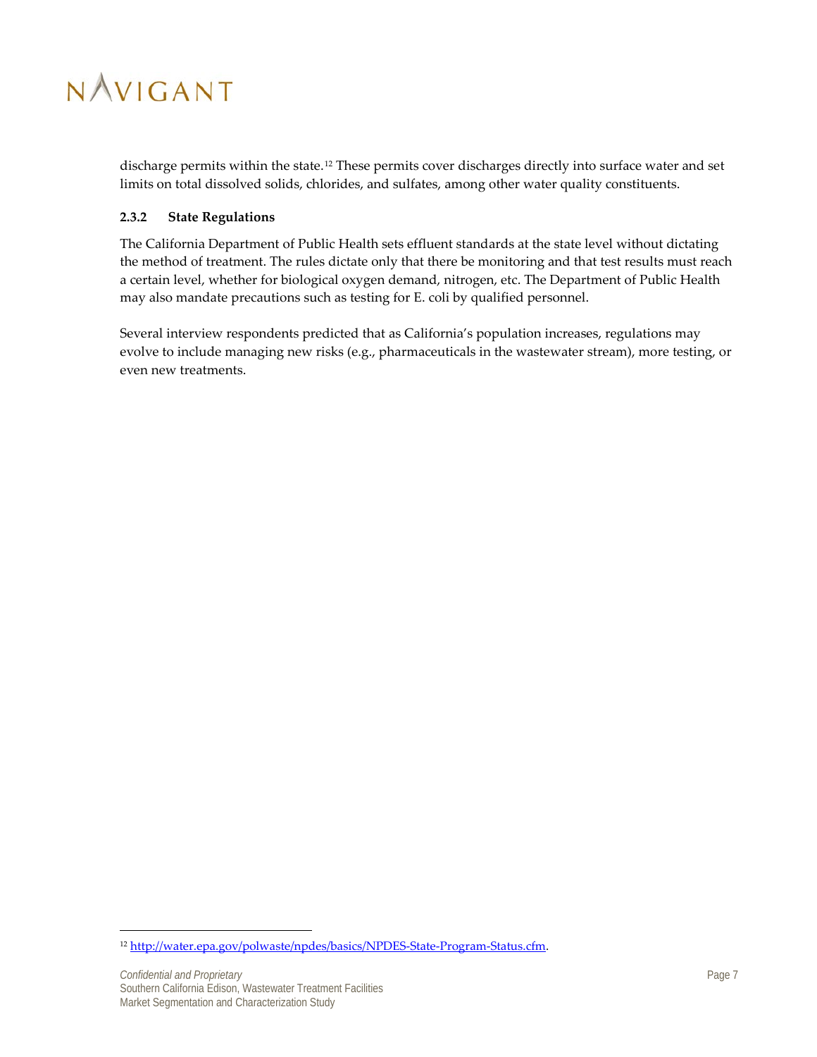discharge permits within the state.[12] These permits cover discharges directly into surface water and set limits on total dissolved solids, chlorides, and sulfates, among other water quality constituents.

### 2.3.2 State Regulations

The California Department of Public Health sets effluent standards at the state level without dictating the method of treatment. The rules dictate only that there be monitoring and that test results must reach a certain level, whether for biological oxygen demand, nitrogen, etc. The Department of Public Health may also mandate precautions such as testing for E. coli by qualified personnel.

Several interview respondents predicted that as California's population increases, regulations may evolve to include managing new risks (e.g., pharmaceuticals in the wastewater stream), more testing, or even new treatments.

[12] http://water.epa.gov/polwaste/npdes/basics/NPDES-State-Program-Status.cfm.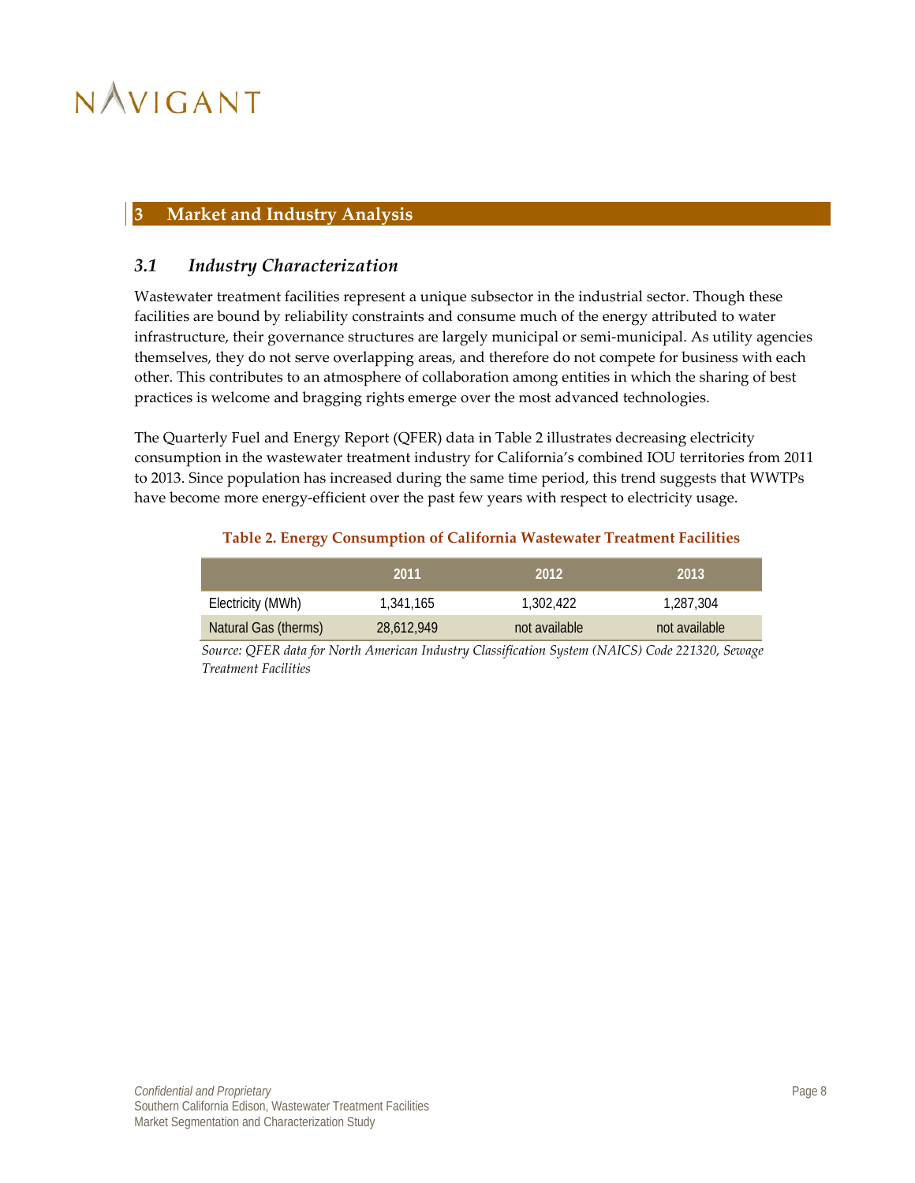# 3 Market and Industry Analysis

## *3.1 Industry Characterization*

Wastewater treatment facilities represent a unique subsector in the industrial sector. Though these facilities are bound by reliability constraints and consume much of the energy attributed to water infrastructure, their governance structures are largely municipal or semi-municipal. As utility agencies themselves, they do not serve overlapping areas, and therefore do not compete for business with each other. This contributes to an atmosphere of collaboration among entities in which the sharing of best practices is welcome and bragging rights emerge over the most advanced technologies.

The Quarterly Fuel and Energy Report (QFER) data in Table 2 illustrates decreasing electricity consumption in the wastewater treatment industry for California's combined IOU territories from 2011 to 2013. Since population has increased during the same time period, this trend suggests that WWTPs have become more energy-efficient over the past few years with respect to electricity usage.

**Table 2. Energy Consumption of California Wastewater Treatment Facilities**

| | 2011 | 2012 | 2013 |
|---|---|---|---|
| Electricity (MWh) | 1,341,165 | 1,302,422 | 1,287,304 |
| Natural Gas (therms) | 28,612,949 | not available | not available |

*Source: QFER data for North American Industry Classification System (NAICS) Code 221320, Sewage Treatment Facilities*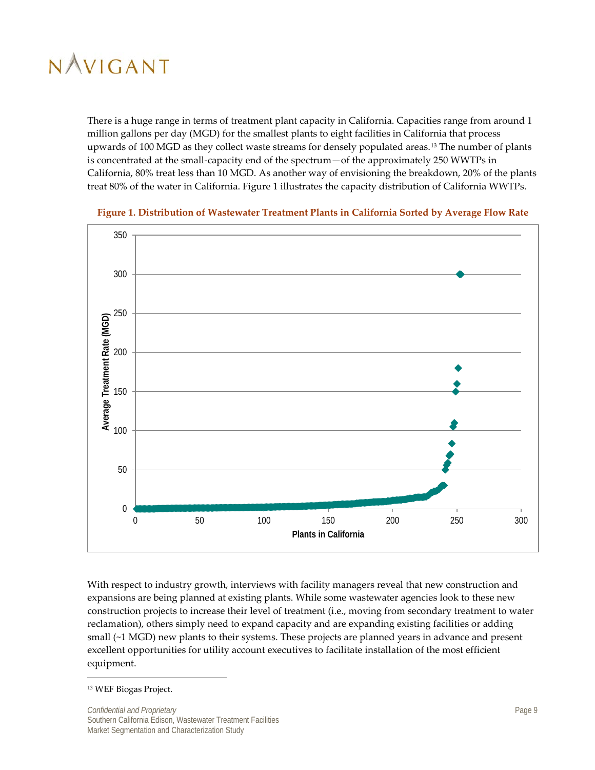There is a huge range in terms of treatment plant capacity in California. Capacities range from around 1 million gallons per day (MGD) for the smallest plants to eight facilities in California that process upwards of 100 MGD as they collect waste streams for densely populated areas.[13] The number of plants is concentrated at the small-capacity end of the spectrum—of the approximately 250 WWTPs in California, 80% treat less than 10 MGD. As another way of envisioning the breakdown, 20% of the plants treat 80% of the water in California. Figure 1 illustrates the capacity distribution of California WWTPs.

**Figure 1. Distribution of Wastewater Treatment Plants in California Sorted by Average Flow Rate**

With respect to industry growth, interviews with facility managers reveal that new construction and expansions are being planned at existing plants. While some wastewater agencies look to these new construction projects to increase their level of treatment (i.e., moving from secondary treatment to water reclamation), others simply need to expand capacity and are expanding existing facilities or adding small (~1 MGD) new plants to their systems. These projects are planned years in advance and present excellent opportunities for utility account executives to facilitate installation of the most efficient equipment.

---

[13] WEF Biogas Project.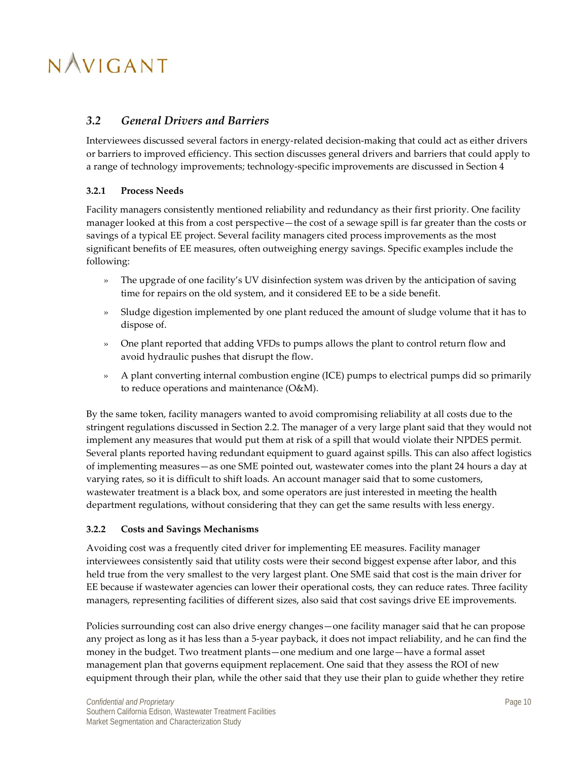## 3.2 *General Drivers and Barriers*

Interviewees discussed several factors in energy-related decision-making that could act as either drivers or barriers to improved efficiency. This section discusses general drivers and barriers that could apply to a range of technology improvements; technology-specific improvements are discussed in Section 4

### 3.2.1 Process Needs

Facility managers consistently mentioned reliability and redundancy as their first priority. One facility manager looked at this from a cost perspective—the cost of a sewage spill is far greater than the costs or savings of a typical EE project. Several facility managers cited process improvements as the most significant benefits of EE measures, often outweighing energy savings. Specific examples include the following:

- The upgrade of one facility's UV disinfection system was driven by the anticipation of saving time for repairs on the old system, and it considered EE to be a side benefit.
- Sludge digestion implemented by one plant reduced the amount of sludge volume that it has to dispose of.
- One plant reported that adding VFDs to pumps allows the plant to control return flow and avoid hydraulic pushes that disrupt the flow.
- A plant converting internal combustion engine (ICE) pumps to electrical pumps did so primarily to reduce operations and maintenance (O&M).

By the same token, facility managers wanted to avoid compromising reliability at all costs due to the stringent regulations discussed in Section 2.2. The manager of a very large plant said that they would not implement any measures that would put them at risk of a spill that would violate their NPDES permit. Several plants reported having redundant equipment to guard against spills. This can also affect logistics of implementing measures—as one SME pointed out, wastewater comes into the plant 24 hours a day at varying rates, so it is difficult to shift loads. An account manager said that to some customers, wastewater treatment is a black box, and some operators are just interested in meeting the health department regulations, without considering that they can get the same results with less energy.

### 3.2.2 Costs and Savings Mechanisms

Avoiding cost was a frequently cited driver for implementing EE measures. Facility manager interviewees consistently said that utility costs were their second biggest expense after labor, and this held true from the very smallest to the very largest plant. One SME said that cost is the main driver for EE because if wastewater agencies can lower their operational costs, they can reduce rates. Three facility managers, representing facilities of different sizes, also said that cost savings drive EE improvements.

Policies surrounding cost can also drive energy changes—one facility manager said that he can propose any project as long as it has less than a 5-year payback, it does not impact reliability, and he can find the money in the budget. Two treatment plants—one medium and one large—have a formal asset management plan that governs equipment replacement. One said that they assess the ROI of new equipment through their plan, while the other said that they use their plan to guide whether they retire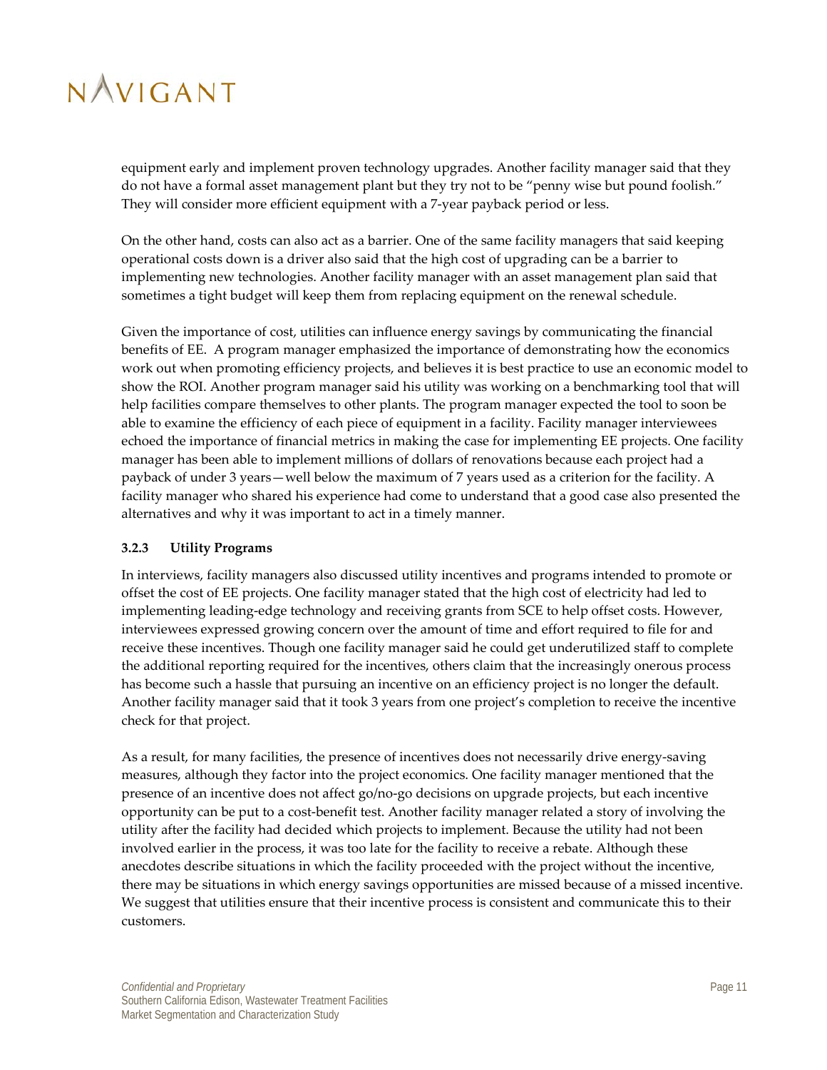equipment early and implement proven technology upgrades. Another facility manager said that they do not have a formal asset management plant but they try not to be "penny wise but pound foolish." They will consider more efficient equipment with a 7-year payback period or less.

On the other hand, costs can also act as a barrier. One of the same facility managers that said keeping operational costs down is a driver also said that the high cost of upgrading can be a barrier to implementing new technologies. Another facility manager with an asset management plan said that sometimes a tight budget will keep them from replacing equipment on the renewal schedule.

Given the importance of cost, utilities can influence energy savings by communicating the financial benefits of EE. A program manager emphasized the importance of demonstrating how the economics work out when promoting efficiency projects, and believes it is best practice to use an economic model to show the ROI. Another program manager said his utility was working on a benchmarking tool that will help facilities compare themselves to other plants. The program manager expected the tool to soon be able to examine the efficiency of each piece of equipment in a facility. Facility manager interviewees echoed the importance of financial metrics in making the case for implementing EE projects. One facility manager has been able to implement millions of dollars of renovations because each project had a payback of under 3 years—well below the maximum of 7 years used as a criterion for the facility. A facility manager who shared his experience had come to understand that a good case also presented the alternatives and why it was important to act in a timely manner.

### 3.2.3 Utility Programs

In interviews, facility managers also discussed utility incentives and programs intended to promote or offset the cost of EE projects. One facility manager stated that the high cost of electricity had led to implementing leading-edge technology and receiving grants from SCE to help offset costs. However, interviewees expressed growing concern over the amount of time and effort required to file for and receive these incentives. Though one facility manager said he could get underutilized staff to complete the additional reporting required for the incentives, others claim that the increasingly onerous process has become such a hassle that pursuing an incentive on an efficiency project is no longer the default. Another facility manager said that it took 3 years from one project's completion to receive the incentive check for that project.

As a result, for many facilities, the presence of incentives does not necessarily drive energy-saving measures, although they factor into the project economics. One facility manager mentioned that the presence of an incentive does not affect go/no-go decisions on upgrade projects, but each incentive opportunity can be put to a cost-benefit test. Another facility manager related a story of involving the utility after the facility had decided which projects to implement. Because the utility had not been involved earlier in the process, it was too late for the facility to receive a rebate. Although these anecdotes describe situations in which the facility proceeded with the project without the incentive, there may be situations in which energy savings opportunities are missed because of a missed incentive. We suggest that utilities ensure that their incentive process is consistent and communicate this to their customers.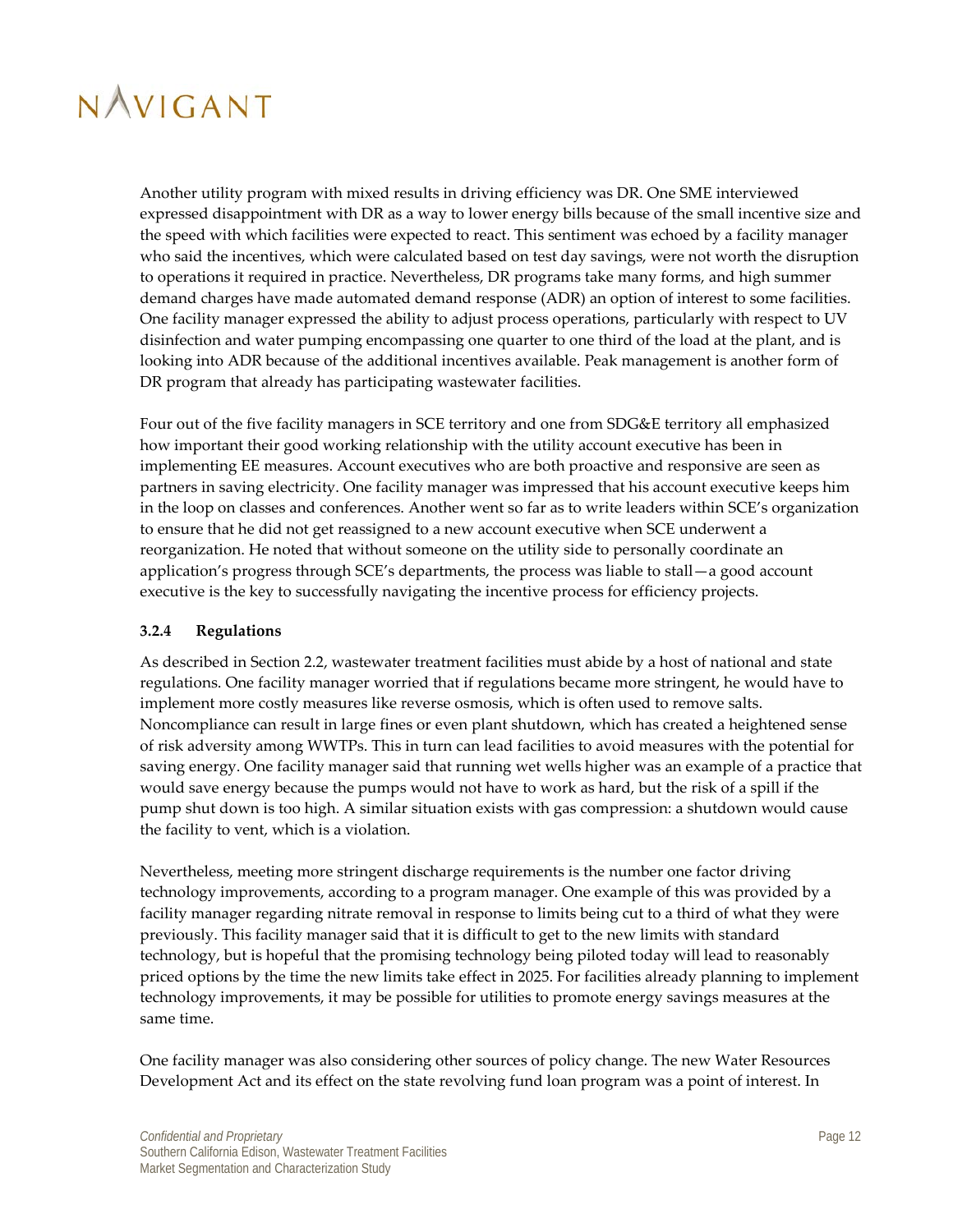Another utility program with mixed results in driving efficiency was DR. One SME interviewed expressed disappointment with DR as a way to lower energy bills because of the small incentive size and the speed with which facilities were expected to react. This sentiment was echoed by a facility manager who said the incentives, which were calculated based on test day savings, were not worth the disruption to operations it required in practice. Nevertheless, DR programs take many forms, and high summer demand charges have made automated demand response (ADR) an option of interest to some facilities. One facility manager expressed the ability to adjust process operations, particularly with respect to UV disinfection and water pumping encompassing one quarter to one third of the load at the plant, and is looking into ADR because of the additional incentives available. Peak management is another form of DR program that already has participating wastewater facilities.

Four out of the five facility managers in SCE territory and one from SDG&E territory all emphasized how important their good working relationship with the utility account executive has been in implementing EE measures. Account executives who are both proactive and responsive are seen as partners in saving electricity. One facility manager was impressed that his account executive keeps him in the loop on classes and conferences. Another went so far as to write leaders within SCE's organization to ensure that he did not get reassigned to a new account executive when SCE underwent a reorganization. He noted that without someone on the utility side to personally coordinate an application's progress through SCE's departments, the process was liable to stall—a good account executive is the key to successfully navigating the incentive process for efficiency projects.

### 3.2.4 Regulations

As described in Section 2.2, wastewater treatment facilities must abide by a host of national and state regulations. One facility manager worried that if regulations became more stringent, he would have to implement more costly measures like reverse osmosis, which is often used to remove salts. Noncompliance can result in large fines or even plant shutdown, which has created a heightened sense of risk adversity among WWTPs. This in turn can lead facilities to avoid measures with the potential for saving energy. One facility manager said that running wet wells higher was an example of a practice that would save energy because the pumps would not have to work as hard, but the risk of a spill if the pump shut down is too high. A similar situation exists with gas compression: a shutdown would cause the facility to vent, which is a violation.

Nevertheless, meeting more stringent discharge requirements is the number one factor driving technology improvements, according to a program manager. One example of this was provided by a facility manager regarding nitrate removal in response to limits being cut to a third of what they were previously. This facility manager said that it is difficult to get to the new limits with standard technology, but is hopeful that the promising technology being piloted today will lead to reasonably priced options by the time the new limits take effect in 2025. For facilities already planning to implement technology improvements, it may be possible for utilities to promote energy savings measures at the same time.

One facility manager was also considering other sources of policy change. The new Water Resources Development Act and its effect on the state revolving fund loan program was a point of interest. In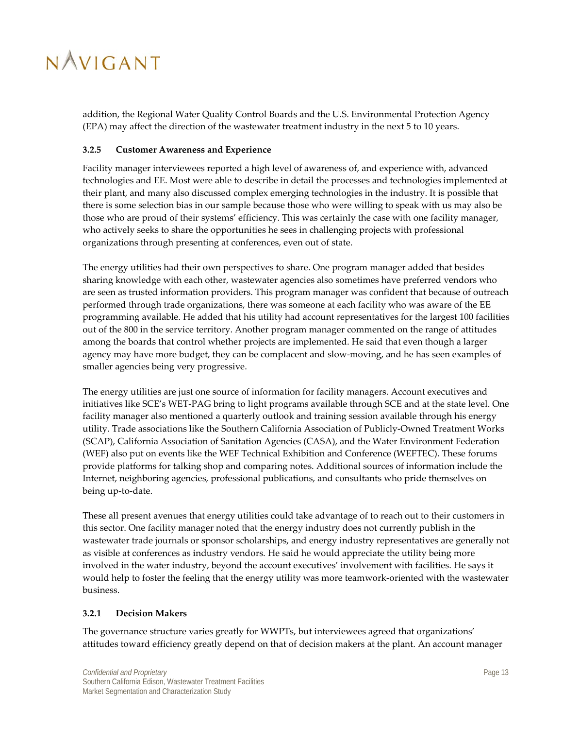addition, the Regional Water Quality Control Boards and the U.S. Environmental Protection Agency (EPA) may affect the direction of the wastewater treatment industry in the next 5 to 10 years.

### 3.2.5 Customer Awareness and Experience

Facility manager interviewees reported a high level of awareness of, and experience with, advanced technologies and EE. Most were able to describe in detail the processes and technologies implemented at their plant, and many also discussed complex emerging technologies in the industry. It is possible that there is some selection bias in our sample because those who were willing to speak with us may also be those who are proud of their systems' efficiency. This was certainly the case with one facility manager, who actively seeks to share the opportunities he sees in challenging projects with professional organizations through presenting at conferences, even out of state.

The energy utilities had their own perspectives to share. One program manager added that besides sharing knowledge with each other, wastewater agencies also sometimes have preferred vendors who are seen as trusted information providers. This program manager was confident that because of outreach performed through trade organizations, there was someone at each facility who was aware of the EE programming available. He added that his utility had account representatives for the largest 100 facilities out of the 800 in the service territory. Another program manager commented on the range of attitudes among the boards that control whether projects are implemented. He said that even though a larger agency may have more budget, they can be complacent and slow-moving, and he has seen examples of smaller agencies being very progressive.

The energy utilities are just one source of information for facility managers. Account executives and initiatives like SCE's WET-PAG bring to light programs available through SCE and at the state level. One facility manager also mentioned a quarterly outlook and training session available through his energy utility. Trade associations like the Southern California Association of Publicly-Owned Treatment Works (SCAP), California Association of Sanitation Agencies (CASA), and the Water Environment Federation (WEF) also put on events like the WEF Technical Exhibition and Conference (WEFTEC). These forums provide platforms for talking shop and comparing notes. Additional sources of information include the Internet, neighboring agencies, professional publications, and consultants who pride themselves on being up-to-date.

These all present avenues that energy utilities could take advantage of to reach out to their customers in this sector. One facility manager noted that the energy industry does not currently publish in the wastewater trade journals or sponsor scholarships, and energy industry representatives are generally not as visible at conferences as industry vendors. He said he would appreciate the utility being more involved in the water industry, beyond the account executives' involvement with facilities. He says it would help to foster the feeling that the energy utility was more teamwork-oriented with the wastewater business.

### 3.2.1 Decision Makers

The governance structure varies greatly for WWPTs, but interviewees agreed that organizations' attitudes toward efficiency greatly depend on that of decision makers at the plant. An account manager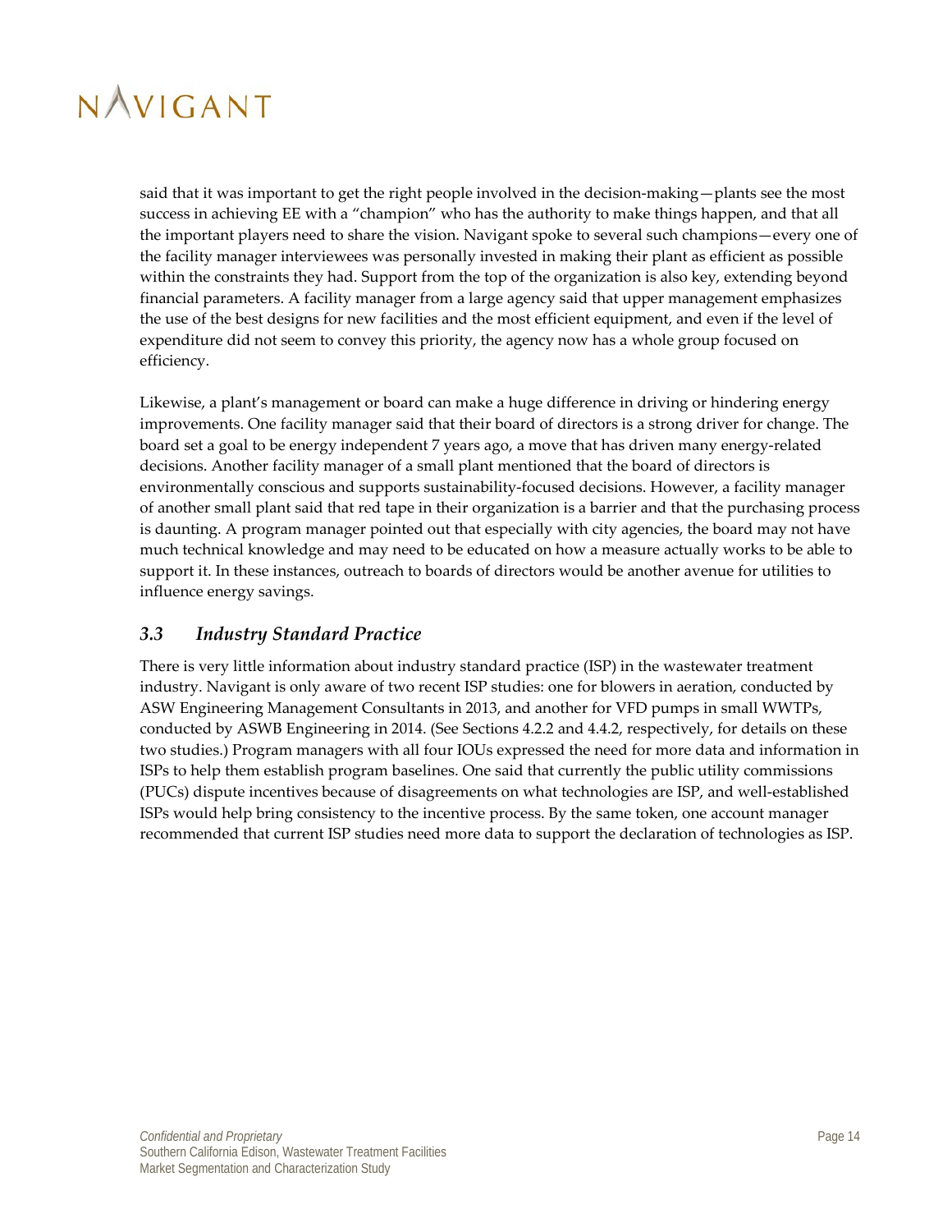said that it was important to get the right people involved in the decision-making—plants see the most success in achieving EE with a "champion" who has the authority to make things happen, and that all the important players need to share the vision. Navigant spoke to several such champions—every one of the facility manager interviewees was personally invested in making their plant as efficient as possible within the constraints they had. Support from the top of the organization is also key, extending beyond financial parameters. A facility manager from a large agency said that upper management emphasizes the use of the best designs for new facilities and the most efficient equipment, and even if the level of expenditure did not seem to convey this priority, the agency now has a whole group focused on efficiency.

Likewise, a plant's management or board can make a huge difference in driving or hindering energy improvements. One facility manager said that their board of directors is a strong driver for change. The board set a goal to be energy independent 7 years ago, a move that has driven many energy-related decisions. Another facility manager of a small plant mentioned that the board of directors is environmentally conscious and supports sustainability-focused decisions. However, a facility manager of another small plant said that red tape in their organization is a barrier and that the purchasing process is daunting. A program manager pointed out that especially with city agencies, the board may not have much technical knowledge and may need to be educated on how a measure actually works to be able to support it. In these instances, outreach to boards of directors would be another avenue for utilities to influence energy savings.

### *3.3 Industry Standard Practice*

There is very little information about industry standard practice (ISP) in the wastewater treatment industry. Navigant is only aware of two recent ISP studies: one for blowers in aeration, conducted by ASW Engineering Management Consultants in 2013, and another for VFD pumps in small WWTPs, conducted by ASWB Engineering in 2014. (See Sections 4.2.2 and 4.4.2, respectively, for details on these two studies.) Program managers with all four IOUs expressed the need for more data and information in ISPs to help them establish program baselines. One said that currently the public utility commissions (PUCs) dispute incentives because of disagreements on what technologies are ISP, and well-established ISPs would help bring consistency to the incentive process. By the same token, one account manager recommended that current ISP studies need more data to support the declaration of technologies as ISP.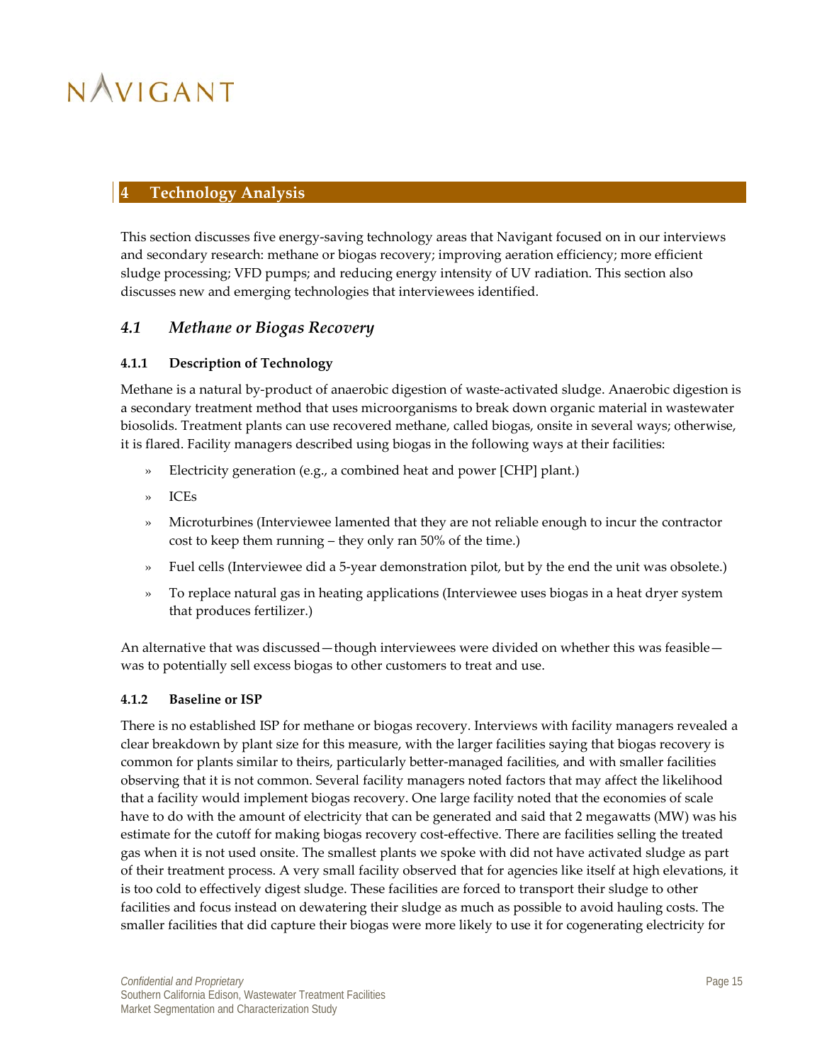## 4 Technology Analysis

This section discusses five energy-saving technology areas that Navigant focused on in our interviews and secondary research: methane or biogas recovery; improving aeration efficiency; more efficient sludge processing; VFD pumps; and reducing energy intensity of UV radiation. This section also discusses new and emerging technologies that interviewees identified.

### *4.1 Methane or Biogas Recovery*

#### 4.1.1 Description of Technology

Methane is a natural by-product of anaerobic digestion of waste-activated sludge. Anaerobic digestion is a secondary treatment method that uses microorganisms to break down organic material in wastewater biosolids. Treatment plants can use recovered methane, called biogas, onsite in several ways; otherwise, it is flared. Facility managers described using biogas in the following ways at their facilities:

- Electricity generation (e.g., a combined heat and power [CHP] plant.)
- ICEs
- Microturbines (Interviewee lamented that they are not reliable enough to incur the contractor cost to keep them running – they only ran 50% of the time.)
- Fuel cells (Interviewee did a 5-year demonstration pilot, but by the end the unit was obsolete.)
- To replace natural gas in heating applications (Interviewee uses biogas in a heat dryer system that produces fertilizer.)

An alternative that was discussed—though interviewees were divided on whether this was feasible—was to potentially sell excess biogas to other customers to treat and use.

#### 4.1.2 Baseline or ISP

There is no established ISP for methane or biogas recovery. Interviews with facility managers revealed a clear breakdown by plant size for this measure, with the larger facilities saying that biogas recovery is common for plants similar to theirs, particularly better-managed facilities, and with smaller facilities observing that it is not common. Several facility managers noted factors that may affect the likelihood that a facility would implement biogas recovery. One large facility noted that the economies of scale have to do with the amount of electricity that can be generated and said that 2 megawatts (MW) was his estimate for the cutoff for making biogas recovery cost-effective. There are facilities selling the treated gas when it is not used onsite. The smallest plants we spoke with did not have activated sludge as part of their treatment process. A very small facility observed that for agencies like itself at high elevations, it is too cold to effectively digest sludge. These facilities are forced to transport their sludge to other facilities and focus instead on dewatering their sludge as much as possible to avoid hauling costs. The smaller facilities that did capture their biogas were more likely to use it for cogenerating electricity for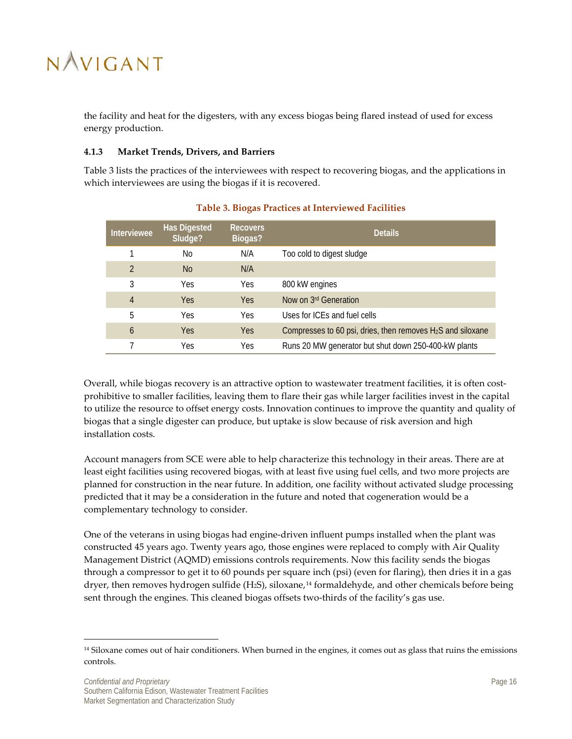the facility and heat for the digesters, with any excess biogas being flared instead of used for excess energy production.

#### 4.1.3 Market Trends, Drivers, and Barriers

Table 3 lists the practices of the interviewees with respect to recovering biogas, and the applications in which interviewees are using the biogas if it is recovered.

**Table 3. Biogas Practices at Interviewed Facilities**

| Interviewee | Has Digested Sludge? | Recovers Biogas? | Details |
|---|---|---|---|
| 1 | No | N/A | Too cold to digest sludge |
| 2 | No | N/A | |
| 3 | Yes | Yes | 800 kW engines |
| 4 | Yes | Yes | Now on 3rd Generation |
| 5 | Yes | Yes | Uses for ICEs and fuel cells |
| 6 | Yes | Yes | Compresses to 60 psi, dries, then removes $H_2S$ and siloxane |
| 7 | Yes | Yes | Runs 20 MW generator but shut down 250-400-kW plants |

Overall, while biogas recovery is an attractive option to wastewater treatment facilities, it is often cost-prohibitive to smaller facilities, leaving them to flare their gas while larger facilities invest in the capital to utilize the resource to offset energy costs. Innovation continues to improve the quantity and quality of biogas that a single digester can produce, but uptake is slow because of risk aversion and high installation costs.

Account managers from SCE were able to help characterize this technology in their areas. There are at least eight facilities using recovered biogas, with at least five using fuel cells, and two more projects are planned for construction in the near future. In addition, one facility without activated sludge processing predicted that it may be a consideration in the future and noted that cogeneration would be a complementary technology to consider.

One of the veterans in using biogas had engine-driven influent pumps installed when the plant was constructed 45 years ago. Twenty years ago, those engines were replaced to comply with Air Quality Management District (AQMD) emissions controls requirements. Now this facility sends the biogas through a compressor to get it to 60 pounds per square inch (psi) (even for flaring), then dries it in a gas dryer, then removes hydrogen sulfide ($H_2S$), siloxane,[14] formaldehyde, and other chemicals before being sent through the engines. This cleaned biogas offsets two-thirds of the facility's gas use.

[14] Siloxane comes out of hair conditioners. When burned in the engines, it comes out as glass that ruins the emissions controls.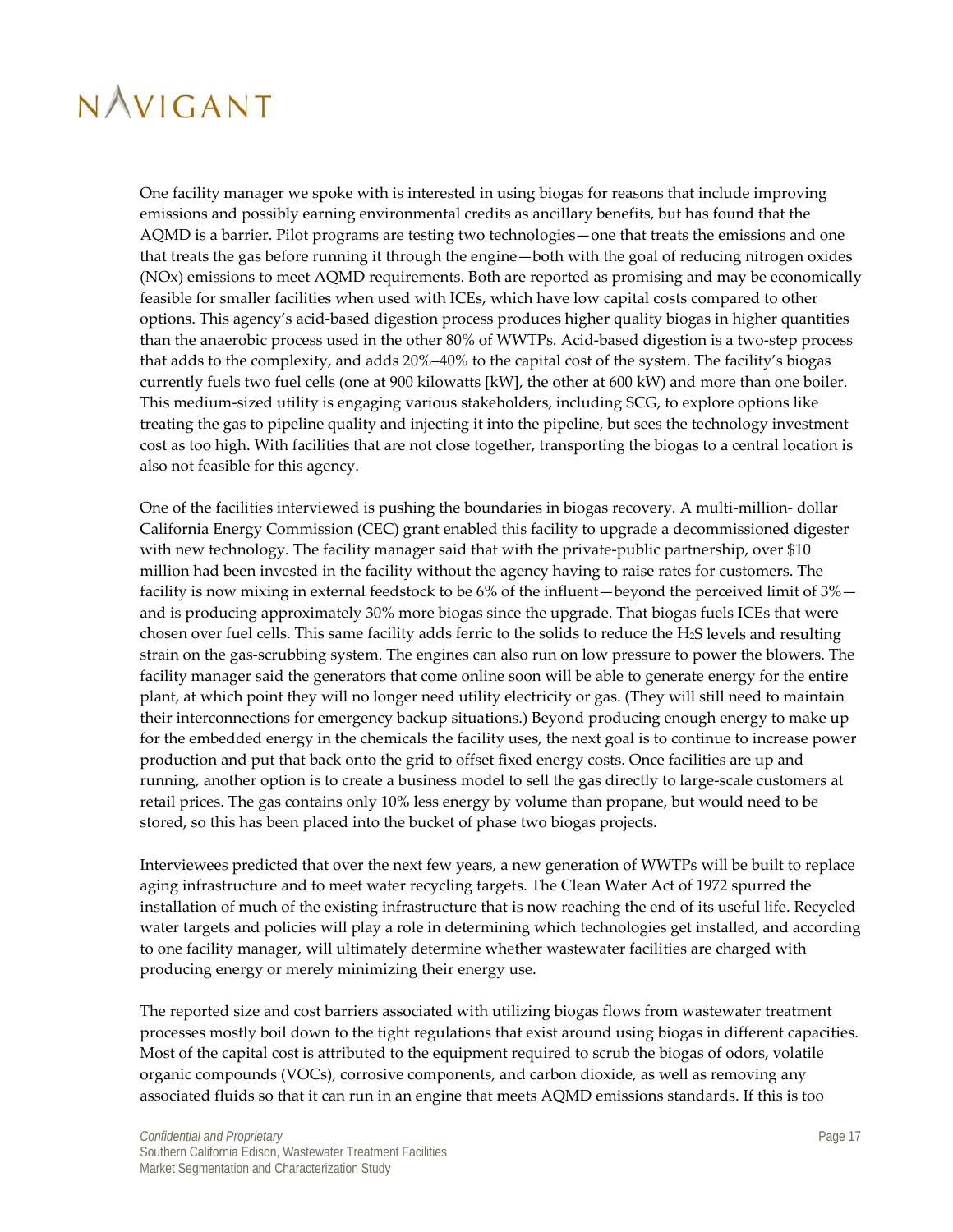One facility manager we spoke with is interested in using biogas for reasons that include improving emissions and possibly earning environmental credits as ancillary benefits, but has found that the AQMD is a barrier. Pilot programs are testing two technologies—one that treats the emissions and one that treats the gas before running it through the engine—both with the goal of reducing nitrogen oxides (NOx) emissions to meet AQMD requirements. Both are reported as promising and may be economically feasible for smaller facilities when used with ICEs, which have low capital costs compared to other options. This agency's acid-based digestion process produces higher quality biogas in higher quantities than the anaerobic process used in the other 80% of WWTPs. Acid-based digestion is a two-step process that adds to the complexity, and adds 20%–40% to the capital cost of the system. The facility's biogas currently fuels two fuel cells (one at 900 kilowatts [kW], the other at 600 kW) and more than one boiler. This medium-sized utility is engaging various stakeholders, including SCG, to explore options like treating the gas to pipeline quality and injecting it into the pipeline, but sees the technology investment cost as too high. With facilities that are not close together, transporting the biogas to a central location is also not feasible for this agency.

One of the facilities interviewed is pushing the boundaries in biogas recovery. A multi-million- dollar California Energy Commission (CEC) grant enabled this facility to upgrade a decommissioned digester with new technology. The facility manager said that with the private-public partnership, over $10 million had been invested in the facility without the agency having to raise rates for customers. The facility is now mixing in external feedstock to be 6% of the influent—beyond the perceived limit of 3%—and is producing approximately 30% more biogas since the upgrade. That biogas fuels ICEs that were chosen over fuel cells. This same facility adds ferric to the solids to reduce the $H_2S$ levels and resulting strain on the gas-scrubbing system. The engines can also run on low pressure to power the blowers. The facility manager said the generators that come online soon will be able to generate energy for the entire plant, at which point they will no longer need utility electricity or gas. (They will still need to maintain their interconnections for emergency backup situations.) Beyond producing enough energy to make up for the embedded energy in the chemicals the facility uses, the next goal is to continue to increase power production and put that back onto the grid to offset fixed energy costs. Once facilities are up and running, another option is to create a business model to sell the gas directly to large-scale customers at retail prices. The gas contains only 10% less energy by volume than propane, but would need to be stored, so this has been placed into the bucket of phase two biogas projects.

Interviewees predicted that over the next few years, a new generation of WWTPs will be built to replace aging infrastructure and to meet water recycling targets. The Clean Water Act of 1972 spurred the installation of much of the existing infrastructure that is now reaching the end of its useful life. Recycled water targets and policies will play a role in determining which technologies get installed, and according to one facility manager, will ultimately determine whether wastewater facilities are charged with producing energy or merely minimizing their energy use.

The reported size and cost barriers associated with utilizing biogas flows from wastewater treatment processes mostly boil down to the tight regulations that exist around using biogas in different capacities. Most of the capital cost is attributed to the equipment required to scrub the biogas of odors, volatile organic compounds (VOCs), corrosive components, and carbon dioxide, as well as removing any associated fluids so that it can run in an engine that meets AQMD emissions standards. If this is too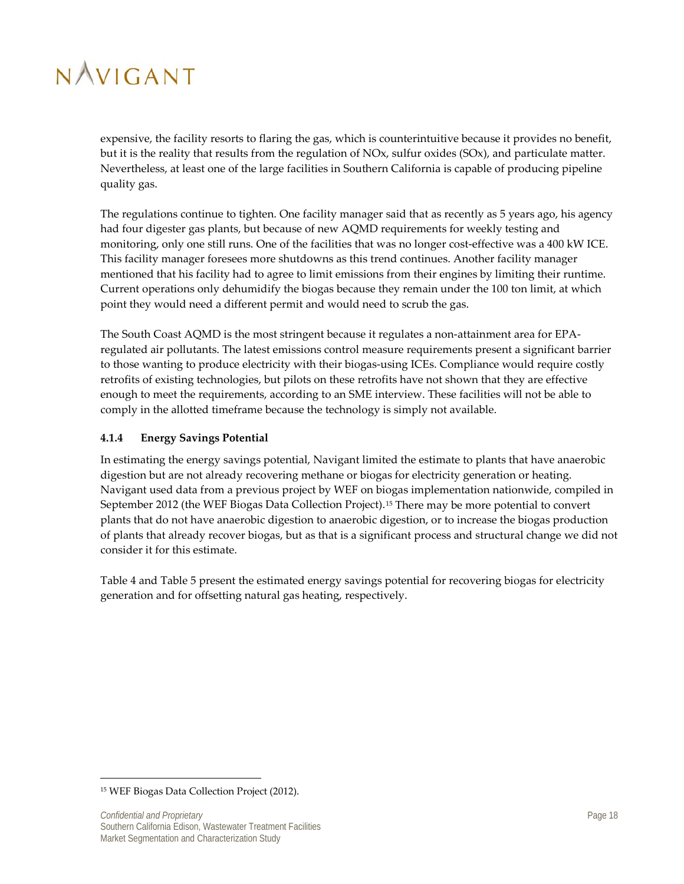expensive, the facility resorts to flaring the gas, which is counterintuitive because it provides no benefit, but it is the reality that results from the regulation of NOx, sulfur oxides (SOx), and particulate matter. Nevertheless, at least one of the large facilities in Southern California is capable of producing pipeline quality gas.

The regulations continue to tighten. One facility manager said that as recently as 5 years ago, his agency had four digester gas plants, but because of new AQMD requirements for weekly testing and monitoring, only one still runs. One of the facilities that was no longer cost-effective was a 400 kW ICE. This facility manager foresees more shutdowns as this trend continues. Another facility manager mentioned that his facility had to agree to limit emissions from their engines by limiting their runtime. Current operations only dehumidify the biogas because they remain under the 100 ton limit, at which point they would need a different permit and would need to scrub the gas.

The South Coast AQMD is the most stringent because it regulates a non-attainment area for EPA-regulated air pollutants. The latest emissions control measure requirements present a significant barrier to those wanting to produce electricity with their biogas-using ICEs. Compliance would require costly retrofits of existing technologies, but pilots on these retrofits have not shown that they are effective enough to meet the requirements, according to an SME interview. These facilities will not be able to comply in the allotted timeframe because the technology is simply not available.

### 4.1.4 Energy Savings Potential

In estimating the energy savings potential, Navigant limited the estimate to plants that have anaerobic digestion but are not already recovering methane or biogas for electricity generation or heating. Navigant used data from a previous project by WEF on biogas implementation nationwide, compiled in September 2012 (the WEF Biogas Data Collection Project).[15] There may be more potential to convert plants that do not have anaerobic digestion to anaerobic digestion, or to increase the biogas production of plants that already recover biogas, but as that is a significant process and structural change we did not consider it for this estimate.

Table 4 and Table 5 present the estimated energy savings potential for recovering biogas for electricity generation and for offsetting natural gas heating, respectively.

[15] WEF Biogas Data Collection Project (2012).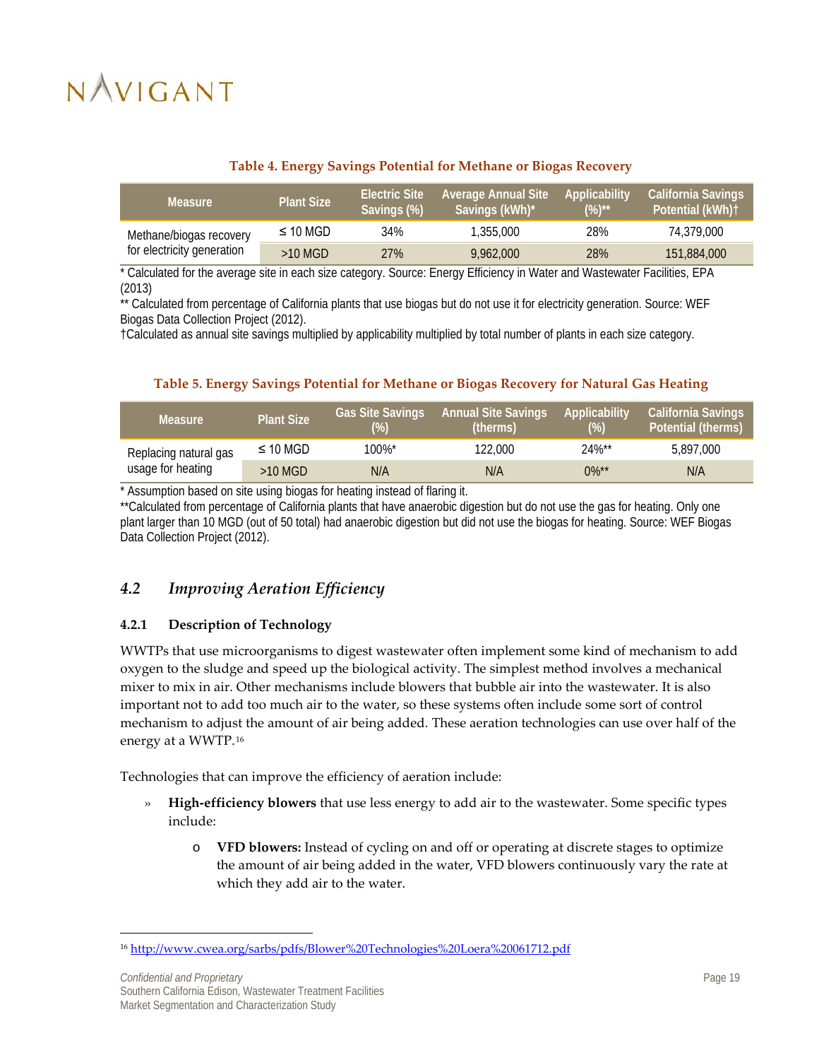**Table 4. Energy Savings Potential for Methane or Biogas Recovery**

| Measure | Plant Size | Electric Site Savings (%) | Average Annual Site Savings (kWh)* | Applicability (%)** | California Savings Potential (kWh)† |
|---|---|---|---|---|---|
| Methane/biogas recovery for electricity generation | ≤ 10 MGD | 34% | 1,355,000 | 28% | 74,379,000 |
| | >10 MGD | 27% | 9,962,000 | 28% | 151,884,000 |

* Calculated for the average site in each size category. Source: Energy Efficiency in Water and Wastewater Facilities, EPA (2013)

** Calculated from percentage of California plants that use biogas but do not use it for electricity generation. Source: WEF Biogas Data Collection Project (2012).

†Calculated as annual site savings multiplied by applicability multiplied by total number of plants in each size category.

**Table 5. Energy Savings Potential for Methane or Biogas Recovery for Natural Gas Heating**

| Measure | Plant Size | Gas Site Savings (%) | Annual Site Savings (therms) | Applicability (%) | California Savings Potential (therms) |
|---|---|---|---|---|---|
| Replacing natural gas usage for heating | ≤ 10 MGD | 100%* | 122,000 | 24%** | 5,897,000 |
| | >10 MGD | N/A | N/A | 0%** | N/A |

* Assumption based on site using biogas for heating instead of flaring it.

**Calculated from percentage of California plants that have anaerobic digestion but do not use the gas for heating. Only one plant larger than 10 MGD (out of 50 total) had anaerobic digestion but did not use the biogas for heating. Source: WEF Biogas Data Collection Project (2012).

## 4.2 *Improving Aeration Efficiency*

### 4.2.1 Description of Technology

WWTPs that use microorganisms to digest wastewater often implement some kind of mechanism to add oxygen to the sludge and speed up the biological activity. The simplest method involves a mechanical mixer to mix in air. Other mechanisms include blowers that bubble air into the wastewater. It is also important not to add too much air to the water, so these systems often include some sort of control mechanism to adjust the amount of air being added. These aeration technologies can use over half of the energy at a WWTP.[16]

Technologies that can improve the efficiency of aeration include:

- **High-efficiency blowers** that use less energy to add air to the wastewater. Some specific types include:
  - **VFD blowers:** Instead of cycling on and off or operating at discrete stages to optimize the amount of air being added in the water, VFD blowers continuously vary the rate at which they add air to the water.

[16] http://www.cwea.org/sarbs/pdfs/Blower%20Technologies%20Loera%20061712.pdf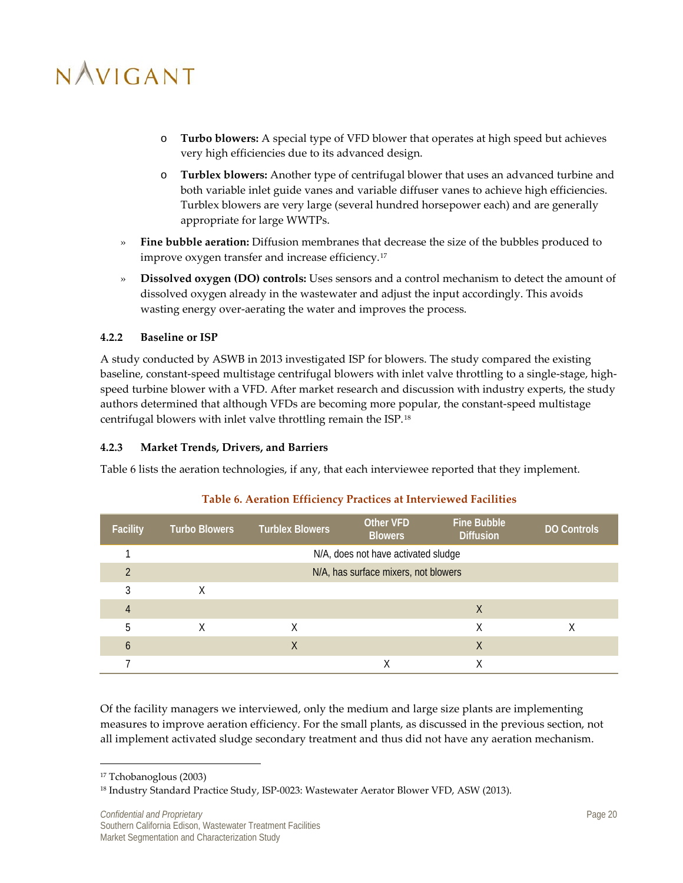- **Turbo blowers:** A special type of VFD blower that operates at high speed but achieves very high efficiencies due to its advanced design.
- **Turblex blowers:** Another type of centrifugal blower that uses an advanced turbine and both variable inlet guide vanes and variable diffuser vanes to achieve high efficiencies. Turblex blowers are very large (several hundred horsepower each) and are generally appropriate for large WWTPs.

» **Fine bubble aeration:** Diffusion membranes that decrease the size of the bubbles produced to improve oxygen transfer and increase efficiency.[17]

» **Dissolved oxygen (DO) controls:** Uses sensors and a control mechanism to detect the amount of dissolved oxygen already in the wastewater and adjust the input accordingly. This avoids wasting energy over-aerating the water and improves the process.

### 4.2.2 Baseline or ISP

A study conducted by ASWB in 2013 investigated ISP for blowers. The study compared the existing baseline, constant-speed multistage centrifugal blowers with inlet valve throttling to a single-stage, high-speed turbine blower with a VFD. After market research and discussion with industry experts, the study authors determined that although VFDs are becoming more popular, the constant-speed multistage centrifugal blowers with inlet valve throttling remain the ISP.[18]

### 4.2.3 Market Trends, Drivers, and Barriers

Table 6 lists the aeration technologies, if any, that each interviewee reported that they implement.

**Table 6. Aeration Efficiency Practices at Interviewed Facilities**

| Facility | Turbo Blowers | Turblex Blowers | Other VFD Blowers | Fine Bubble Diffusion | DO Controls |
|---|---|---|---|---|---|
| 1 | N/A, does not have activated sludge | | | | |
| 2 | N/A, has surface mixers, not blowers | | | | |
| 3 | X | | | | |
| 4 | | | | X | |
| 5 | X | X | | X | X |
| 6 | | X | | X | |
| 7 | | | X | X | |

Of the facility managers we interviewed, only the medium and large size plants are implementing measures to improve aeration efficiency. For the small plants, as discussed in the previous section, not all implement activated sludge secondary treatment and thus did not have any aeration mechanism.

[17] Tchobanoglous (2003)

[18] Industry Standard Practice Study, ISP-0023: Wastewater Aerator Blower VFD, ASW (2013).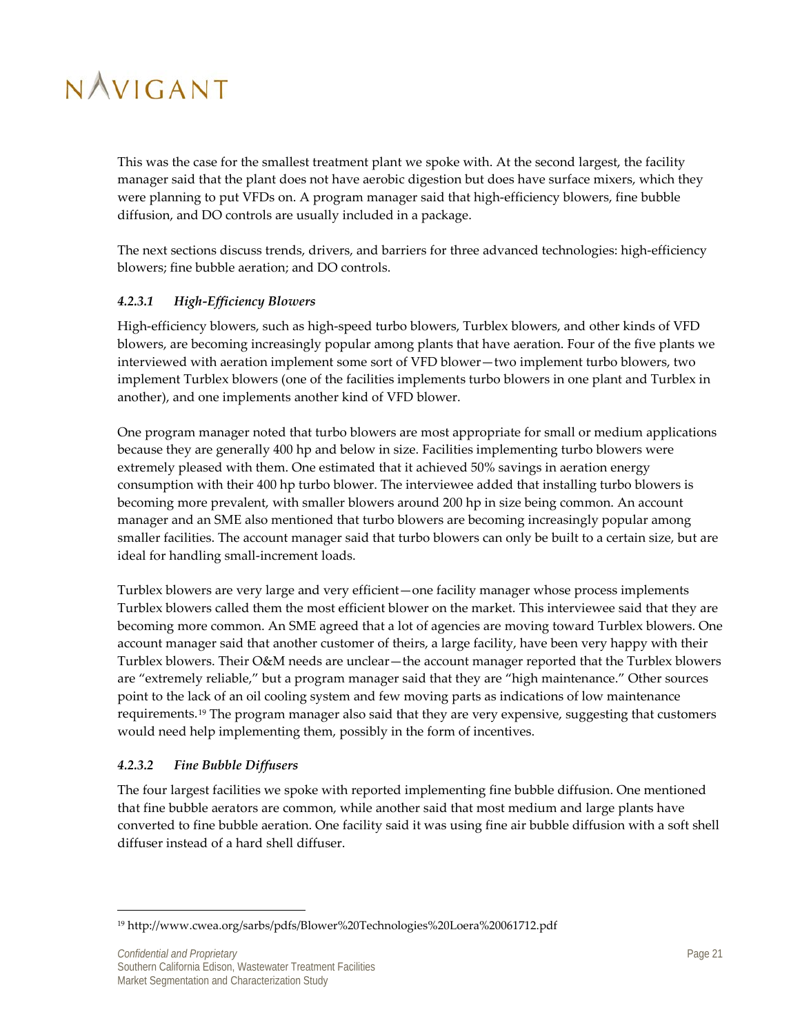This was the case for the smallest treatment plant we spoke with. At the second largest, the facility manager said that the plant does not have aerobic digestion but does have surface mixers, which they were planning to put VFDs on. A program manager said that high-efficiency blowers, fine bubble diffusion, and DO controls are usually included in a package.

The next sections discuss trends, drivers, and barriers for three advanced technologies: high-efficiency blowers; fine bubble aeration; and DO controls.

#### *4.2.3.1 High-Efficiency Blowers*

High-efficiency blowers, such as high-speed turbo blowers, Turblex blowers, and other kinds of VFD blowers, are becoming increasingly popular among plants that have aeration. Four of the five plants we interviewed with aeration implement some sort of VFD blower—two implement turbo blowers, two implement Turblex blowers (one of the facilities implements turbo blowers in one plant and Turblex in another), and one implements another kind of VFD blower.

One program manager noted that turbo blowers are most appropriate for small or medium applications because they are generally 400 hp and below in size. Facilities implementing turbo blowers were extremely pleased with them. One estimated that it achieved 50% savings in aeration energy consumption with their 400 hp turbo blower. The interviewee added that installing turbo blowers is becoming more prevalent, with smaller blowers around 200 hp in size being common. An account manager and an SME also mentioned that turbo blowers are becoming increasingly popular among smaller facilities. The account manager said that turbo blowers can only be built to a certain size, but are ideal for handling small-increment loads.

Turblex blowers are very large and very efficient—one facility manager whose process implements Turblex blowers called them the most efficient blower on the market. This interviewee said that they are becoming more common. An SME agreed that a lot of agencies are moving toward Turblex blowers. One account manager said that another customer of theirs, a large facility, have been very happy with their Turblex blowers. Their O&M needs are unclear—the account manager reported that the Turblex blowers are "extremely reliable," but a program manager said that they are "high maintenance." Other sources point to the lack of an oil cooling system and few moving parts as indications of low maintenance requirements.[19] The program manager also said that they are very expensive, suggesting that customers would need help implementing them, possibly in the form of incentives.

#### *4.2.3.2 Fine Bubble Diffusers*

The four largest facilities we spoke with reported implementing fine bubble diffusion. One mentioned that fine bubble aerators are common, while another said that most medium and large plants have converted to fine bubble aeration. One facility said it was using fine air bubble diffusion with a soft shell diffuser instead of a hard shell diffuser.

---

[19] http://www.cwea.org/sarbs/pdfs/Blower%20Technologies%20Loera%20061712.pdf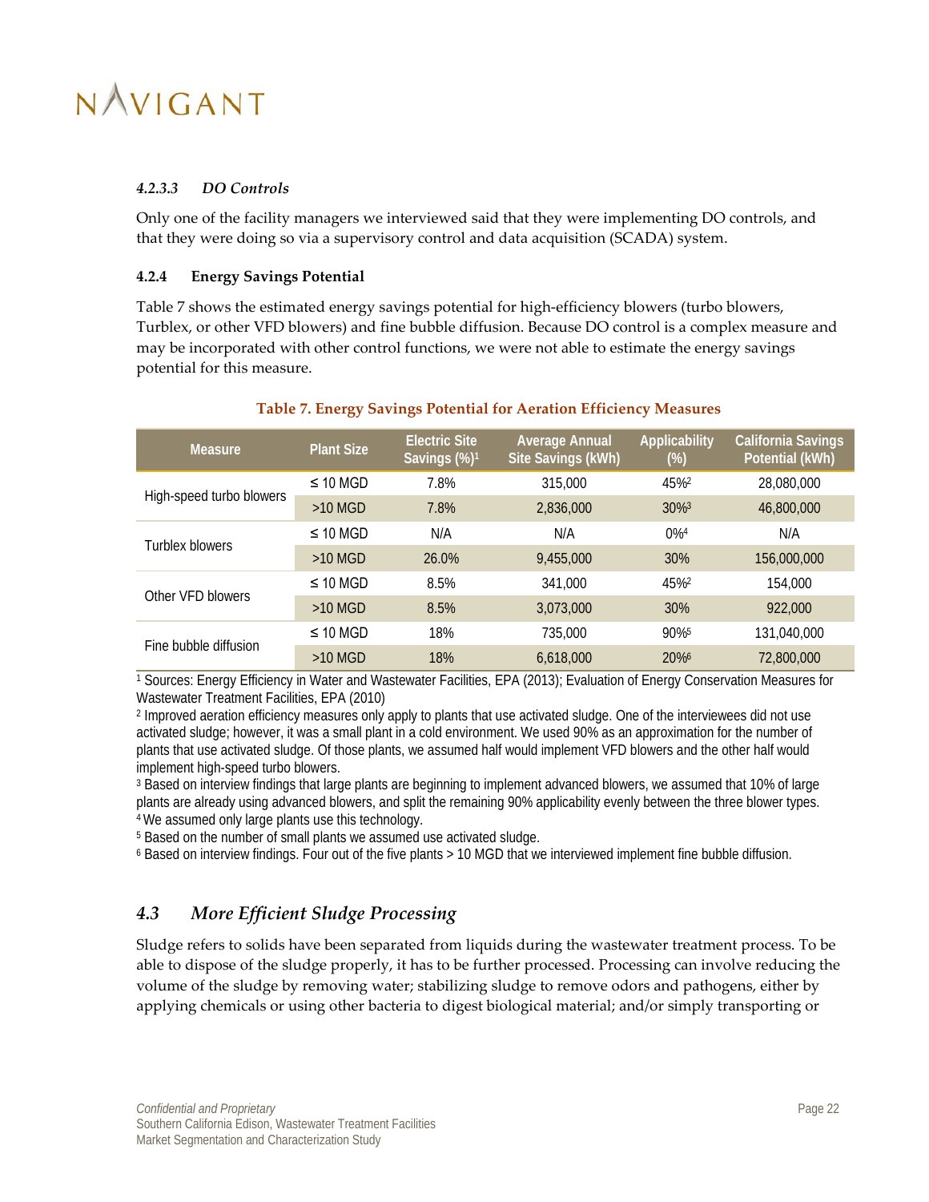#### 4.2.3.3 DO Controls

Only one of the facility managers we interviewed said that they were implementing DO controls, and that they were doing so via a supervisory control and data acquisition (SCADA) system.

### 4.2.4 Energy Savings Potential

Table 7 shows the estimated energy savings potential for high-efficiency blowers (turbo blowers, Turblex, or other VFD blowers) and fine bubble diffusion. Because DO control is a complex measure and may be incorporated with other control functions, we were not able to estimate the energy savings potential for this measure.

**Table 7. Energy Savings Potential for Aeration Efficiency Measures**

| Measure | Plant Size | Electric Site Savings (%)[1] | Average Annual Site Savings (kWh) | Applicability (%) | California Savings Potential (kWh) |
|---|---|---|---|---|---|
| High-speed turbo blowers | ≤ 10 MGD | 7.8% | 315,000 | 45%[2] | 28,080,000 |
| | >10 MGD | 7.8% | 2,836,000 | 30%[3] | 46,800,000 |
| Turblex blowers | ≤ 10 MGD | N/A | N/A | 0%[4] | N/A |
| | >10 MGD | 26.0% | 9,455,000 | 30% | 156,000,000 |
| Other VFD blowers | ≤ 10 MGD | 8.5% | 341,000 | 45%[2] | 154,000 |
| | >10 MGD | 8.5% | 3,073,000 | 30% | 922,000 |
| Fine bubble diffusion | ≤ 10 MGD | 18% | 735,000 | 90%[5] | 131,040,000 |
| | >10 MGD | 18% | 6,618,000 | 20%[6] | 72,800,000 |

[1] Sources: Energy Efficiency in Water and Wastewater Facilities, EPA (2013); Evaluation of Energy Conservation Measures for Wastewater Treatment Facilities, EPA (2010)

[2] Improved aeration efficiency measures only apply to plants that use activated sludge. One of the interviewees did not use activated sludge; however, it was a small plant in a cold environment. We used 90% as an approximation for the number of plants that use activated sludge. Of those plants, we assumed half would implement VFD blowers and the other half would implement high-speed turbo blowers.

[3] Based on interview findings that large plants are beginning to implement advanced blowers, we assumed that 10% of large plants are already using advanced blowers, and split the remaining 90% applicability evenly between the three blower types.

[4] We assumed only large plants use this technology.

[5] Based on the number of small plants we assumed use activated sludge.

[6] Based on interview findings. Four out of the five plants > 10 MGD that we interviewed implement fine bubble diffusion.

## 4.3 More Efficient Sludge Processing

Sludge refers to solids have been separated from liquids during the wastewater treatment process. To be able to dispose of the sludge properly, it has to be further processed. Processing can involve reducing the volume of the sludge by removing water; stabilizing sludge to remove odors and pathogens, either by applying chemicals or using other bacteria to digest biological material; and/or simply transporting or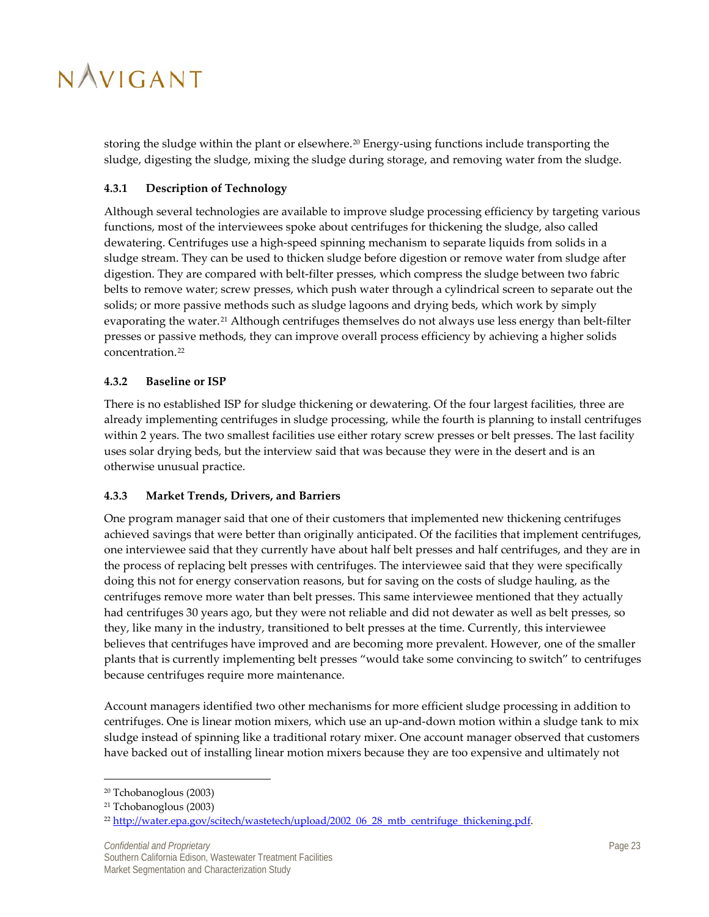storing the sludge within the plant or elsewhere.[20] Energy-using functions include transporting the sludge, digesting the sludge, mixing the sludge during storage, and removing water from the sludge.

### 4.3.1 Description of Technology

Although several technologies are available to improve sludge processing efficiency by targeting various functions, most of the interviewees spoke about centrifuges for thickening the sludge, also called dewatering. Centrifuges use a high-speed spinning mechanism to separate liquids from solids in a sludge stream. They can be used to thicken sludge before digestion or remove water from sludge after digestion. They are compared with belt-filter presses, which compress the sludge between two fabric belts to remove water; screw presses, which push water through a cylindrical screen to separate out the solids; or more passive methods such as sludge lagoons and drying beds, which work by simply evaporating the water.[21] Although centrifuges themselves do not always use less energy than belt-filter presses or passive methods, they can improve overall process efficiency by achieving a higher solids concentration.[22]

### 4.3.2 Baseline or ISP

There is no established ISP for sludge thickening or dewatering. Of the four largest facilities, three are already implementing centrifuges in sludge processing, while the fourth is planning to install centrifuges within 2 years. The two smallest facilities use either rotary screw presses or belt presses. The last facility uses solar drying beds, but the interview said that was because they were in the desert and is an otherwise unusual practice.

### 4.3.3 Market Trends, Drivers, and Barriers

One program manager said that one of their customers that implemented new thickening centrifuges achieved savings that were better than originally anticipated. Of the facilities that implement centrifuges, one interviewee said that they currently have about half belt presses and half centrifuges, and they are in the process of replacing belt presses with centrifuges. The interviewee said that they were specifically doing this not for energy conservation reasons, but for saving on the costs of sludge hauling, as the centrifuges remove more water than belt presses. This same interviewee mentioned that they actually had centrifuges 30 years ago, but they were not reliable and did not dewater as well as belt presses, so they, like many in the industry, transitioned to belt presses at the time. Currently, this interviewee believes that centrifuges have improved and are becoming more prevalent. However, one of the smaller plants that is currently implementing belt presses "would take some convincing to switch" to centrifuges because centrifuges require more maintenance.

Account managers identified two other mechanisms for more efficient sludge processing in addition to centrifuges. One is linear motion mixers, which use an up-and-down motion within a sludge tank to mix sludge instead of spinning like a traditional rotary mixer. One account manager observed that customers have backed out of installing linear motion mixers because they are too expensive and ultimately not

---

[20] Tchobanoglous (2003)

[21] Tchobanoglous (2003)

[22] http://water.epa.gov/scitech/wastetech/upload/2002_06_28_mtb_centrifuge_thickening.pdf.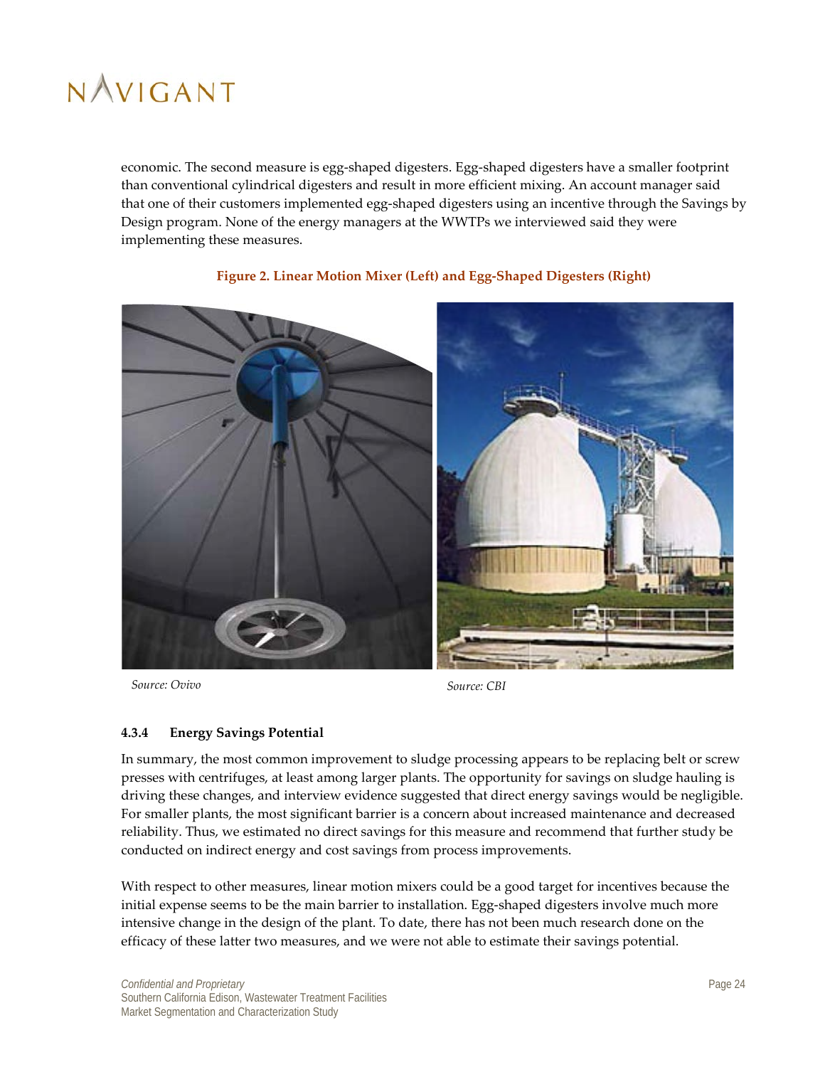economic. The second measure is egg-shaped digesters. Egg-shaped digesters have a smaller footprint than conventional cylindrical digesters and result in more efficient mixing. An account manager said that one of their customers implemented egg-shaped digesters using an incentive through the Savings by Design program. None of the energy managers at the WWTPs we interviewed said they were implementing these measures.

**Figure 2. Linear Motion Mixer (Left) and Egg-Shaped Digesters (Right)**

*Source: Ovivo*

*Source: CBI*

### 4.3.4 Energy Savings Potential

In summary, the most common improvement to sludge processing appears to be replacing belt or screw presses with centrifuges, at least among larger plants. The opportunity for savings on sludge hauling is driving these changes, and interview evidence suggested that direct energy savings would be negligible. For smaller plants, the most significant barrier is a concern about increased maintenance and decreased reliability. Thus, we estimated no direct savings for this measure and recommend that further study be conducted on indirect energy and cost savings from process improvements.

With respect to other measures, linear motion mixers could be a good target for incentives because the initial expense seems to be the main barrier to installation. Egg-shaped digesters involve much more intensive change in the design of the plant. To date, there has not been much research done on the efficacy of these latter two measures, and we were not able to estimate their savings potential.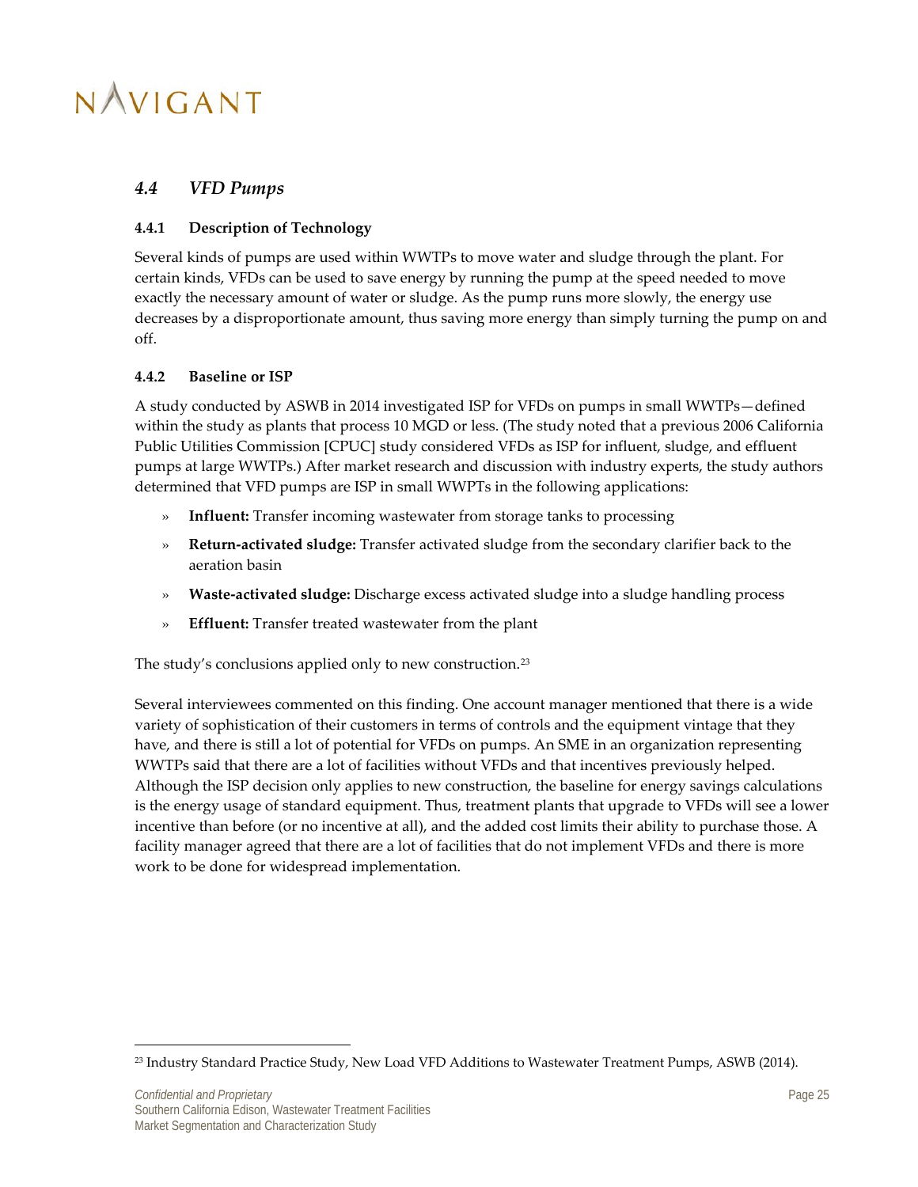## 4.4 *VFD Pumps*

### 4.4.1 Description of Technology

Several kinds of pumps are used within WWTPs to move water and sludge through the plant. For certain kinds, VFDs can be used to save energy by running the pump at the speed needed to move exactly the necessary amount of water or sludge. As the pump runs more slowly, the energy use decreases by a disproportionate amount, thus saving more energy than simply turning the pump on and off.

### 4.4.2 Baseline or ISP

A study conducted by ASWB in 2014 investigated ISP for VFDs on pumps in small WWTPs—defined within the study as plants that process 10 MGD or less. (The study noted that a previous 2006 California Public Utilities Commission [CPUC] study considered VFDs as ISP for influent, sludge, and effluent pumps at large WWTPs.) After market research and discussion with industry experts, the study authors determined that VFD pumps are ISP in small WWPTs in the following applications:

- **Influent:** Transfer incoming wastewater from storage tanks to processing
- **Return-activated sludge:** Transfer activated sludge from the secondary clarifier back to the aeration basin
- **Waste-activated sludge:** Discharge excess activated sludge into a sludge handling process
- **Effluent:** Transfer treated wastewater from the plant

The study's conclusions applied only to new construction.[23]

Several interviewees commented on this finding. One account manager mentioned that there is a wide variety of sophistication of their customers in terms of controls and the equipment vintage that they have, and there is still a lot of potential for VFDs on pumps. An SME in an organization representing WWTPs said that there are a lot of facilities without VFDs and that incentives previously helped. Although the ISP decision only applies to new construction, the baseline for energy savings calculations is the energy usage of standard equipment. Thus, treatment plants that upgrade to VFDs will see a lower incentive than before (or no incentive at all), and the added cost limits their ability to purchase those. A facility manager agreed that there are a lot of facilities that do not implement VFDs and there is more work to be done for widespread implementation.

[23] Industry Standard Practice Study, New Load VFD Additions to Wastewater Treatment Pumps, ASWB (2014).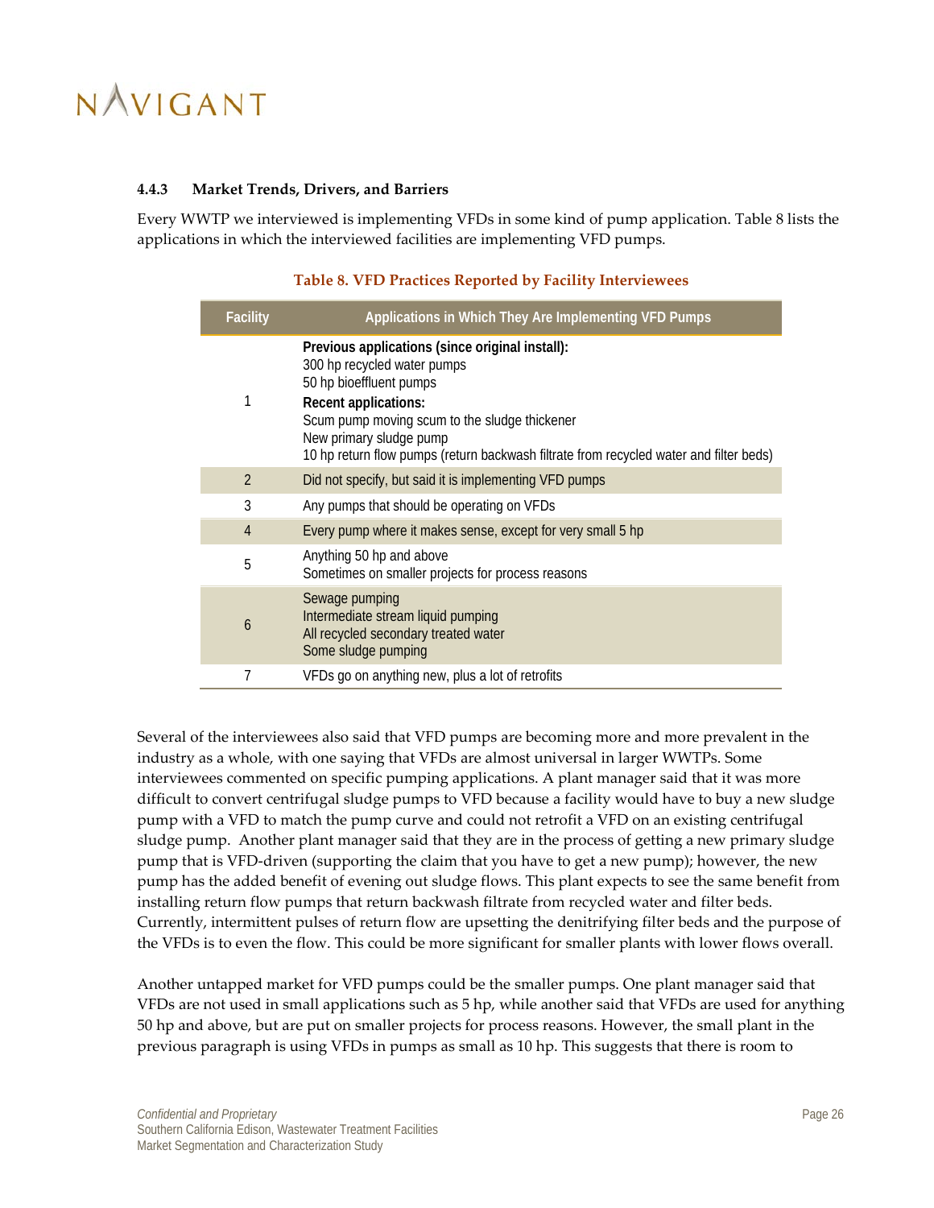#### 4.4.3 Market Trends, Drivers, and Barriers

Every WWTP we interviewed is implementing VFDs in some kind of pump application. Table 8 lists the applications in which the interviewed facilities are implementing VFD pumps.

**Table 8. VFD Practices Reported by Facility Interviewees**

| Facility | Applications in Which They Are Implementing VFD Pumps |
|---|---|
| 1 | **Previous applications (since original install):**<br>300 hp recycled water pumps<br>50 hp bioeffluent pumps<br>**Recent applications:**<br>Scum pump moving scum to the sludge thickener<br>New primary sludge pump<br>10 hp return flow pumps (return backwash filtrate from recycled water and filter beds) |
| 2 | Did not specify, but said it is implementing VFD pumps |
| 3 | Any pumps that should be operating on VFDs |
| 4 | Every pump where it makes sense, except for very small 5 hp |
| 5 | Anything 50 hp and above<br>Sometimes on smaller projects for process reasons |
| 6 | Sewage pumping<br>Intermediate stream liquid pumping<br>All recycled secondary treated water<br>Some sludge pumping |
| 7 | VFDs go on anything new, plus a lot of retrofits |

Several of the interviewees also said that VFD pumps are becoming more and more prevalent in the industry as a whole, with one saying that VFDs are almost universal in larger WWTPs. Some interviewees commented on specific pumping applications. A plant manager said that it was more difficult to convert centrifugal sludge pumps to VFD because a facility would have to buy a new sludge pump with a VFD to match the pump curve and could not retrofit a VFD on an existing centrifugal sludge pump. Another plant manager said that they are in the process of getting a new primary sludge pump that is VFD-driven (supporting the claim that you have to get a new pump); however, the new pump has the added benefit of evening out sludge flows. This plant expects to see the same benefit from installing return flow pumps that return backwash filtrate from recycled water and filter beds. Currently, intermittent pulses of return flow are upsetting the denitrifying filter beds and the purpose of the VFDs is to even the flow. This could be more significant for smaller plants with lower flows overall.

Another untapped market for VFD pumps could be the smaller pumps. One plant manager said that VFDs are not used in small applications such as 5 hp, while another said that VFDs are used for anything 50 hp and above, but are put on smaller projects for process reasons. However, the small plant in the previous paragraph is using VFDs in pumps as small as 10 hp. This suggests that there is room to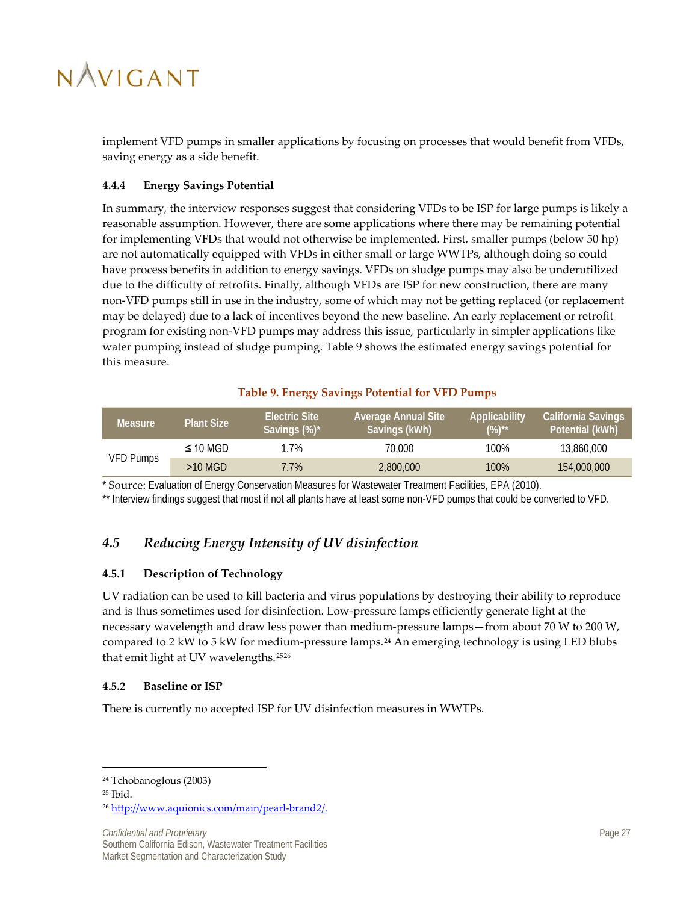implement VFD pumps in smaller applications by focusing on processes that would benefit from VFDs, saving energy as a side benefit.

#### 4.4.4 Energy Savings Potential

In summary, the interview responses suggest that considering VFDs to be ISP for large pumps is likely a reasonable assumption. However, there are some applications where there may be remaining potential for implementing VFDs that would not otherwise be implemented. First, smaller pumps (below 50 hp) are not automatically equipped with VFDs in either small or large WWTPs, although doing so could have process benefits in addition to energy savings. VFDs on sludge pumps may also be underutilized due to the difficulty of retrofits. Finally, although VFDs are ISP for new construction, there are many non-VFD pumps still in use in the industry, some of which may not be getting replaced (or replacement may be delayed) due to a lack of incentives beyond the new baseline. An early replacement or retrofit program for existing non-VFD pumps may address this issue, particularly in simpler applications like water pumping instead of sludge pumping. Table 9 shows the estimated energy savings potential for this measure.

**Table 9. Energy Savings Potential for VFD Pumps**

| Measure | Plant Size | Electric Site Savings (%)* | Average Annual Site Savings (kWh) | Applicability (%)** | California Savings Potential (kWh) |
|---|---|---|---|---|---|
| VFD Pumps | ≤ 10 MGD | 1.7% | 70,000 | 100% | 13,860,000 |
| | >10 MGD | 7.7% | 2,800,000 | 100% | 154,000,000 |

* Source: Evaluation of Energy Conservation Measures for Wastewater Treatment Facilities, EPA (2010).

** Interview findings suggest that most if not all plants have at least some non-VFD pumps that could be converted to VFD.

## *4.5 Reducing Energy Intensity of UV disinfection*

#### 4.5.1 Description of Technology

UV radiation can be used to kill bacteria and virus populations by destroying their ability to reproduce and is thus sometimes used for disinfection. Low-pressure lamps efficiently generate light at the necessary wavelength and draw less power than medium-pressure lamps—from about 70 W to 200 W, compared to 2 kW to 5 kW for medium-pressure lamps.[24] An emerging technology is using LED blubs that emit light at UV wavelengths.[25][26]

#### 4.5.2 Baseline or ISP

There is currently no accepted ISP for UV disinfection measures in WWTPs.

---

[24] Tchobanoglous (2003)

[25] Ibid.

[26] http://www.aquionics.com/main/pearl-brand2/.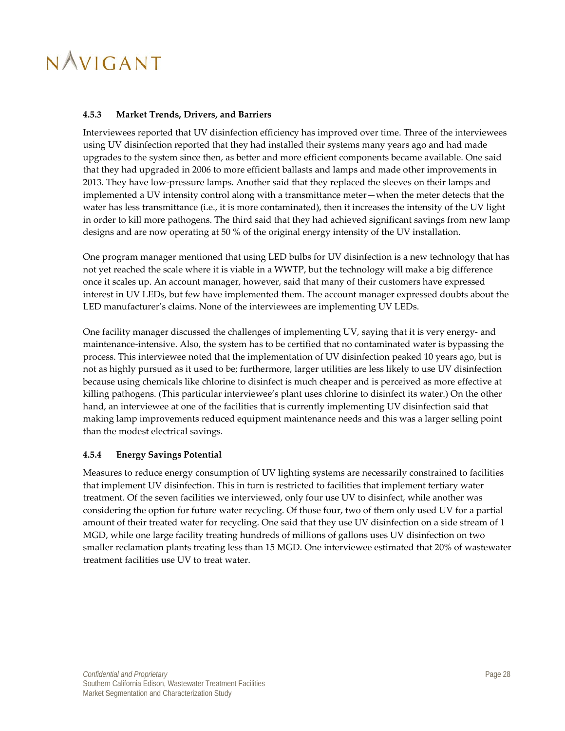### 4.5.3 Market Trends, Drivers, and Barriers

Interviewees reported that UV disinfection efficiency has improved over time. Three of the interviewees using UV disinfection reported that they had installed their systems many years ago and had made upgrades to the system since then, as better and more efficient components became available. One said that they had upgraded in 2006 to more efficient ballasts and lamps and made other improvements in 2013. They have low-pressure lamps. Another said that they replaced the sleeves on their lamps and implemented a UV intensity control along with a transmittance meter—when the meter detects that the water has less transmittance (i.e., it is more contaminated), then it increases the intensity of the UV light in order to kill more pathogens. The third said that they had achieved significant savings from new lamp designs and are now operating at 50 % of the original energy intensity of the UV installation.

One program manager mentioned that using LED bulbs for UV disinfection is a new technology that has not yet reached the scale where it is viable in a WWTP, but the technology will make a big difference once it scales up. An account manager, however, said that many of their customers have expressed interest in UV LEDs, but few have implemented them. The account manager expressed doubts about the LED manufacturer's claims. None of the interviewees are implementing UV LEDs.

One facility manager discussed the challenges of implementing UV, saying that it is very energy- and maintenance-intensive. Also, the system has to be certified that no contaminated water is bypassing the process. This interviewee noted that the implementation of UV disinfection peaked 10 years ago, but is not as highly pursued as it used to be; furthermore, larger utilities are less likely to use UV disinfection because using chemicals like chlorine to disinfect is much cheaper and is perceived as more effective at killing pathogens. (This particular interviewee's plant uses chlorine to disinfect its water.) On the other hand, an interviewee at one of the facilities that is currently implementing UV disinfection said that making lamp improvements reduced equipment maintenance needs and this was a larger selling point than the modest electrical savings.

### 4.5.4 Energy Savings Potential

Measures to reduce energy consumption of UV lighting systems are necessarily constrained to facilities that implement UV disinfection. This in turn is restricted to facilities that implement tertiary water treatment. Of the seven facilities we interviewed, only four use UV to disinfect, while another was considering the option for future water recycling. Of those four, two of them only used UV for a partial amount of their treated water for recycling. One said that they use UV disinfection on a side stream of 1 MGD, while one large facility treating hundreds of millions of gallons uses UV disinfection on two smaller reclamation plants treating less than 15 MGD. One interviewee estimated that 20% of wastewater treatment facilities use UV to treat water.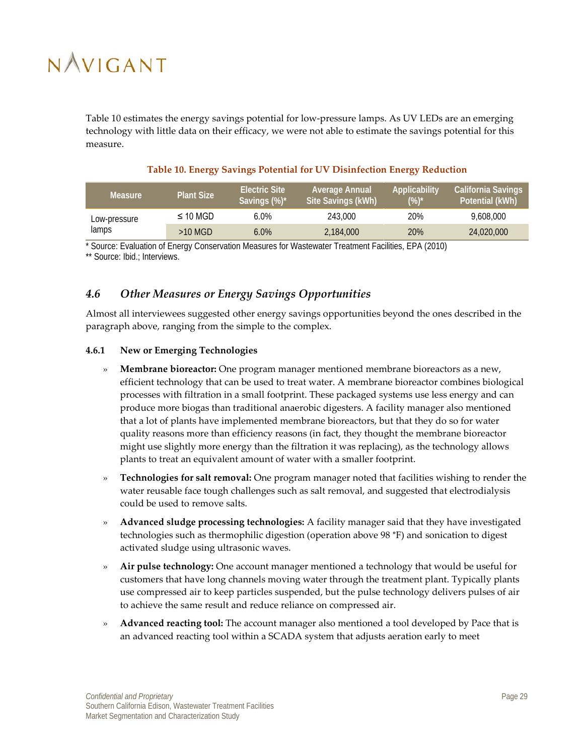Table 10 estimates the energy savings potential for low-pressure lamps. As UV LEDs are an emerging technology with little data on their efficacy, we were not able to estimate the savings potential for this measure.

**Table 10. Energy Savings Potential for UV Disinfection Energy Reduction**

| Measure | Plant Size | Electric Site Savings (%)* | Average Annual Site Savings (kWh) | Applicability (%)* | California Savings Potential (kWh) |
|---|---|---|---|---|---|
| Low-pressure lamps | ≤ 10 MGD | 6.0% | 243,000 | 20% | 9,608,000 |
| | >10 MGD | 6.0% | 2,184,000 | 20% | 24,020,000 |

* Source: Evaluation of Energy Conservation Measures for Wastewater Treatment Facilities, EPA (2010)
** Source: Ibid.; Interviews.

## *4.6 Other Measures or Energy Savings Opportunities*

Almost all interviewees suggested other energy savings opportunities beyond the ones described in the paragraph above, ranging from the simple to the complex.

### 4.6.1 New or Emerging Technologies

- **Membrane bioreactor:** One program manager mentioned membrane bioreactors as a new, efficient technology that can be used to treat water. A membrane bioreactor combines biological processes with filtration in a small footprint. These packaged systems use less energy and can produce more biogas than traditional anaerobic digesters. A facility manager also mentioned that a lot of plants have implemented membrane bioreactors, but that they do so for water quality reasons more than efficiency reasons (in fact, they thought the membrane bioreactor might use slightly more energy than the filtration it was replacing), as the technology allows plants to treat an equivalent amount of water with a smaller footprint.
- **Technologies for salt removal:** One program manager noted that facilities wishing to render the water reusable face tough challenges such as salt removal, and suggested that electrodialysis could be used to remove salts.
- **Advanced sludge processing technologies:** A facility manager said that they have investigated technologies such as thermophilic digestion (operation above 98 °F) and sonication to digest activated sludge using ultrasonic waves.
- **Air pulse technology:** One account manager mentioned a technology that would be useful for customers that have long channels moving water through the treatment plant. Typically plants use compressed air to keep particles suspended, but the pulse technology delivers pulses of air to achieve the same result and reduce reliance on compressed air.
- **Advanced reacting tool:** The account manager also mentioned a tool developed by Pace that is an advanced reacting tool within a SCADA system that adjusts aeration early to meet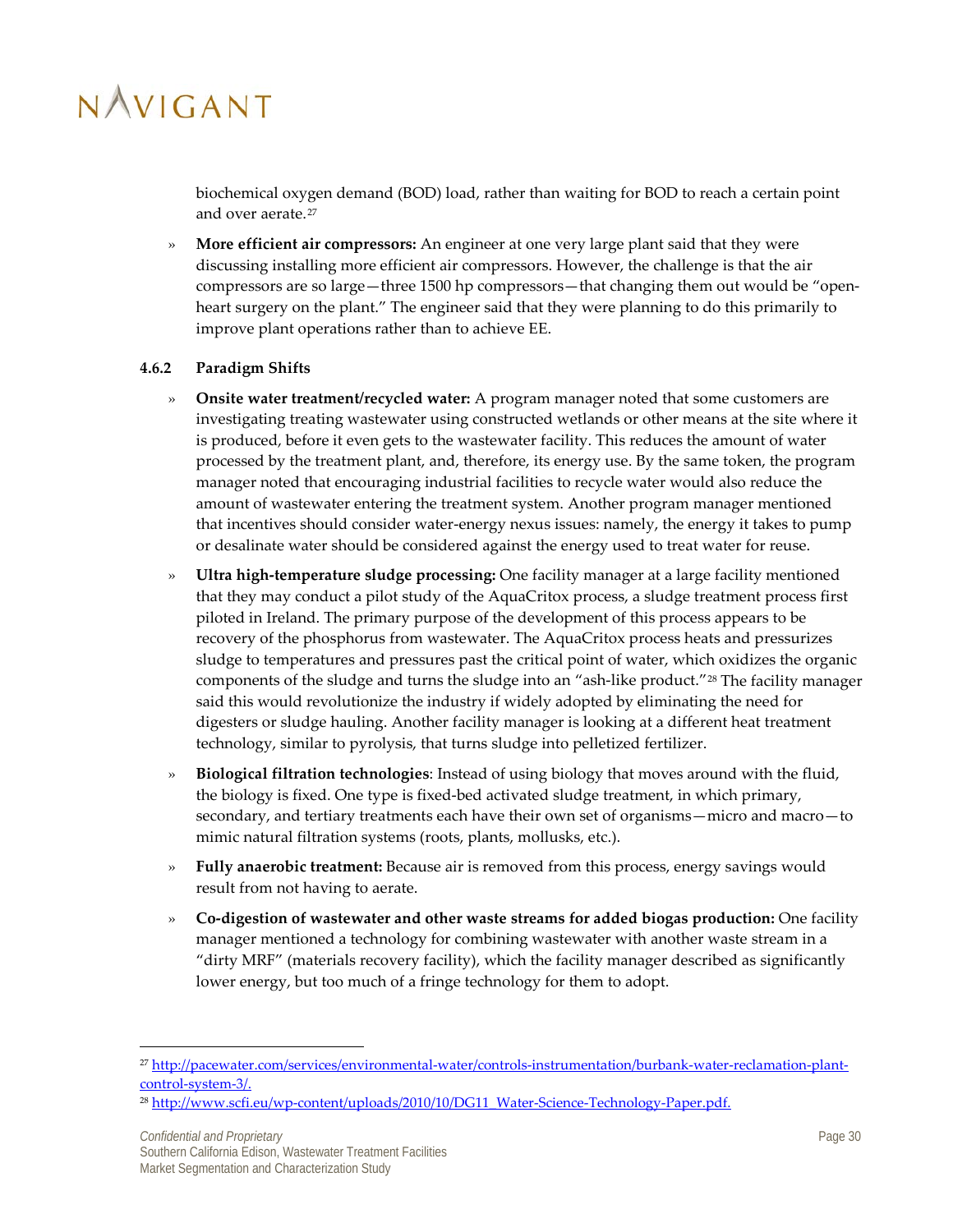biochemical oxygen demand (BOD) load, rather than waiting for BOD to reach a certain point and over aerate.[27]

- **More efficient air compressors:** An engineer at one very large plant said that they were discussing installing more efficient air compressors. However, the challenge is that the air compressors are so large—three 1500 hp compressors—that changing them out would be "open-heart surgery on the plant." The engineer said that they were planning to do this primarily to improve plant operations rather than to achieve EE.

### 4.6.2 Paradigm Shifts

- **Onsite water treatment/recycled water:** A program manager noted that some customers are investigating treating wastewater using constructed wetlands or other means at the site where it is produced, before it even gets to the wastewater facility. This reduces the amount of water processed by the treatment plant, and, therefore, its energy use. By the same token, the program manager noted that encouraging industrial facilities to recycle water would also reduce the amount of wastewater entering the treatment system. Another program manager mentioned that incentives should consider water-energy nexus issues: namely, the energy it takes to pump or desalinate water should be considered against the energy used to treat water for reuse.
- **Ultra high-temperature sludge processing:** One facility manager at a large facility mentioned that they may conduct a pilot study of the AquaCritox process, a sludge treatment process first piloted in Ireland. The primary purpose of the development of this process appears to be recovery of the phosphorus from wastewater. The AquaCritox process heats and pressurizes sludge to temperatures and pressures past the critical point of water, which oxidizes the organic components of the sludge and turns the sludge into an "ash-like product."[28] The facility manager said this would revolutionize the industry if widely adopted by eliminating the need for digesters or sludge hauling. Another facility manager is looking at a different heat treatment technology, similar to pyrolysis, that turns sludge into pelletized fertilizer.
- **Biological filtration technologies**: Instead of using biology that moves around with the fluid, the biology is fixed. One type is fixed-bed activated sludge treatment, in which primary, secondary, and tertiary treatments each have their own set of organisms—micro and macro—to mimic natural filtration systems (roots, plants, mollusks, etc.).
- **Fully anaerobic treatment:** Because air is removed from this process, energy savings would result from not having to aerate.
- **Co-digestion of wastewater and other waste streams for added biogas production:** One facility manager mentioned a technology for combining wastewater with another waste stream in a "dirty MRF" (materials recovery facility), which the facility manager described as significantly lower energy, but too much of a fringe technology for them to adopt.

---

[27] http://pacewater.com/services/environmental-water/controls-instrumentation/burbank-water-reclamation-plant-control-system-3/.

[28] http://www.scfi.eu/wp-content/uploads/2010/10/DG11_Water-Science-Technology-Paper.pdf.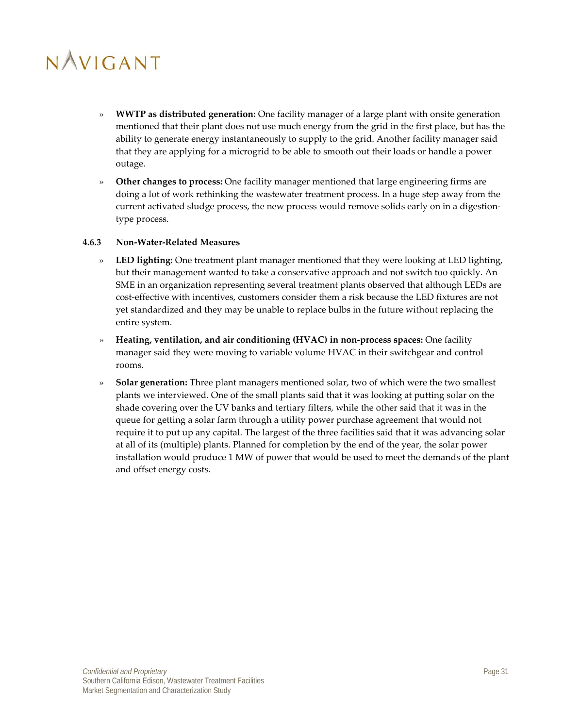- **WWTP as distributed generation:** One facility manager of a large plant with onsite generation mentioned that their plant does not use much energy from the grid in the first place, but has the ability to generate energy instantaneously to supply to the grid. Another facility manager said that they are applying for a microgrid to be able to smooth out their loads or handle a power outage.
- **Other changes to process:** One facility manager mentioned that large engineering firms are doing a lot of work rethinking the wastewater treatment process. In a huge step away from the current activated sludge process, the new process would remove solids early on in a digestion-type process.

#### 4.6.3 Non-Water-Related Measures

- **LED lighting:** One treatment plant manager mentioned that they were looking at LED lighting, but their management wanted to take a conservative approach and not switch too quickly. An SME in an organization representing several treatment plants observed that although LEDs are cost-effective with incentives, customers consider them a risk because the LED fixtures are not yet standardized and they may be unable to replace bulbs in the future without replacing the entire system.
- **Heating, ventilation, and air conditioning (HVAC) in non-process spaces:** One facility manager said they were moving to variable volume HVAC in their switchgear and control rooms.
- **Solar generation:** Three plant managers mentioned solar, two of which were the two smallest plants we interviewed. One of the small plants said that it was looking at putting solar on the shade covering over the UV banks and tertiary filters, while the other said that it was in the queue for getting a solar farm through a utility power purchase agreement that would not require it to put up any capital. The largest of the three facilities said that it was advancing solar at all of its (multiple) plants. Planned for completion by the end of the year, the solar power installation would produce 1 MW of power that would be used to meet the demands of the plant and offset energy costs.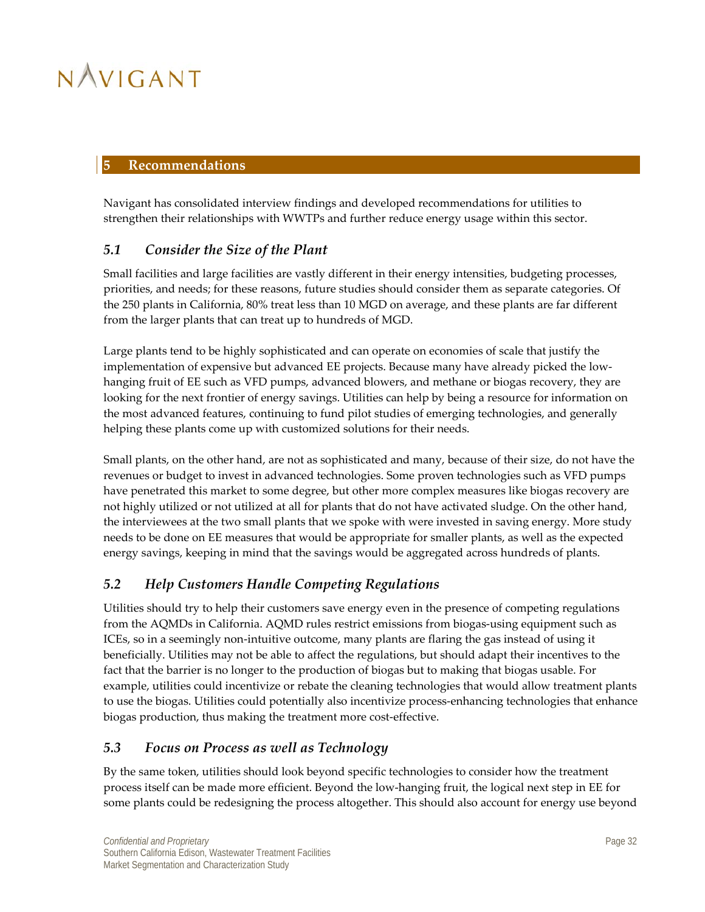## 5 Recommendations

Navigant has consolidated interview findings and developed recommendations for utilities to strengthen their relationships with WWTPs and further reduce energy usage within this sector.

### 5.1 Consider the Size of the Plant

Small facilities and large facilities are vastly different in their energy intensities, budgeting processes, priorities, and needs; for these reasons, future studies should consider them as separate categories. Of the 250 plants in California, 80% treat less than 10 MGD on average, and these plants are far different from the larger plants that can treat up to hundreds of MGD.

Large plants tend to be highly sophisticated and can operate on economies of scale that justify the implementation of expensive but advanced EE projects. Because many have already picked the low-hanging fruit of EE such as VFD pumps, advanced blowers, and methane or biogas recovery, they are looking for the next frontier of energy savings. Utilities can help by being a resource for information on the most advanced features, continuing to fund pilot studies of emerging technologies, and generally helping these plants come up with customized solutions for their needs.

Small plants, on the other hand, are not as sophisticated and many, because of their size, do not have the revenues or budget to invest in advanced technologies. Some proven technologies such as VFD pumps have penetrated this market to some degree, but other more complex measures like biogas recovery are not highly utilized or not utilized at all for plants that do not have activated sludge. On the other hand, the interviewees at the two small plants that we spoke with were invested in saving energy. More study needs to be done on EE measures that would be appropriate for smaller plants, as well as the expected energy savings, keeping in mind that the savings would be aggregated across hundreds of plants.

### 5.2 Help Customers Handle Competing Regulations

Utilities should try to help their customers save energy even in the presence of competing regulations from the AQMDs in California. AQMD rules restrict emissions from biogas-using equipment such as ICEs, so in a seemingly non-intuitive outcome, many plants are flaring the gas instead of using it beneficially. Utilities may not be able to affect the regulations, but should adapt their incentives to the fact that the barrier is no longer to the production of biogas but to making that biogas usable. For example, utilities could incentivize or rebate the cleaning technologies that would allow treatment plants to use the biogas. Utilities could potentially also incentivize process-enhancing technologies that enhance biogas production, thus making the treatment more cost-effective.

### 5.3 Focus on Process as well as Technology

By the same token, utilities should look beyond specific technologies to consider how the treatment process itself can be made more efficient. Beyond the low-hanging fruit, the logical next step in EE for some plants could be redesigning the process altogether. This should also account for energy use beyond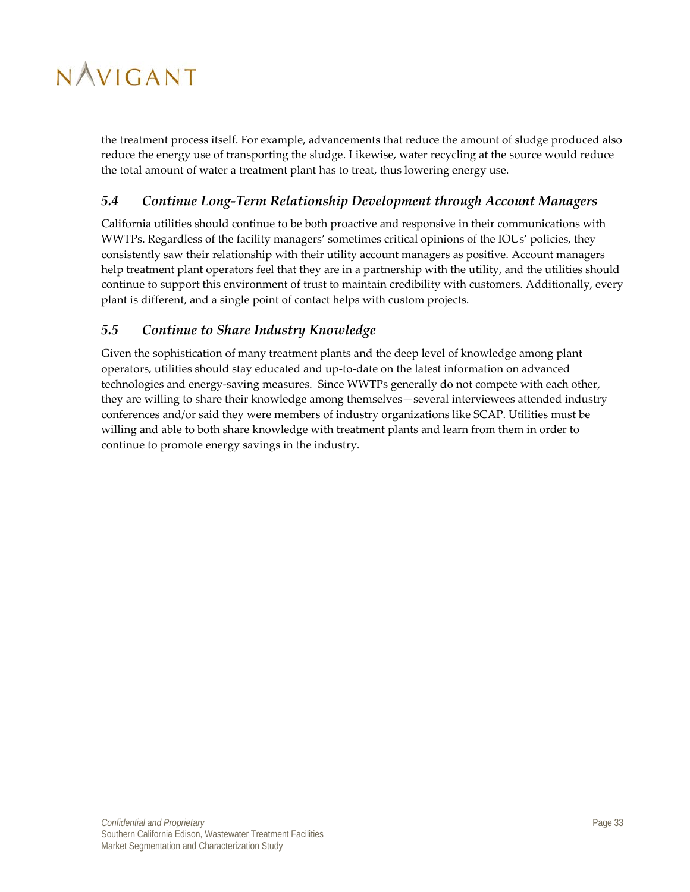the treatment process itself. For example, advancements that reduce the amount of sludge produced also reduce the energy use of transporting the sludge. Likewise, water recycling at the source would reduce the total amount of water a treatment plant has to treat, thus lowering energy use.

## *5.4 Continue Long-Term Relationship Development through Account Managers*

California utilities should continue to be both proactive and responsive in their communications with WWTPs. Regardless of the facility managers' sometimes critical opinions of the IOUs' policies, they consistently saw their relationship with their utility account managers as positive. Account managers help treatment plant operators feel that they are in a partnership with the utility, and the utilities should continue to support this environment of trust to maintain credibility with customers. Additionally, every plant is different, and a single point of contact helps with custom projects.

## *5.5 Continue to Share Industry Knowledge*

Given the sophistication of many treatment plants and the deep level of knowledge among plant operators, utilities should stay educated and up-to-date on the latest information on advanced technologies and energy-saving measures. Since WWTPs generally do not compete with each other, they are willing to share their knowledge among themselves—several interviewees attended industry conferences and/or said they were members of industry organizations like SCAP. Utilities must be willing and able to both share knowledge with treatment plants and learn from them in order to continue to promote energy savings in the industry.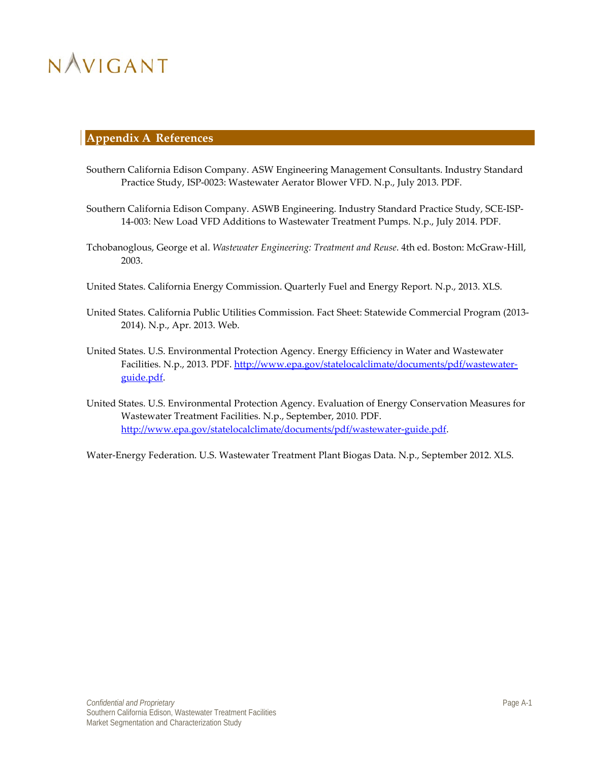# Appendix A References

Southern California Edison Company. ASW Engineering Management Consultants. Industry Standard Practice Study, ISP-0023: Wastewater Aerator Blower VFD. N.p., July 2013. PDF.

Southern California Edison Company. ASWB Engineering. Industry Standard Practice Study, SCE-ISP-14-003: New Load VFD Additions to Wastewater Treatment Pumps. N.p., July 2014. PDF.

Tchobanoglous, George et al. *Wastewater Engineering: Treatment and Reuse*. 4th ed. Boston: McGraw-Hill, 2003.

United States. California Energy Commission. Quarterly Fuel and Energy Report. N.p., 2013. XLS.

United States. California Public Utilities Commission. Fact Sheet: Statewide Commercial Program (2013-2014). N.p., Apr. 2013. Web.

United States. U.S. Environmental Protection Agency. Energy Efficiency in Water and Wastewater Facilities. N.p., 2013. PDF. [http://www.epa.gov/statelocalclimate/documents/pdf/wastewater-guide.pdf](http://www.epa.gov/statelocalclimate/documents/pdf/wastewater-guide.pdf).

United States. U.S. Environmental Protection Agency. Evaluation of Energy Conservation Measures for Wastewater Treatment Facilities. N.p., September, 2010. PDF. [http://www.epa.gov/statelocalclimate/documents/pdf/wastewater-guide.pdf](http://www.epa.gov/statelocalclimate/documents/pdf/wastewater-guide.pdf).

Water-Energy Federation. U.S. Wastewater Treatment Plant Biogas Data. N.p., September 2012. XLS.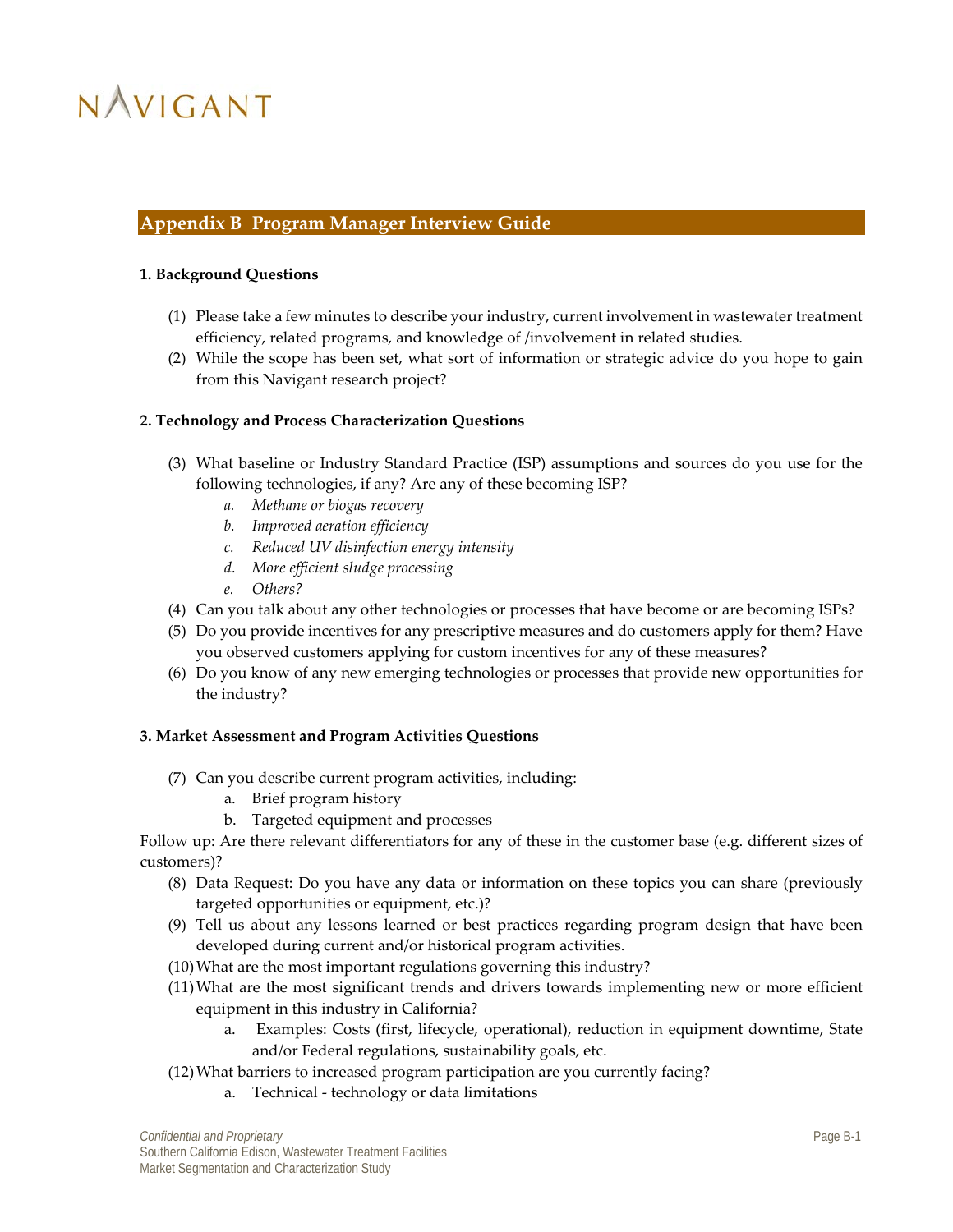## Appendix B Program Manager Interview Guide

**1. Background Questions**

(1) Please take a few minutes to describe your industry, current involvement in wastewater treatment efficiency, related programs, and knowledge of /involvement in related studies.

(2) While the scope has been set, what sort of information or strategic advice do you hope to gain from this Navigant research project?

**2. Technology and Process Characterization Questions**

(3) What baseline or Industry Standard Practice (ISP) assumptions and sources do you use for the following technologies, if any? Are any of these becoming ISP?

  a. *Methane or biogas recovery*
  b. *Improved aeration efficiency*
  c. *Reduced UV disinfection energy intensity*
  d. *More efficient sludge processing*
  e. *Others?*

(4) Can you talk about any other technologies or processes that have become or are becoming ISPs?

(5) Do you provide incentives for any prescriptive measures and do customers apply for them? Have you observed customers applying for custom incentives for any of these measures?

(6) Do you know of any new emerging technologies or processes that provide new opportunities for the industry?

**3. Market Assessment and Program Activities Questions**

(7) Can you describe current program activities, including:

  a. Brief program history
  b. Targeted equipment and processes

Follow up: Are there relevant differentiators for any of these in the customer base (e.g. different sizes of customers)?

(8) Data Request: Do you have any data or information on these topics you can share (previously targeted opportunities or equipment, etc.)?

(9) Tell us about any lessons learned or best practices regarding program design that have been developed during current and/or historical program activities.

(10) What are the most important regulations governing this industry?

(11) What are the most significant trends and drivers towards implementing new or more efficient equipment in this industry in California?

  a. Examples: Costs (first, lifecycle, operational), reduction in equipment downtime, State and/or Federal regulations, sustainability goals, etc.

(12) What barriers to increased program participation are you currently facing?

  a. Technical - technology or data limitations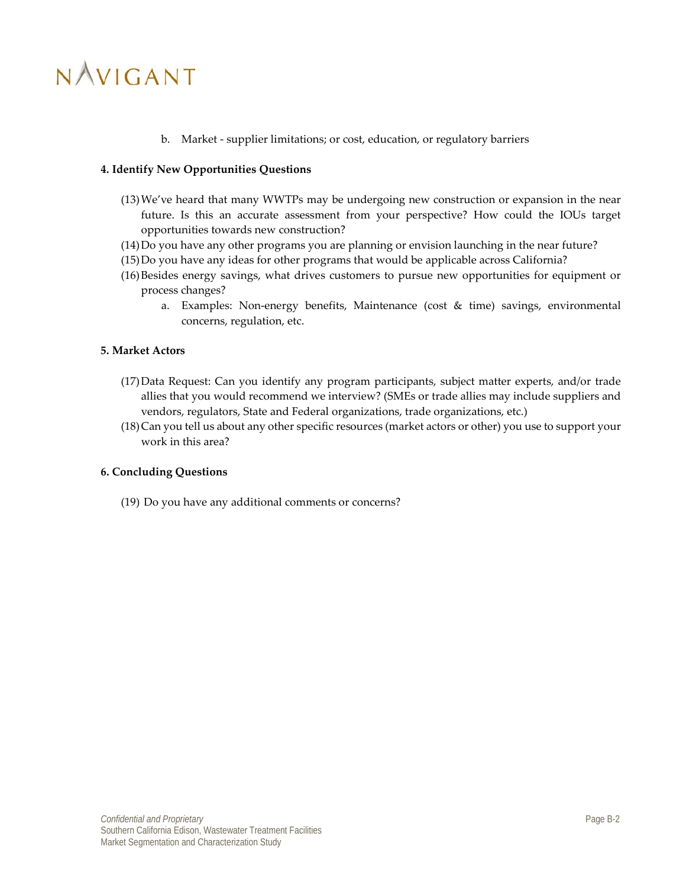b. Market - supplier limitations; or cost, education, or regulatory barriers

**4. Identify New Opportunities Questions**

(13) We've heard that many WWTPs may be undergoing new construction or expansion in the near future. Is this an accurate assessment from your perspective? How could the IOUs target opportunities towards new construction?

(14) Do you have any other programs you are planning or envision launching in the near future?

(15) Do you have any ideas for other programs that would be applicable across California?

(16) Besides energy savings, what drives customers to pursue new opportunities for equipment or process changes?

  a. Examples: Non-energy benefits, Maintenance (cost & time) savings, environmental concerns, regulation, etc.

**5. Market Actors**

(17) Data Request: Can you identify any program participants, subject matter experts, and/or trade allies that you would recommend we interview? (SMEs or trade allies may include suppliers and vendors, regulators, State and Federal organizations, trade organizations, etc.)

(18) Can you tell us about any other specific resources (market actors or other) you use to support your work in this area?

**6. Concluding Questions**

(19) Do you have any additional comments or concerns?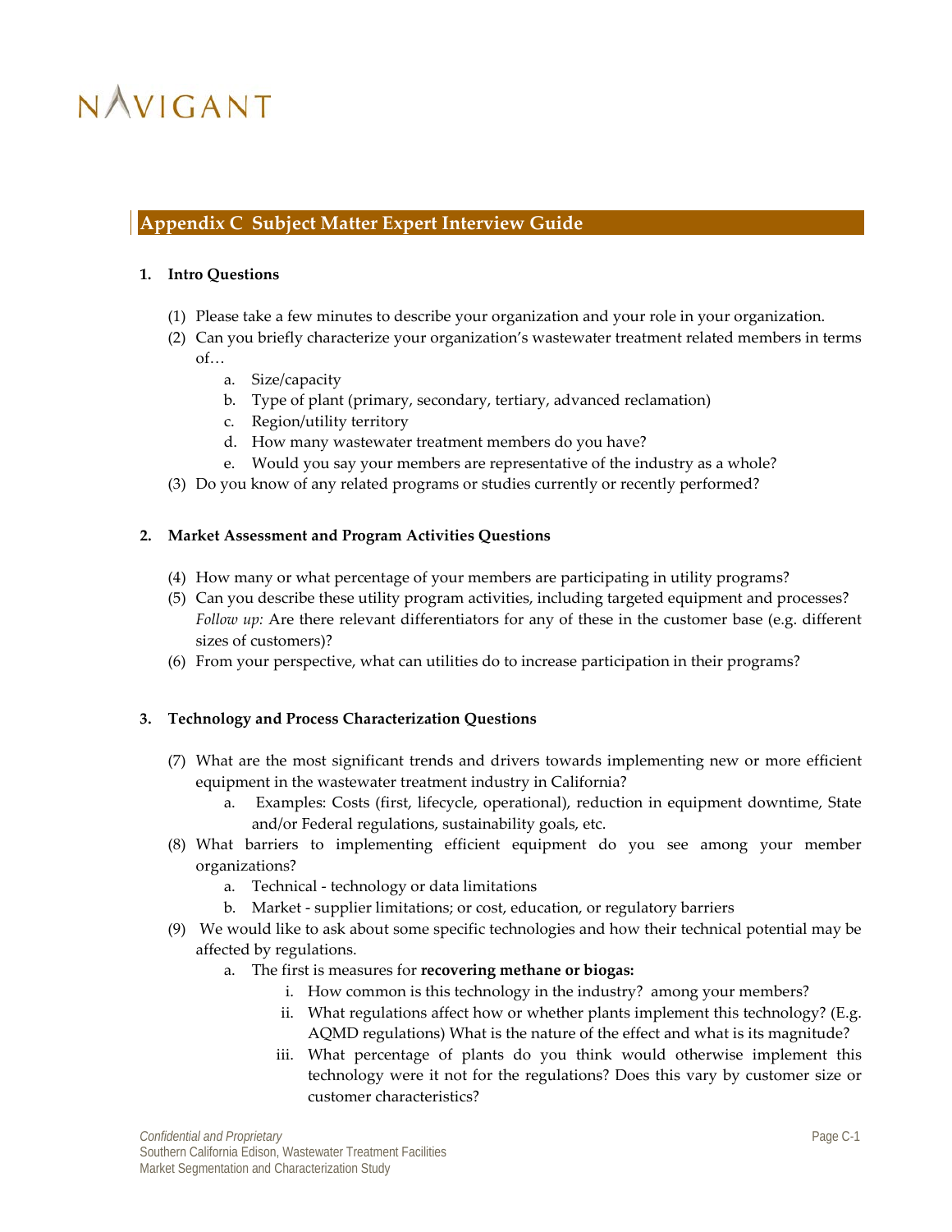## Appendix C Subject Matter Expert Interview Guide

**1. Intro Questions**

(1) Please take a few minutes to describe your organization and your role in your organization.

(2) Can you briefly characterize your organization's wastewater treatment related members in terms of…

   a. Size/capacity
   b. Type of plant (primary, secondary, tertiary, advanced reclamation)
   c. Region/utility territory
   d. How many wastewater treatment members do you have?
   e. Would you say your members are representative of the industry as a whole?

(3) Do you know of any related programs or studies currently or recently performed?

**2. Market Assessment and Program Activities Questions**

(4) How many or what percentage of your members are participating in utility programs?

(5) Can you describe these utility program activities, including targeted equipment and processes? *Follow up:* Are there relevant differentiators for any of these in the customer base (e.g. different sizes of customers)?

(6) From your perspective, what can utilities do to increase participation in their programs?

**3. Technology and Process Characterization Questions**

(7) What are the most significant trends and drivers towards implementing new or more efficient equipment in the wastewater treatment industry in California?

   a. Examples: Costs (first, lifecycle, operational), reduction in equipment downtime, State and/or Federal regulations, sustainability goals, etc.

(8) What barriers to implementing efficient equipment do you see among your member organizations?

   a. Technical - technology or data limitations
   b. Market - supplier limitations; or cost, education, or regulatory barriers

(9) We would like to ask about some specific technologies and how their technical potential may be affected by regulations.

   a. The first is measures for **recovering methane or biogas:**

      i. How common is this technology in the industry? among your members?
      ii. What regulations affect how or whether plants implement this technology? (E.g. AQMD regulations) What is the nature of the effect and what is its magnitude?
      iii. What percentage of plants do you think would otherwise implement this technology were it not for the regulations? Does this vary by customer size or customer characteristics?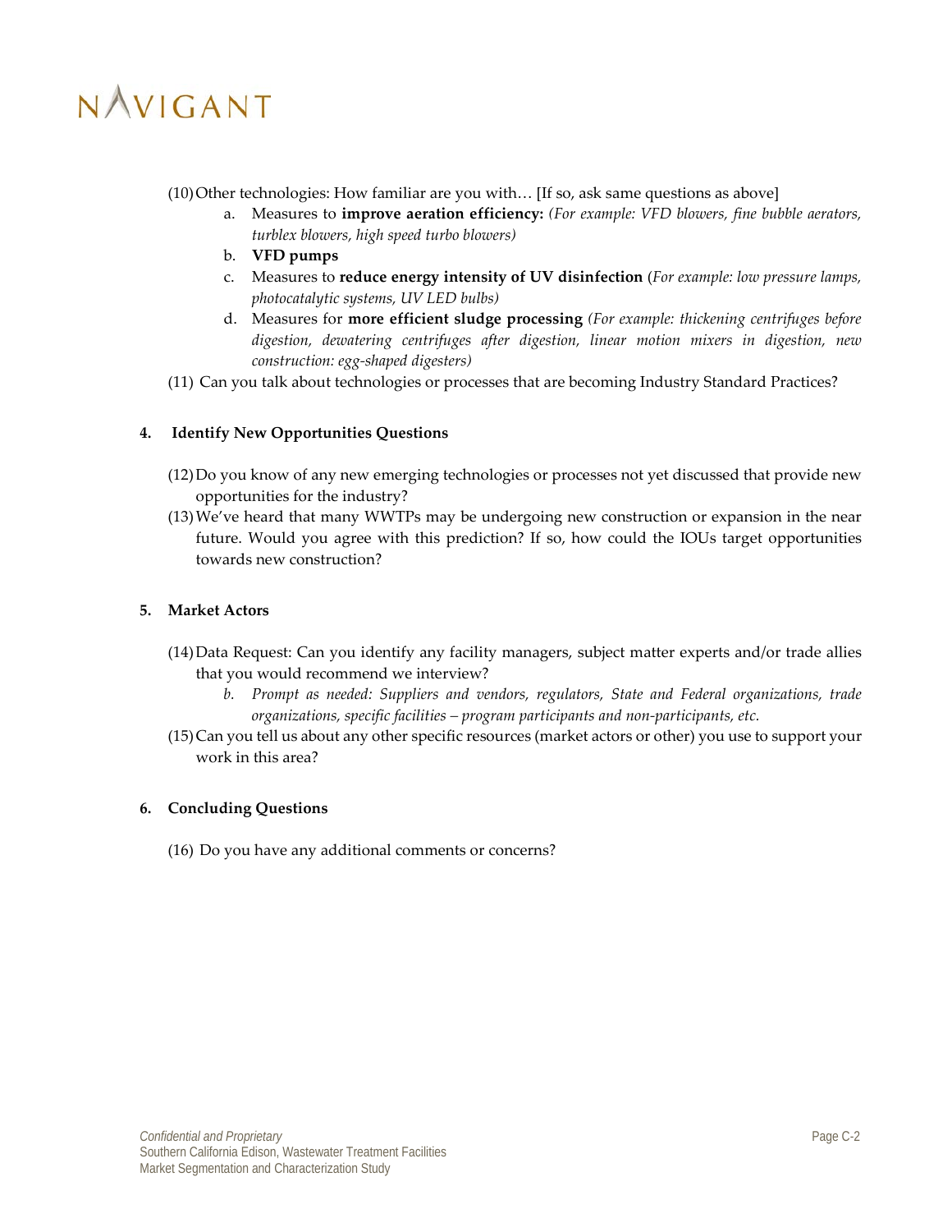(10) Other technologies: How familiar are you with… [If so, ask same questions as above]

a. Measures to **improve aeration efficiency:** *(For example: VFD blowers, fine bubble aerators, turblex blowers, high speed turbo blowers)*
b. **VFD pumps**
c. Measures to **reduce energy intensity of UV disinfection** (*For example: low pressure lamps, photocatalytic systems, UV LED bulbs)*
d. Measures for **more efficient sludge processing** *(For example: thickening centrifuges before digestion, dewatering centrifuges after digestion, linear motion mixers in digestion, new construction: egg-shaped digesters)*

(11) Can you talk about technologies or processes that are becoming Industry Standard Practices?

## 4. Identify New Opportunities Questions

(12) Do you know of any new emerging technologies or processes not yet discussed that provide new opportunities for the industry?

(13) We've heard that many WWTPs may be undergoing new construction or expansion in the near future. Would you agree with this prediction? If so, how could the IOUs target opportunities towards new construction?

## 5. Market Actors

(14) Data Request: Can you identify any facility managers, subject matter experts and/or trade allies that you would recommend we interview?

b. *Prompt as needed: Suppliers and vendors, regulators, State and Federal organizations, trade organizations, specific facilities – program participants and non-participants, etc.*

(15) Can you tell us about any other specific resources (market actors or other) you use to support your work in this area?

## 6. Concluding Questions

(16) Do you have any additional comments or concerns?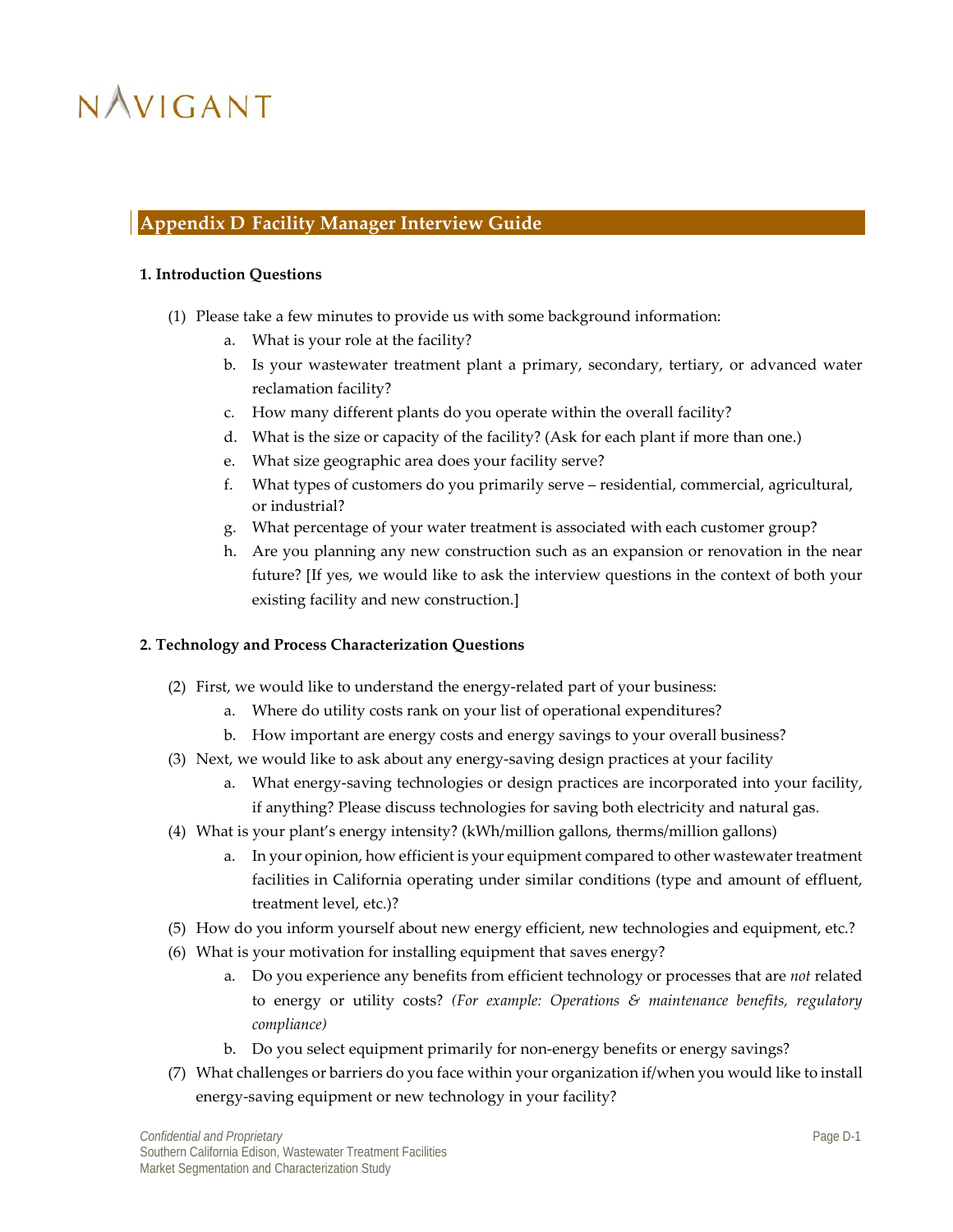## Appendix D Facility Manager Interview Guide

**1. Introduction Questions**

(1) Please take a few minutes to provide us with some background information:

  a. What is your role at the facility?
  b. Is your wastewater treatment plant a primary, secondary, tertiary, or advanced water reclamation facility?
  c. How many different plants do you operate within the overall facility?
  d. What is the size or capacity of the facility? (Ask for each plant if more than one.)
  e. What size geographic area does your facility serve?
  f. What types of customers do you primarily serve – residential, commercial, agricultural, or industrial?
  g. What percentage of your water treatment is associated with each customer group?
  h. Are you planning any new construction such as an expansion or renovation in the near future? [If yes, we would like to ask the interview questions in the context of both your existing facility and new construction.]

**2. Technology and Process Characterization Questions**

(2) First, we would like to understand the energy-related part of your business:

  a. Where do utility costs rank on your list of operational expenditures?
  b. How important are energy costs and energy savings to your overall business?

(3) Next, we would like to ask about any energy-saving design practices at your facility

  a. What energy-saving technologies or design practices are incorporated into your facility, if anything? Please discuss technologies for saving both electricity and natural gas.

(4) What is your plant's energy intensity? (kWh/million gallons, therms/million gallons)

  a. In your opinion, how efficient is your equipment compared to other wastewater treatment facilities in California operating under similar conditions (type and amount of effluent, treatment level, etc.)?

(5) How do you inform yourself about new energy efficient, new technologies and equipment, etc.?

(6) What is your motivation for installing equipment that saves energy?

  a. Do you experience any benefits from efficient technology or processes that are *not* related to energy or utility costs? *(For example: Operations & maintenance benefits, regulatory compliance)*
  b. Do you select equipment primarily for non-energy benefits or energy savings?

(7) What challenges or barriers do you face within your organization if/when you would like to install energy-saving equipment or new technology in your facility?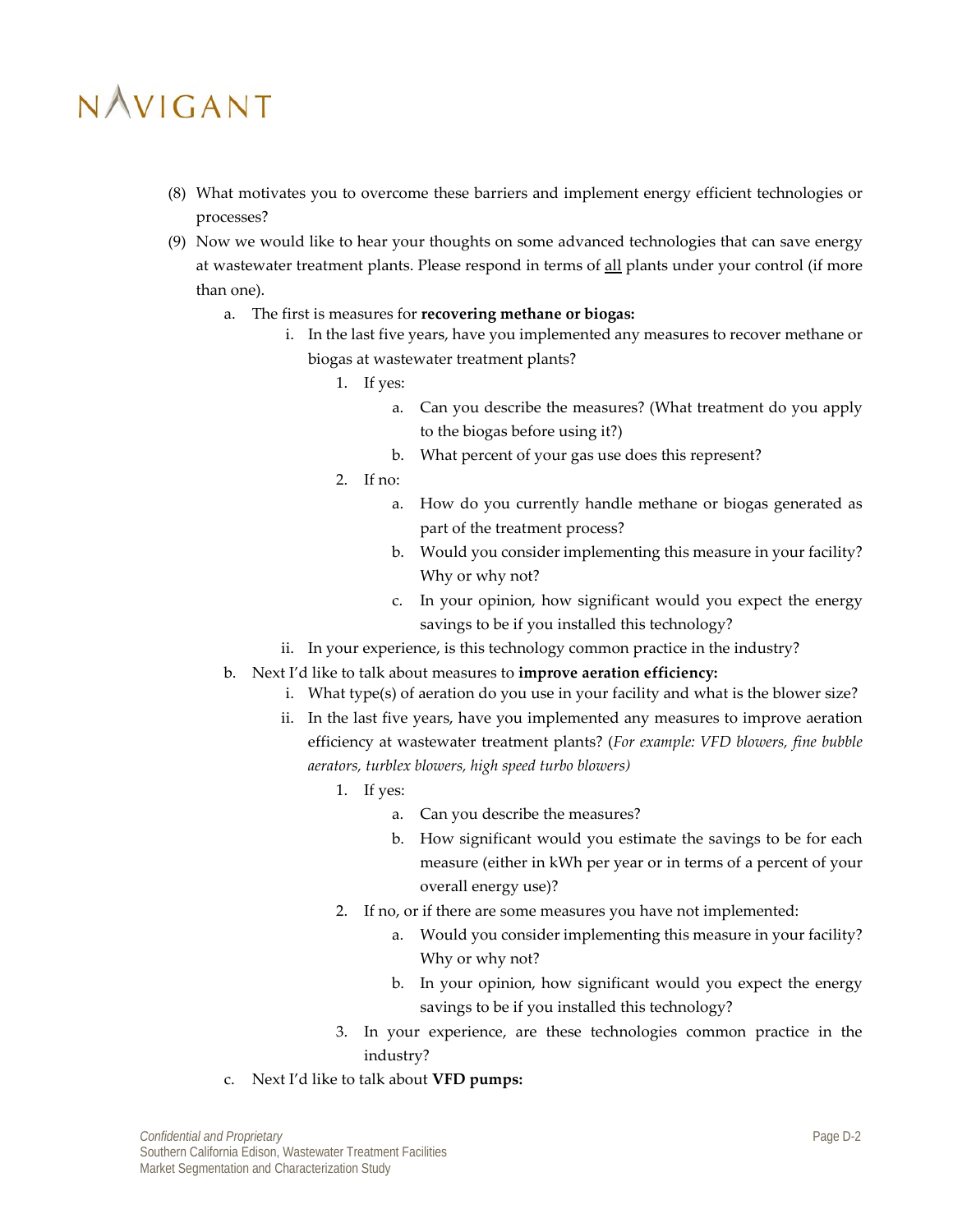(8) What motivates you to overcome these barriers and implement energy efficient technologies or processes?

(9) Now we would like to hear your thoughts on some advanced technologies that can save energy at wastewater treatment plants. Please respond in terms of all plants under your control (if more than one).

   a. The first is measures for **recovering methane or biogas:**

      i. In the last five years, have you implemented any measures to recover methane or biogas at wastewater treatment plants?

         1. If yes:

            a. Can you describe the measures? (What treatment do you apply to the biogas before using it?)

            b. What percent of your gas use does this represent?

         2. If no:

            a. How do you currently handle methane or biogas generated as part of the treatment process?

            b. Would you consider implementing this measure in your facility? Why or why not?

            c. In your opinion, how significant would you expect the energy savings to be if you installed this technology?

      ii. In your experience, is this technology common practice in the industry?

   b. Next I'd like to talk about measures to **improve aeration efficiency:**

      i. What type(s) of aeration do you use in your facility and what is the blower size?

      ii. In the last five years, have you implemented any measures to improve aeration efficiency at wastewater treatment plants? (*For example: VFD blowers, fine bubble aerators, turblex blowers, high speed turbo blowers)*

         1. If yes:

            a. Can you describe the measures?

            b. How significant would you estimate the savings to be for each measure (either in kWh per year or in terms of a percent of your overall energy use)?

         2. If no, or if there are some measures you have not implemented:

            a. Would you consider implementing this measure in your facility? Why or why not?

            b. In your opinion, how significant would you expect the energy savings to be if you installed this technology?

         3. In your experience, are these technologies common practice in the industry?

   c. Next I'd like to talk about **VFD pumps:**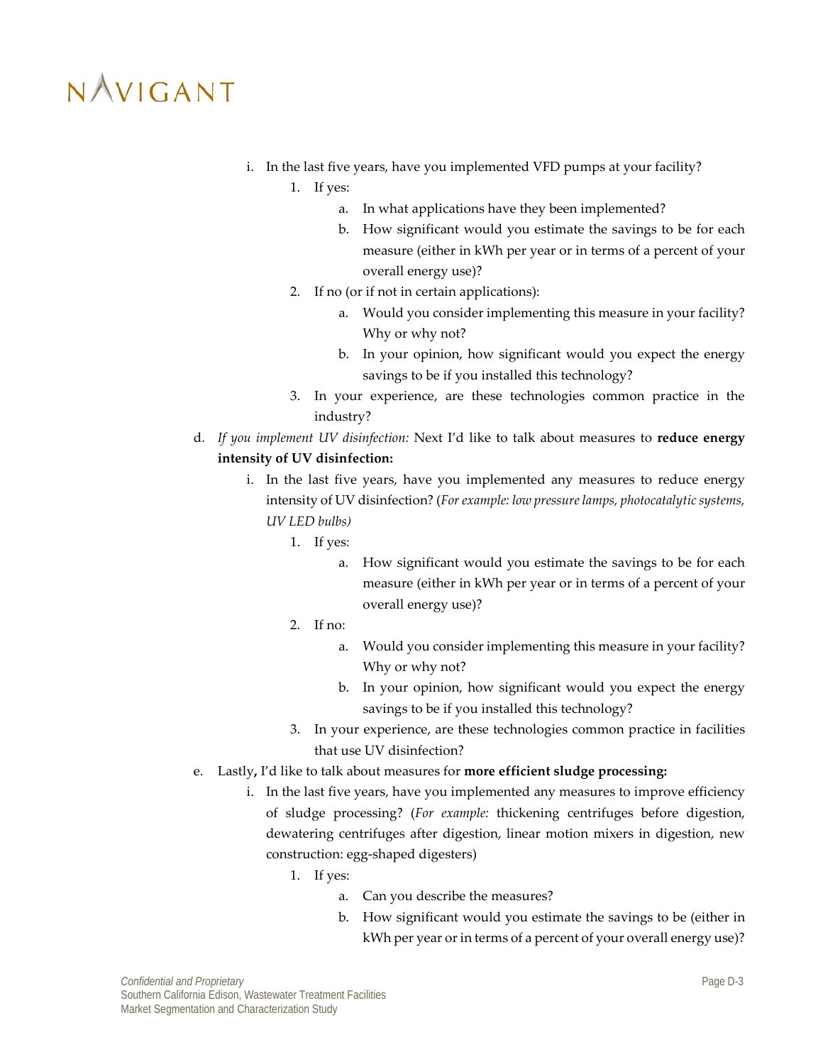i. In the last five years, have you implemented VFD pumps at your facility?
    1. If yes:
        a. In what applications have they been implemented?
        b. How significant would you estimate the savings to be for each measure (either in kWh per year or in terms of a percent of your overall energy use)?
    2. If no (or if not in certain applications):
        a. Would you consider implementing this measure in your facility? Why or why not?
        b. In your opinion, how significant would you expect the energy savings to be if you installed this technology?
    3. In your experience, are these technologies common practice in the industry?

d. *If you implement UV disinfection:* Next I'd like to talk about measures to **reduce energy intensity of UV disinfection:**
    i. In the last five years, have you implemented any measures to reduce energy intensity of UV disinfection? (*For example: low pressure lamps, photocatalytic systems, UV LED bulbs)*
        1. If yes:
            a. How significant would you estimate the savings to be for each measure (either in kWh per year or in terms of a percent of your overall energy use)?
        2. If no:
            a. Would you consider implementing this measure in your facility? Why or why not?
            b. In your opinion, how significant would you expect the energy savings to be if you installed this technology?
        3. In your experience, are these technologies common practice in facilities that use UV disinfection?

e. Lastly**,** I'd like to talk about measures for **more efficient sludge processing:**
    i. In the last five years, have you implemented any measures to improve efficiency of sludge processing? (*For example:* thickening centrifuges before digestion, dewatering centrifuges after digestion, linear motion mixers in digestion, new construction: egg-shaped digesters)
        1. If yes:
            a. Can you describe the measures?
            b. How significant would you estimate the savings to be (either in kWh per year or in terms of a percent of your overall energy use)?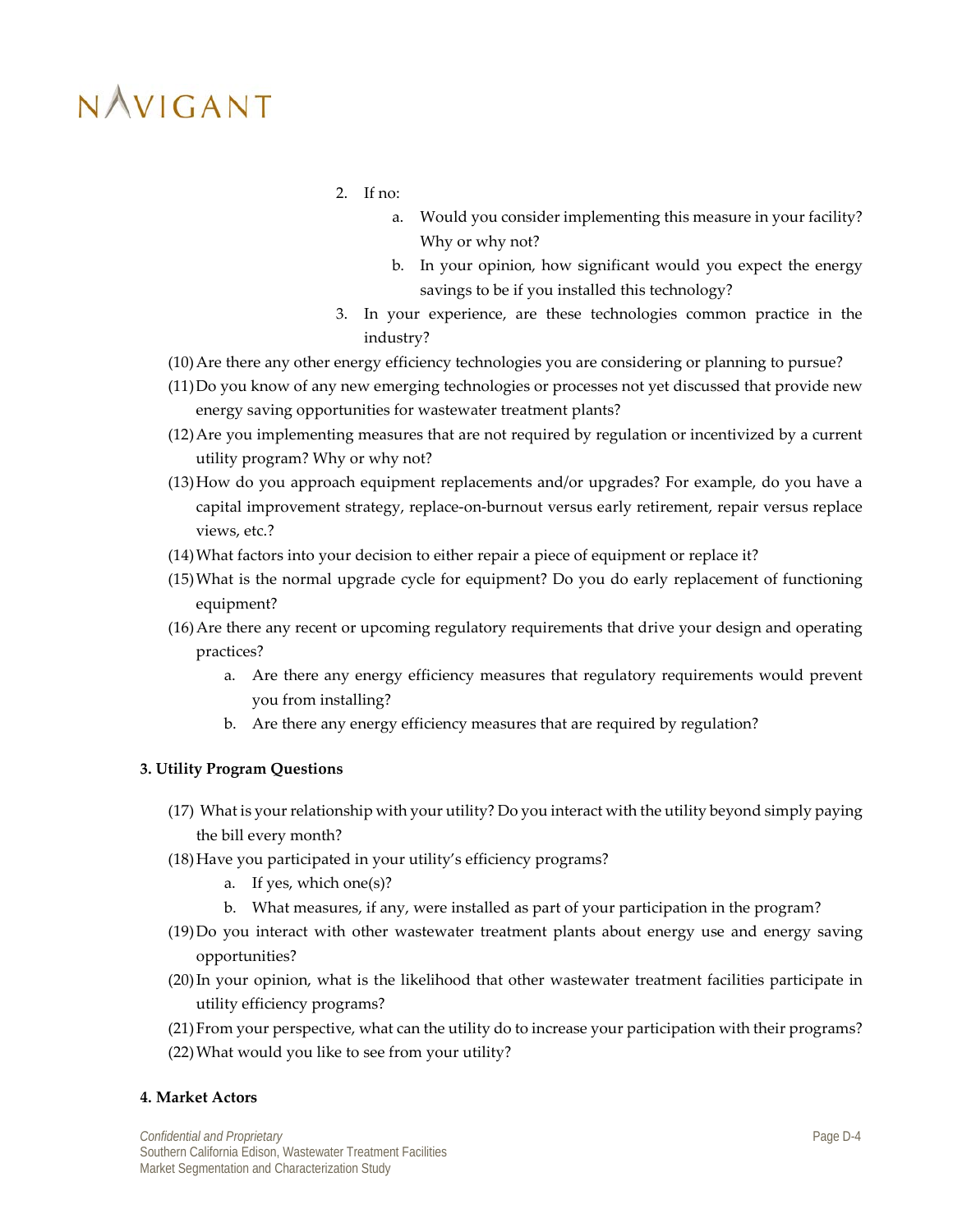2. If no:
    a. Would you consider implementing this measure in your facility? Why or why not?
    b. In your opinion, how significant would you expect the energy savings to be if you installed this technology?
3. In your experience, are these technologies common practice in the industry?

(10) Are there any other energy efficiency technologies you are considering or planning to pursue?

(11) Do you know of any new emerging technologies or processes not yet discussed that provide new energy saving opportunities for wastewater treatment plants?

(12) Are you implementing measures that are not required by regulation or incentivized by a current utility program? Why or why not?

(13) How do you approach equipment replacements and/or upgrades? For example, do you have a capital improvement strategy, replace-on-burnout versus early retirement, repair versus replace views, etc.?

(14) What factors into your decision to either repair a piece of equipment or replace it?

(15) What is the normal upgrade cycle for equipment? Do you do early replacement of functioning equipment?

(16) Are there any recent or upcoming regulatory requirements that drive your design and operating practices?
  a. Are there any energy efficiency measures that regulatory requirements would prevent you from installing?
  b. Are there any energy efficiency measures that are required by regulation?

**3. Utility Program Questions**

(17) What is your relationship with your utility? Do you interact with the utility beyond simply paying the bill every month?

(18) Have you participated in your utility's efficiency programs?
  a. If yes, which one(s)?
  b. What measures, if any, were installed as part of your participation in the program?

(19) Do you interact with other wastewater treatment plants about energy use and energy saving opportunities?

(20) In your opinion, what is the likelihood that other wastewater treatment facilities participate in utility efficiency programs?

(21) From your perspective, what can the utility do to increase your participation with their programs?

(22) What would you like to see from your utility?

**4. Market Actors**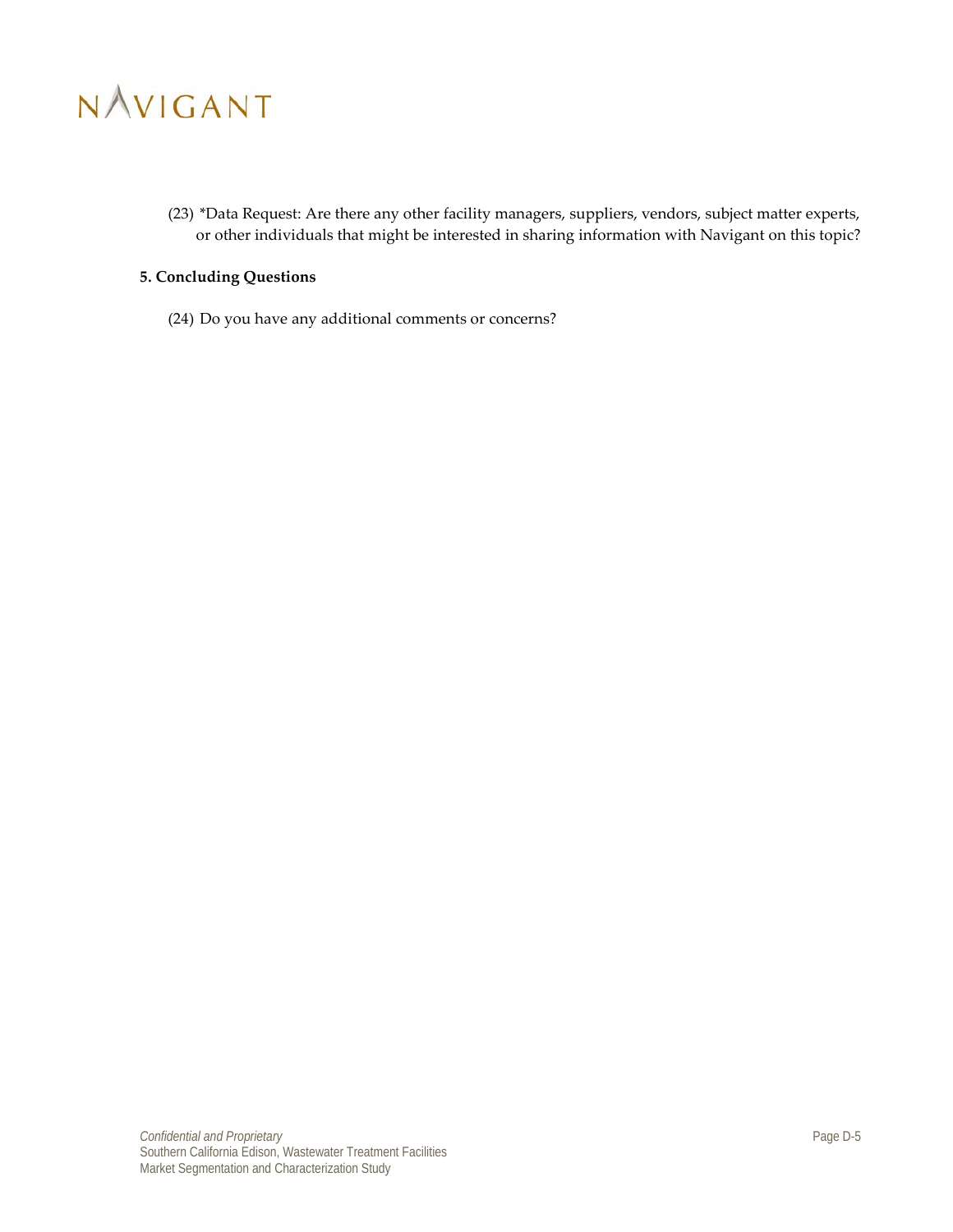(23) *Data Request: Are there any other facility managers, suppliers, vendors, subject matter experts, or other individuals that might be interested in sharing information with Navigant on this topic?

**5. Concluding Questions**

(24) Do you have any additional comments or concerns?